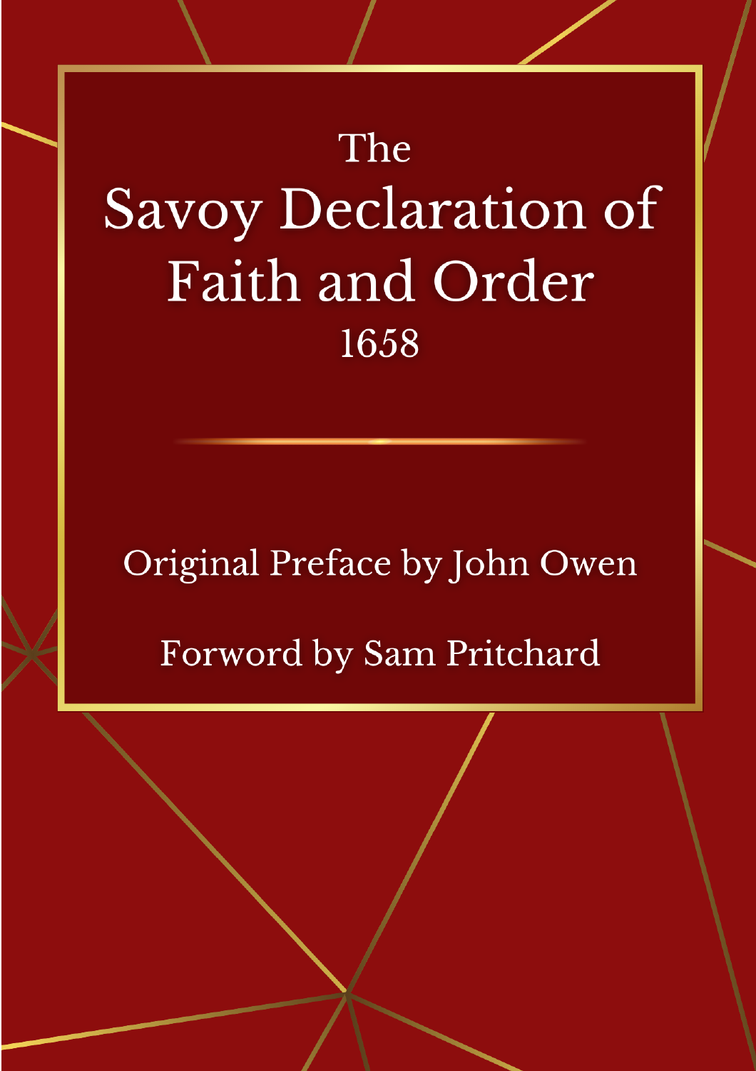# The Savoy Declaration of Faith and Order

1658

Original Preface by John Owen

Forward by Sam Pritchard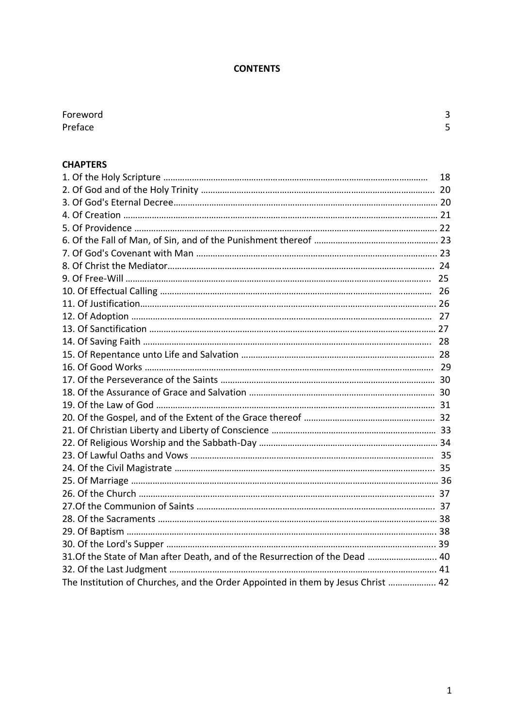# CONTENTS

| | |
|---|---|
| Foreword | 3 |
| Preface | 5 |

## CHAPTERS

| | |
|---|---|
| 1. Of the Holy Scripture | 18 |
| 2. Of God and of the Holy Trinity | 20 |
| 3. Of God's Eternal Decree | 20 |
| 4. Of Creation | 21 |
| 5. Of Providence | 22 |
| 6. Of the Fall of Man, of Sin, and of the Punishment thereof | 23 |
| 7. Of God's Covenant with Man | 23 |
| 8. Of Christ the Mediator | 24 |
| 9. Of Free-Will | 25 |
| 10. Of Effectual Calling | 26 |
| 11. Of Justification | 26 |
| 12. Of Adoption | 27 |
| 13. Of Sanctification | 27 |
| 14. Of Saving Faith | 28 |
| 15. Of Repentance unto Life and Salvation | 28 |
| 16. Of Good Works | 29 |
| 17. Of the Perseverance of the Saints | 30 |
| 18. Of the Assurance of Grace and Salvation | 30 |
| 19. Of the Law of God | 31 |
| 20. Of the Gospel, and of the Extent of the Grace thereof | 32 |
| 21. Of Christian Liberty and Liberty of Conscience | 33 |
| 22. Of Religious Worship and the Sabbath-Day | 34 |
| 23. Of Lawful Oaths and Vows | 35 |
| 24. Of the Civil Magistrate | 35 |
| 25. Of Marriage | 36 |
| 26. Of the Church | 37 |
| 27.Of the Communion of Saints | 37 |
| 28. Of the Sacraments | 38 |
| 29. Of Baptism | 38 |
| 30. Of the Lord's Supper | 39 |
| 31.Of the State of Man after Death, and of the Resurrection of the Dead | 40 |
| 32. Of the Last Judgment | 41 |
| The Institution of Churches, and the Order Appointed in them by Jesus Christ | 42 |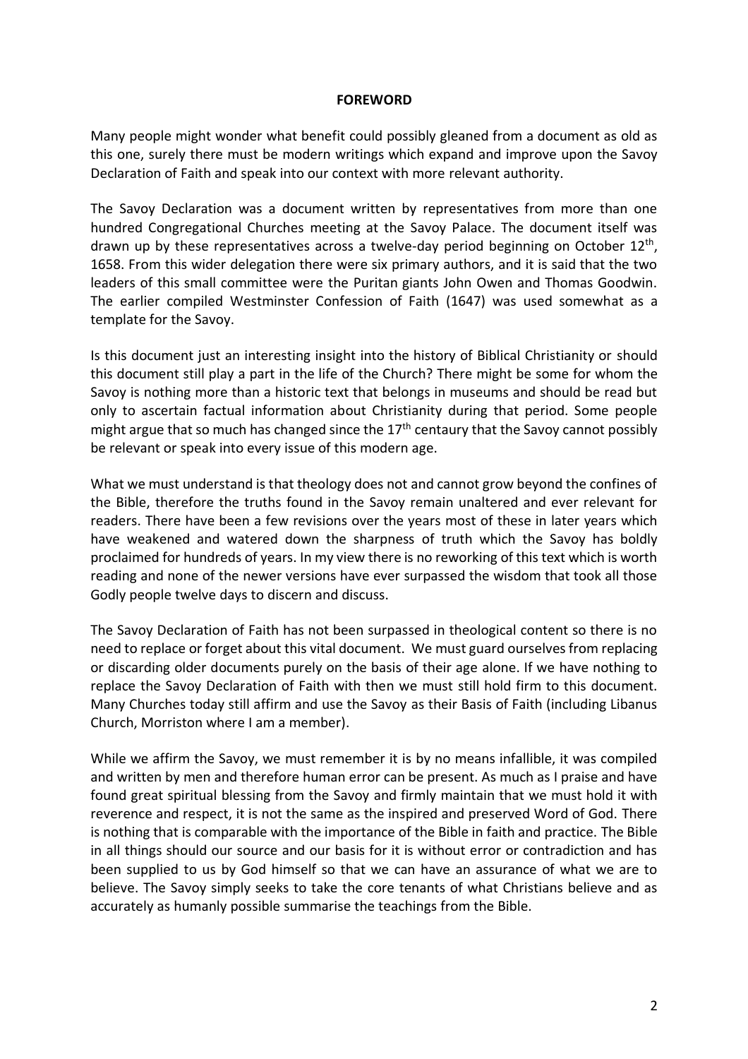**FOREWORD**

Many people might wonder what benefit could possibly gleaned from a document as old as this one, surely there must be modern writings which expand and improve upon the Savoy Declaration of Faith and speak into our context with more relevant authority.

The Savoy Declaration was a document written by representatives from more than one hundred Congregational Churches meeting at the Savoy Palace. The document itself was drawn up by these representatives across a twelve-day period beginning on October 12th, 1658. From this wider delegation there were six primary authors, and it is said that the two leaders of this small committee were the Puritan giants John Owen and Thomas Goodwin. The earlier compiled Westminster Confession of Faith (1647) was used somewhat as a template for the Savoy.

Is this document just an interesting insight into the history of Biblical Christianity or should this document still play a part in the life of the Church? There might be some for whom the Savoy is nothing more than a historic text that belongs in museums and should be read but only to ascertain factual information about Christianity during that period. Some people might argue that so much has changed since the 17th centaury that the Savoy cannot possibly be relevant or speak into every issue of this modern age.

What we must understand is that theology does not and cannot grow beyond the confines of the Bible, therefore the truths found in the Savoy remain unaltered and ever relevant for readers. There have been a few revisions over the years most of these in later years which have weakened and watered down the sharpness of truth which the Savoy has boldly proclaimed for hundreds of years. In my view there is no reworking of this text which is worth reading and none of the newer versions have ever surpassed the wisdom that took all those Godly people twelve days to discern and discuss.

The Savoy Declaration of Faith has not been surpassed in theological content so there is no need to replace or forget about this vital document. We must guard ourselves from replacing or discarding older documents purely on the basis of their age alone. If we have nothing to replace the Savoy Declaration of Faith with then we must still hold firm to this document. Many Churches today still affirm and use the Savoy as their Basis of Faith (including Libanus Church, Morriston where I am a member).

While we affirm the Savoy, we must remember it is by no means infallible, it was compiled and written by men and therefore human error can be present. As much as I praise and have found great spiritual blessing from the Savoy and firmly maintain that we must hold it with reverence and respect, it is not the same as the inspired and preserved Word of God. There is nothing that is comparable with the importance of the Bible in faith and practice. The Bible in all things should our source and our basis for it is without error or contradiction and has been supplied to us by God himself so that we can have an assurance of what we are to believe. The Savoy simply seeks to take the core tenants of what Christians believe and as accurately as humanly possible summarise the teachings from the Bible.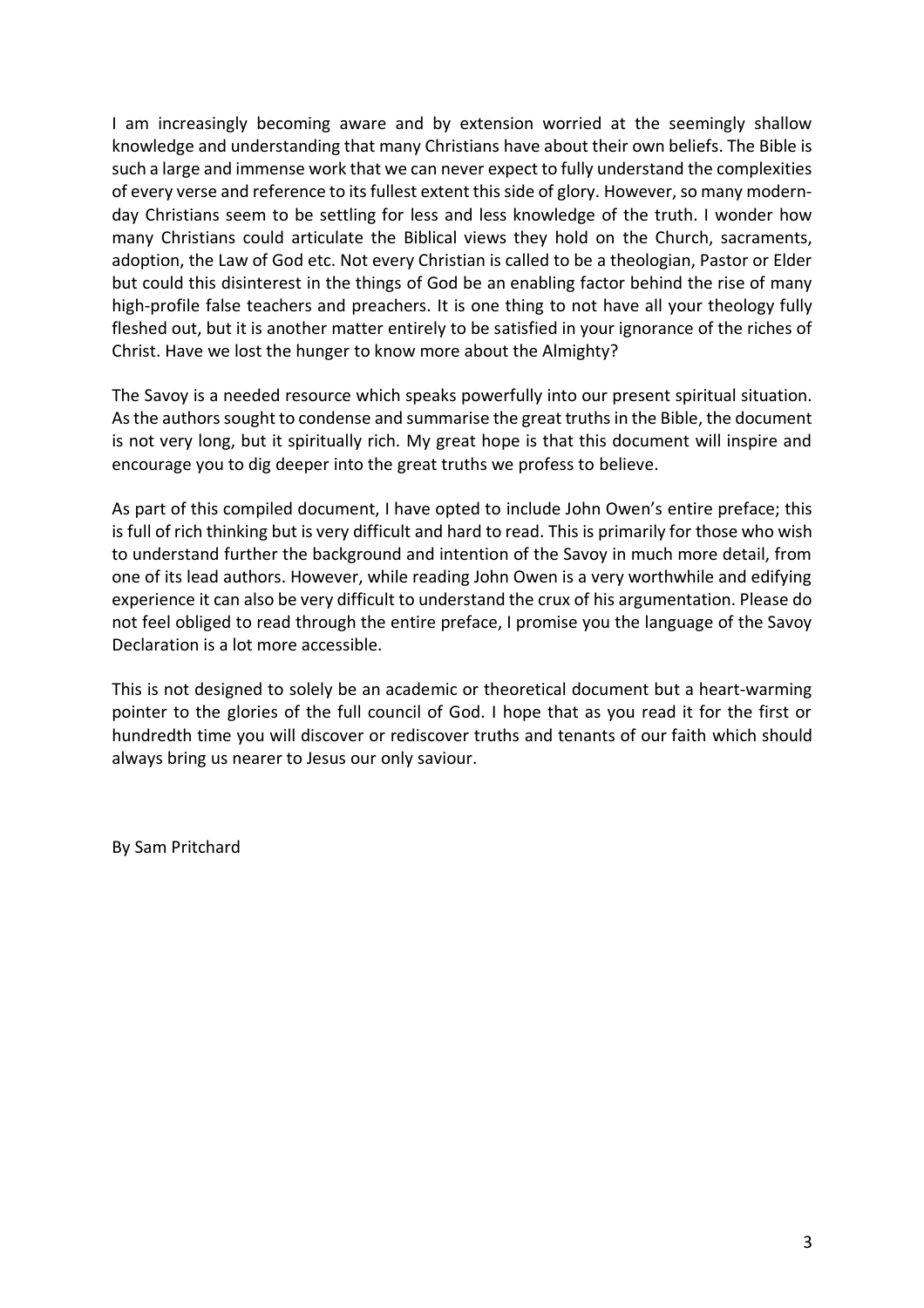I am increasingly becoming aware and by extension worried at the seemingly shallow knowledge and understanding that many Christians have about their own beliefs. The Bible is such a large and immense work that we can never expect to fully understand the complexities of every verse and reference to its fullest extent this side of glory. However, so many modern-day Christians seem to be settling for less and less knowledge of the truth. I wonder how many Christians could articulate the Biblical views they hold on the Church, sacraments, adoption, the Law of God etc. Not every Christian is called to be a theologian, Pastor or Elder but could this disinterest in the things of God be an enabling factor behind the rise of many high-profile false teachers and preachers. It is one thing to not have all your theology fully fleshed out, but it is another matter entirely to be satisfied in your ignorance of the riches of Christ. Have we lost the hunger to know more about the Almighty?

The Savoy is a needed resource which speaks powerfully into our present spiritual situation. As the authors sought to condense and summarise the great truths in the Bible, the document is not very long, but it spiritually rich. My great hope is that this document will inspire and encourage you to dig deeper into the great truths we profess to believe.

As part of this compiled document, I have opted to include John Owen's entire preface; this is full of rich thinking but is very difficult and hard to read. This is primarily for those who wish to understand further the background and intention of the Savoy in much more detail, from one of its lead authors. However, while reading John Owen is a very worthwhile and edifying experience it can also be very difficult to understand the crux of his argumentation. Please do not feel obliged to read through the entire preface, I promise you the language of the Savoy Declaration is a lot more accessible.

This is not designed to solely be an academic or theoretical document but a heart-warming pointer to the glories of the full council of God. I hope that as you read it for the first or hundredth time you will discover or rediscover truths and tenants of our faith which should always bring us nearer to Jesus our only saviour.

By Sam Pritchard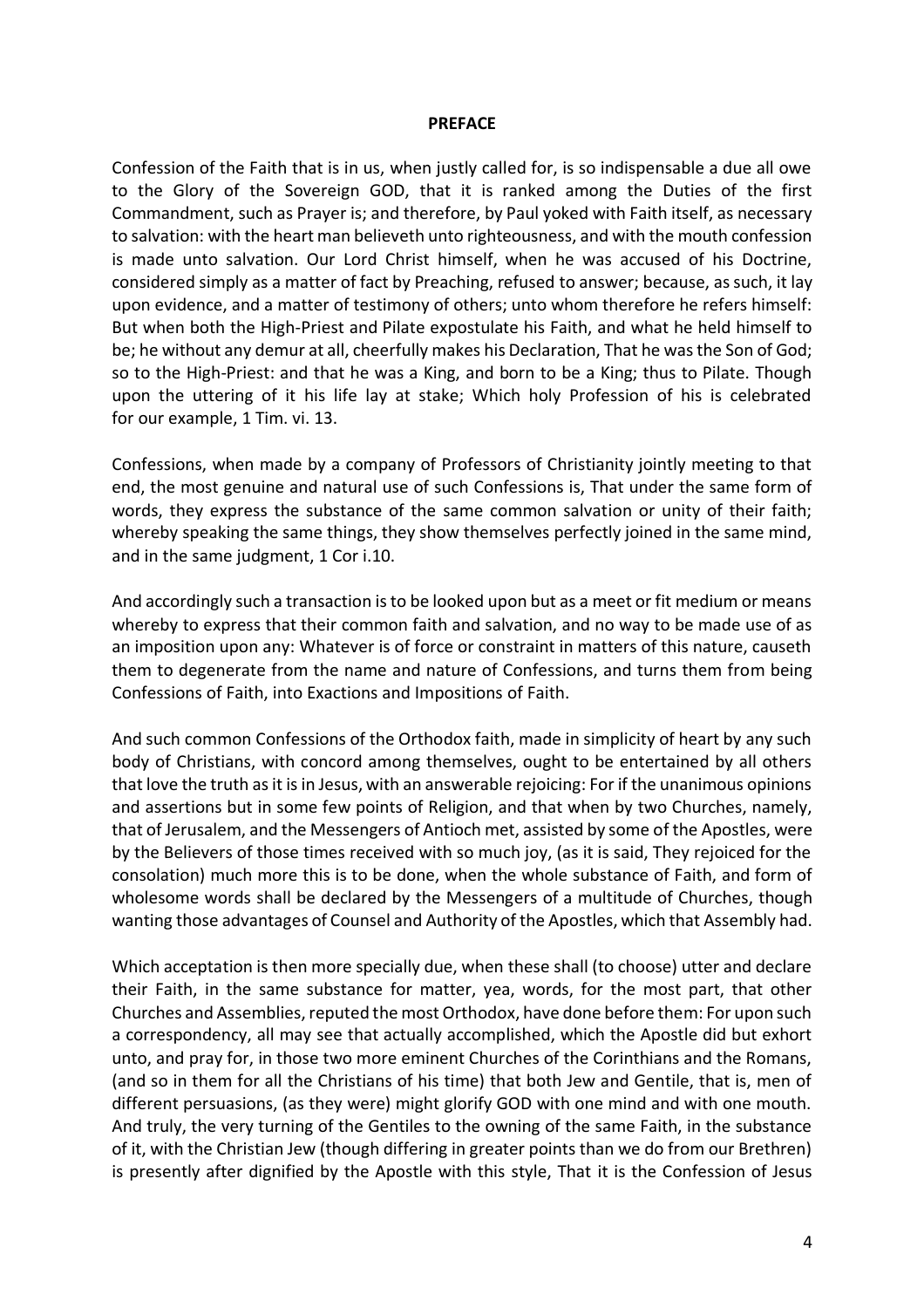**PREFACE**

Confession of the Faith that is in us, when justly called for, is so indispensable a due all owe to the Glory of the Sovereign GOD, that it is ranked among the Duties of the first Commandment, such as Prayer is; and therefore, by Paul yoked with Faith itself, as necessary to salvation: with the heart man believeth unto righteousness, and with the mouth confession is made unto salvation. Our Lord Christ himself, when he was accused of his Doctrine, considered simply as a matter of fact by Preaching, refused to answer; because, as such, it lay upon evidence, and a matter of testimony of others; unto whom therefore he refers himself: But when both the High-Priest and Pilate expostulate his Faith, and what he held himself to be; he without any demur at all, cheerfully makes his Declaration, That he was the Son of God; so to the High-Priest: and that he was a King, and born to be a King; thus to Pilate. Though upon the uttering of it his life lay at stake; Which holy Profession of his is celebrated for our example, 1 Tim. vi. 13.

Confessions, when made by a company of Professors of Christianity jointly meeting to that end, the most genuine and natural use of such Confessions is, That under the same form of words, they express the substance of the same common salvation or unity of their faith; whereby speaking the same things, they show themselves perfectly joined in the same mind, and in the same judgment, 1 Cor i.10.

And accordingly such a transaction is to be looked upon but as a meet or fit medium or means whereby to express that their common faith and salvation, and no way to be made use of as an imposition upon any: Whatever is of force or constraint in matters of this nature, causeth them to degenerate from the name and nature of Confessions, and turns them from being Confessions of Faith, into Exactions and Impositions of Faith.

And such common Confessions of the Orthodox faith, made in simplicity of heart by any such body of Christians, with concord among themselves, ought to be entertained by all others that love the truth as it is in Jesus, with an answerable rejoicing: For if the unanimous opinions and assertions but in some few points of Religion, and that when by two Churches, namely, that of Jerusalem, and the Messengers of Antioch met, assisted by some of the Apostles, were by the Believers of those times received with so much joy, (as it is said, They rejoiced for the consolation) much more this is to be done, when the whole substance of Faith, and form of wholesome words shall be declared by the Messengers of a multitude of Churches, though wanting those advantages of Counsel and Authority of the Apostles, which that Assembly had.

Which acceptation is then more specially due, when these shall (to choose) utter and declare their Faith, in the same substance for matter, yea, words, for the most part, that other Churches and Assemblies, reputed the most Orthodox, have done before them: For upon such a correspondency, all may see that actually accomplished, which the Apostle did but exhort unto, and pray for, in those two more eminent Churches of the Corinthians and the Romans, (and so in them for all the Christians of his time) that both Jew and Gentile, that is, men of different persuasions, (as they were) might glorify GOD with one mind and with one mouth. And truly, the very turning of the Gentiles to the owning of the same Faith, in the substance of it, with the Christian Jew (though differing in greater points than we do from our Brethren) is presently after dignified by the Apostle with this style, That it is the Confession of Jesus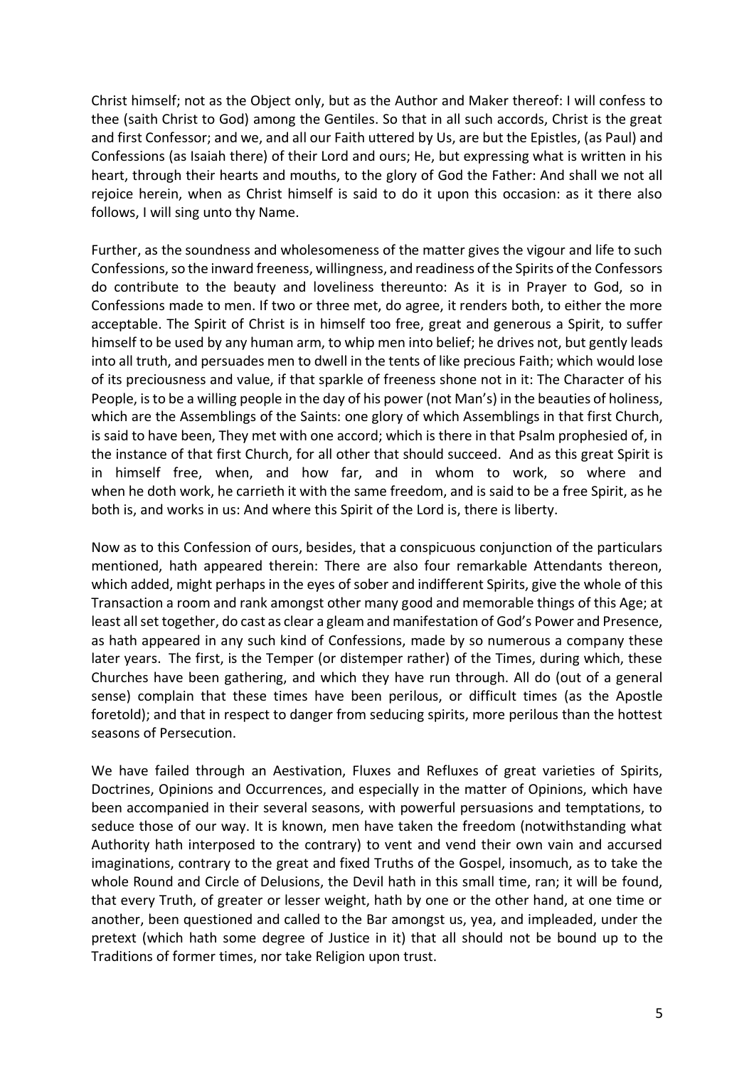Christ himself; not as the Object only, but as the Author and Maker thereof: I will confess to thee (saith Christ to God) among the Gentiles. So that in all such accords, Christ is the great and first Confessor; and we, and all our Faith uttered by Us, are but the Epistles, (as Paul) and Confessions (as Isaiah there) of their Lord and ours; He, but expressing what is written in his heart, through their hearts and mouths, to the glory of God the Father: And shall we not all rejoice herein, when as Christ himself is said to do it upon this occasion: as it there also follows, I will sing unto thy Name.

Further, as the soundness and wholesomeness of the matter gives the vigour and life to such Confessions, so the inward freeness, willingness, and readiness of the Spirits of the Confessors do contribute to the beauty and loveliness thereunto: As it is in Prayer to God, so in Confessions made to men. If two or three met, do agree, it renders both, to either the more acceptable. The Spirit of Christ is in himself too free, great and generous a Spirit, to suffer himself to be used by any human arm, to whip men into belief; he drives not, but gently leads into all truth, and persuades men to dwell in the tents of like precious Faith; which would lose of its preciousness and value, if that sparkle of freeness shone not in it: The Character of his People, is to be a willing people in the day of his power (not Man's) in the beauties of holiness, which are the Assemblings of the Saints: one glory of which Assemblings in that first Church, is said to have been, They met with one accord; which is there in that Psalm prophesied of, in the instance of that first Church, for all other that should succeed. And as this great Spirit is in himself free, when, and how far, and in whom to work, so where and when he doth work, he carrieth it with the same freedom, and is said to be a free Spirit, as he both is, and works in us: And where this Spirit of the Lord is, there is liberty.

Now as to this Confession of ours, besides, that a conspicuous conjunction of the particulars mentioned, hath appeared therein: There are also four remarkable Attendants thereon, which added, might perhaps in the eyes of sober and indifferent Spirits, give the whole of this Transaction a room and rank amongst other many good and memorable things of this Age; at least all set together, do cast as clear a gleam and manifestation of God's Power and Presence, as hath appeared in any such kind of Confessions, made by so numerous a company these later years. The first, is the Temper (or distemper rather) of the Times, during which, these Churches have been gathering, and which they have run through. All do (out of a general sense) complain that these times have been perilous, or difficult times (as the Apostle foretold); and that in respect to danger from seducing spirits, more perilous than the hottest seasons of Persecution.

We have failed through an Aestivation, Fluxes and Refluxes of great varieties of Spirits, Doctrines, Opinions and Occurrences, and especially in the matter of Opinions, which have been accompanied in their several seasons, with powerful persuasions and temptations, to seduce those of our way. It is known, men have taken the freedom (notwithstanding what Authority hath interposed to the contrary) to vent and vend their own vain and accursed imaginations, contrary to the great and fixed Truths of the Gospel, insomuch, as to take the whole Round and Circle of Delusions, the Devil hath in this small time, ran; it will be found, that every Truth, of greater or lesser weight, hath by one or the other hand, at one time or another, been questioned and called to the Bar amongst us, yea, and impleaded, under the pretext (which hath some degree of Justice in it) that all should not be bound up to the Traditions of former times, nor take Religion upon trust.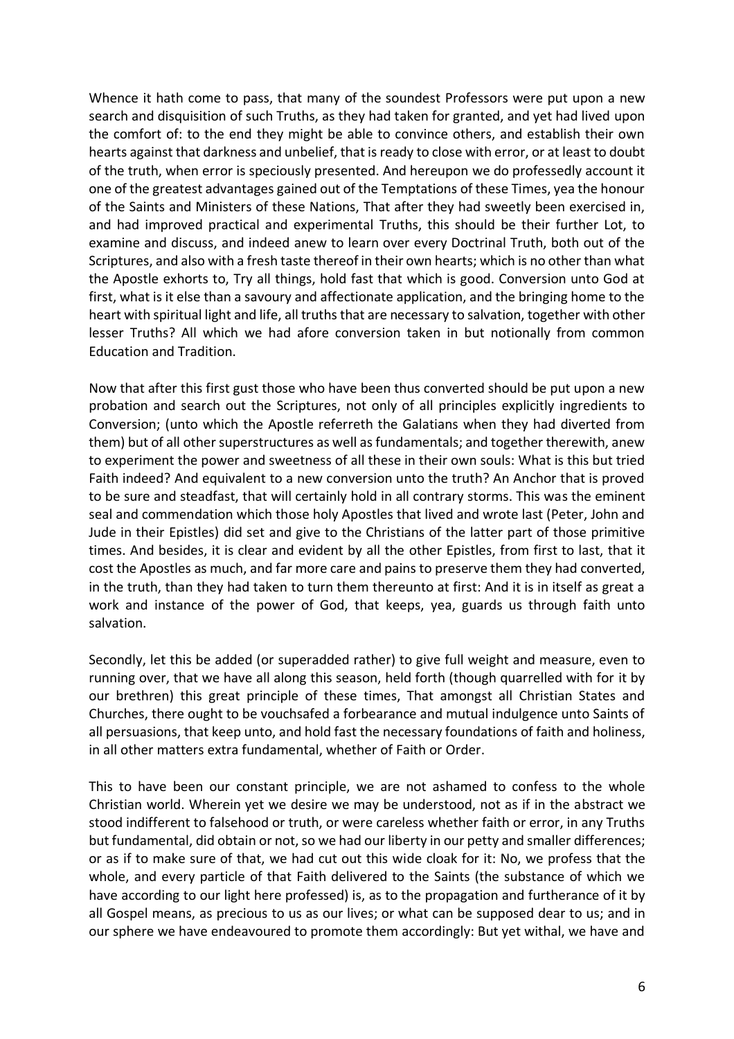Whence it hath come to pass, that many of the soundest Professors were put upon a new search and disquisition of such Truths, as they had taken for granted, and yet had lived upon the comfort of: to the end they might be able to convince others, and establish their own hearts against that darkness and unbelief, that is ready to close with error, or at least to doubt of the truth, when error is speciously presented. And hereupon we do professedly account it one of the greatest advantages gained out of the Temptations of these Times, yea the honour of the Saints and Ministers of these Nations, That after they had sweetly been exercised in, and had improved practical and experimental Truths, this should be their further Lot, to examine and discuss, and indeed anew to learn over every Doctrinal Truth, both out of the Scriptures, and also with a fresh taste thereof in their own hearts; which is no other than what the Apostle exhorts to, Try all things, hold fast that which is good. Conversion unto God at first, what is it else than a savoury and affectionate application, and the bringing home to the heart with spiritual light and life, all truths that are necessary to salvation, together with other lesser Truths? All which we had afore conversion taken in but notionally from common Education and Tradition.

Now that after this first gust those who have been thus converted should be put upon a new probation and search out the Scriptures, not only of all principles explicitly ingredients to Conversion; (unto which the Apostle referreth the Galatians when they had diverted from them) but of all other superstructures as well as fundamentals; and together therewith, anew to experiment the power and sweetness of all these in their own souls: What is this but tried Faith indeed? And equivalent to a new conversion unto the truth? An Anchor that is proved to be sure and steadfast, that will certainly hold in all contrary storms. This was the eminent seal and commendation which those holy Apostles that lived and wrote last (Peter, John and Jude in their Epistles) did set and give to the Christians of the latter part of those primitive times. And besides, it is clear and evident by all the other Epistles, from first to last, that it cost the Apostles as much, and far more care and pains to preserve them they had converted, in the truth, than they had taken to turn them thereunto at first: And it is in itself as great a work and instance of the power of God, that keeps, yea, guards us through faith unto salvation.

Secondly, let this be added (or superadded rather) to give full weight and measure, even to running over, that we have all along this season, held forth (though quarrelled with for it by our brethren) this great principle of these times, That amongst all Christian States and Churches, there ought to be vouchsafed a forbearance and mutual indulgence unto Saints of all persuasions, that keep unto, and hold fast the necessary foundations of faith and holiness, in all other matters extra fundamental, whether of Faith or Order.

This to have been our constant principle, we are not ashamed to confess to the whole Christian world. Wherein yet we desire we may be understood, not as if in the abstract we stood indifferent to falsehood or truth, or were careless whether faith or error, in any Truths but fundamental, did obtain or not, so we had our liberty in our petty and smaller differences; or as if to make sure of that, we had cut out this wide cloak for it: No, we profess that the whole, and every particle of that Faith delivered to the Saints (the substance of which we have according to our light here professed) is, as to the propagation and furtherance of it by all Gospel means, as precious to us as our lives; or what can be supposed dear to us; and in our sphere we have endeavoured to promote them accordingly: But yet withal, we have and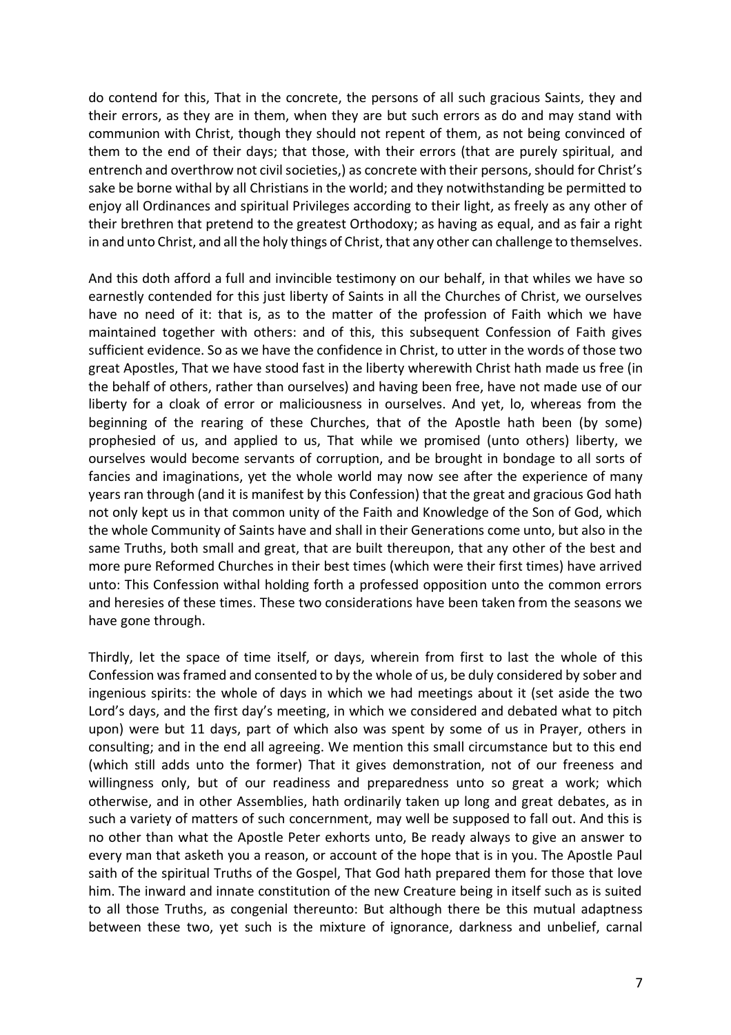do contend for this, That in the concrete, the persons of all such gracious Saints, they and their errors, as they are in them, when they are but such errors as do and may stand with communion with Christ, though they should not repent of them, as not being convinced of them to the end of their days; that those, with their errors (that are purely spiritual, and entrench and overthrow not civil societies,) as concrete with their persons, should for Christ's sake be borne withal by all Christians in the world; and they notwithstanding be permitted to enjoy all Ordinances and spiritual Privileges according to their light, as freely as any other of their brethren that pretend to the greatest Orthodoxy; as having as equal, and as fair a right in and unto Christ, and all the holy things of Christ, that any other can challenge to themselves.

And this doth afford a full and invincible testimony on our behalf, in that whiles we have so earnestly contended for this just liberty of Saints in all the Churches of Christ, we ourselves have no need of it: that is, as to the matter of the profession of Faith which we have maintained together with others: and of this, this subsequent Confession of Faith gives sufficient evidence. So as we have the confidence in Christ, to utter in the words of those two great Apostles, That we have stood fast in the liberty wherewith Christ hath made us free (in the behalf of others, rather than ourselves) and having been free, have not made use of our liberty for a cloak of error or maliciousness in ourselves. And yet, lo, whereas from the beginning of the rearing of these Churches, that of the Apostle hath been (by some) prophesied of us, and applied to us, That while we promised (unto others) liberty, we ourselves would become servants of corruption, and be brought in bondage to all sorts of fancies and imaginations, yet the whole world may now see after the experience of many years ran through (and it is manifest by this Confession) that the great and gracious God hath not only kept us in that common unity of the Faith and Knowledge of the Son of God, which the whole Community of Saints have and shall in their Generations come unto, but also in the same Truths, both small and great, that are built thereupon, that any other of the best and more pure Reformed Churches in their best times (which were their first times) have arrived unto: This Confession withal holding forth a professed opposition unto the common errors and heresies of these times. These two considerations have been taken from the seasons we have gone through.

Thirdly, let the space of time itself, or days, wherein from first to last the whole of this Confession was framed and consented to by the whole of us, be duly considered by sober and ingenious spirits: the whole of days in which we had meetings about it (set aside the two Lord's days, and the first day's meeting, in which we considered and debated what to pitch upon) were but 11 days, part of which also was spent by some of us in Prayer, others in consulting; and in the end all agreeing. We mention this small circumstance but to this end (which still adds unto the former) That it gives demonstration, not of our freeness and willingness only, but of our readiness and preparedness unto so great a work; which otherwise, and in other Assemblies, hath ordinarily taken up long and great debates, as in such a variety of matters of such concernment, may well be supposed to fall out. And this is no other than what the Apostle Peter exhorts unto, Be ready always to give an answer to every man that asketh you a reason, or account of the hope that is in you. The Apostle Paul saith of the spiritual Truths of the Gospel, That God hath prepared them for those that love him. The inward and innate constitution of the new Creature being in itself such as is suited to all those Truths, as congenial thereunto: But although there be this mutual adaptness between these two, yet such is the mixture of ignorance, darkness and unbelief, carnal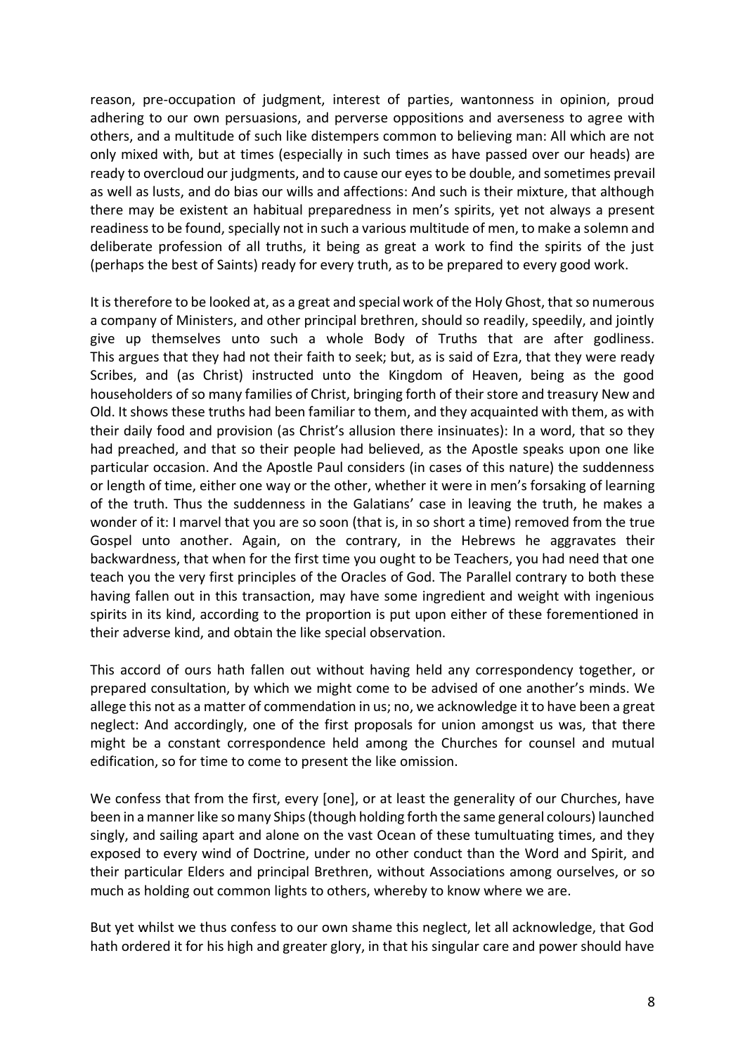reason, pre-occupation of judgment, interest of parties, wantonness in opinion, proud adhering to our own persuasions, and perverse oppositions and averseness to agree with others, and a multitude of such like distempers common to believing man: All which are not only mixed with, but at times (especially in such times as have passed over our heads) are ready to overcloud our judgments, and to cause our eyes to be double, and sometimes prevail as well as lusts, and do bias our wills and affections: And such is their mixture, that although there may be existent an habitual preparedness in men's spirits, yet not always a present readiness to be found, specially not in such a various multitude of men, to make a solemn and deliberate profession of all truths, it being as great a work to find the spirits of the just (perhaps the best of Saints) ready for every truth, as to be prepared to every good work.

It is therefore to be looked at, as a great and special work of the Holy Ghost, that so numerous a company of Ministers, and other principal brethren, should so readily, speedily, and jointly give up themselves unto such a whole Body of Truths that are after godliness. This argues that they had not their faith to seek; but, as is said of Ezra, that they were ready Scribes, and (as Christ) instructed unto the Kingdom of Heaven, being as the good householders of so many families of Christ, bringing forth of their store and treasury New and Old. It shows these truths had been familiar to them, and they acquainted with them, as with their daily food and provision (as Christ's allusion there insinuates): In a word, that so they had preached, and that so their people had believed, as the Apostle speaks upon one like particular occasion. And the Apostle Paul considers (in cases of this nature) the suddenness or length of time, either one way or the other, whether it were in men's forsaking of learning of the truth. Thus the suddenness in the Galatians' case in leaving the truth, he makes a wonder of it: I marvel that you are so soon (that is, in so short a time) removed from the true Gospel unto another. Again, on the contrary, in the Hebrews he aggravates their backwardness, that when for the first time you ought to be Teachers, you had need that one teach you the very first principles of the Oracles of God. The Parallel contrary to both these having fallen out in this transaction, may have some ingredient and weight with ingenious spirits in its kind, according to the proportion is put upon either of these forementioned in their adverse kind, and obtain the like special observation.

This accord of ours hath fallen out without having held any correspondency together, or prepared consultation, by which we might come to be advised of one another's minds. We allege this not as a matter of commendation in us; no, we acknowledge it to have been a great neglect: And accordingly, one of the first proposals for union amongst us was, that there might be a constant correspondence held among the Churches for counsel and mutual edification, so for time to come to present the like omission.

We confess that from the first, every [one], or at least the generality of our Churches, have been in a manner like so many Ships (though holding forth the same general colours) launched singly, and sailing apart and alone on the vast Ocean of these tumultuating times, and they exposed to every wind of Doctrine, under no other conduct than the Word and Spirit, and their particular Elders and principal Brethren, without Associations among ourselves, or so much as holding out common lights to others, whereby to know where we are.

But yet whilst we thus confess to our own shame this neglect, let all acknowledge, that God hath ordered it for his high and greater glory, in that his singular care and power should have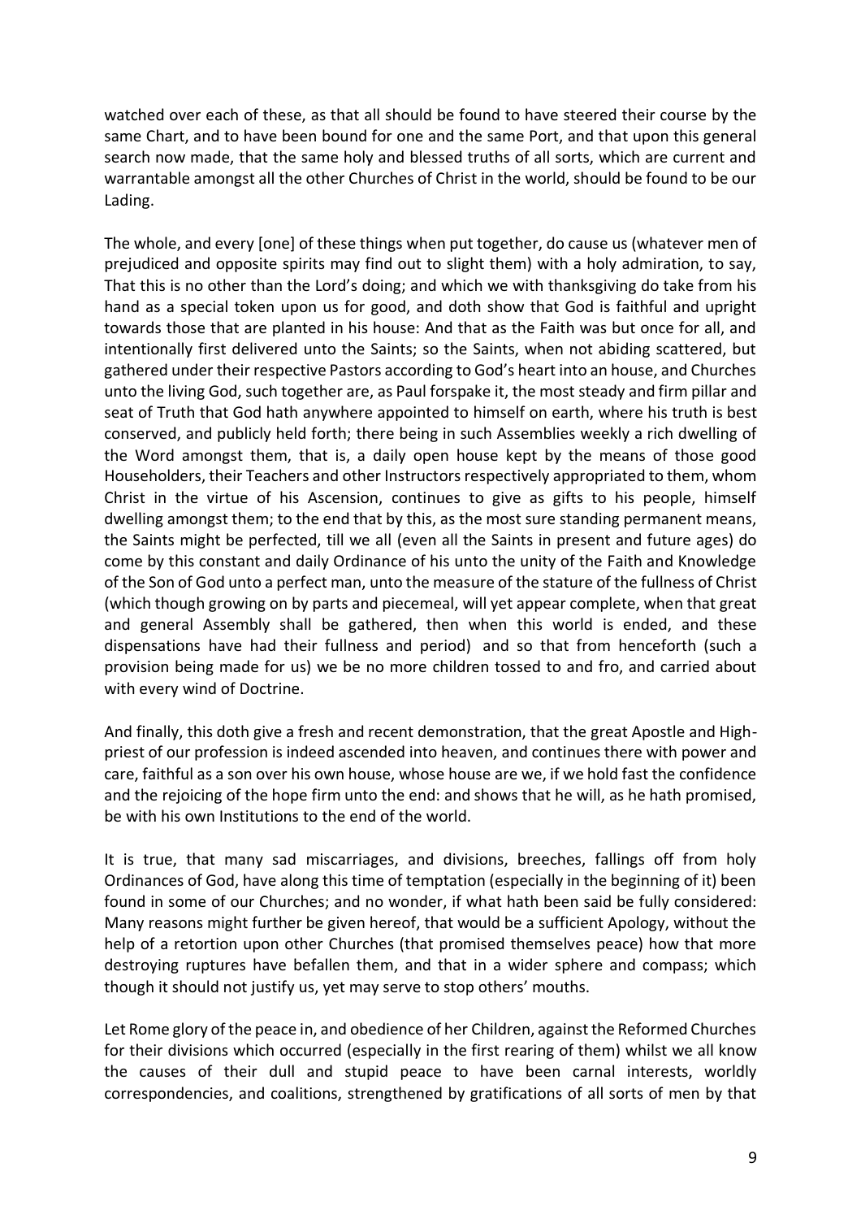watched over each of these, as that all should be found to have steered their course by the same Chart, and to have been bound for one and the same Port, and that upon this general search now made, that the same holy and blessed truths of all sorts, which are current and warrantable amongst all the other Churches of Christ in the world, should be found to be our Lading.

The whole, and every [one] of these things when put together, do cause us (whatever men of prejudiced and opposite spirits may find out to slight them) with a holy admiration, to say, That this is no other than the Lord's doing; and which we with thanksgiving do take from his hand as a special token upon us for good, and doth show that God is faithful and upright towards those that are planted in his house: And that as the Faith was but once for all, and intentionally first delivered unto the Saints; so the Saints, when not abiding scattered, but gathered under their respective Pastors according to God's heart into an house, and Churches unto the living God, such together are, as Paul forspake it, the most steady and firm pillar and seat of Truth that God hath anywhere appointed to himself on earth, where his truth is best conserved, and publicly held forth; there being in such Assemblies weekly a rich dwelling of the Word amongst them, that is, a daily open house kept by the means of those good Householders, their Teachers and other Instructors respectively appropriated to them, whom Christ in the virtue of his Ascension, continues to give as gifts to his people, himself dwelling amongst them; to the end that by this, as the most sure standing permanent means, the Saints might be perfected, till we all (even all the Saints in present and future ages) do come by this constant and daily Ordinance of his unto the unity of the Faith and Knowledge of the Son of God unto a perfect man, unto the measure of the stature of the fullness of Christ (which though growing on by parts and piecemeal, will yet appear complete, when that great and general Assembly shall be gathered, then when this world is ended, and these dispensations have had their fullness and period) and so that from henceforth (such a provision being made for us) we be no more children tossed to and fro, and carried about with every wind of Doctrine.

And finally, this doth give a fresh and recent demonstration, that the great Apostle and High-priest of our profession is indeed ascended into heaven, and continues there with power and care, faithful as a son over his own house, whose house are we, if we hold fast the confidence and the rejoicing of the hope firm unto the end: and shows that he will, as he hath promised, be with his own Institutions to the end of the world.

It is true, that many sad miscarriages, and divisions, breeches, fallings off from holy Ordinances of God, have along this time of temptation (especially in the beginning of it) been found in some of our Churches; and no wonder, if what hath been said be fully considered: Many reasons might further be given hereof, that would be a sufficient Apology, without the help of a retortion upon other Churches (that promised themselves peace) how that more destroying ruptures have befallen them, and that in a wider sphere and compass; which though it should not justify us, yet may serve to stop others' mouths.

Let Rome glory of the peace in, and obedience of her Children, against the Reformed Churches for their divisions which occurred (especially in the first rearing of them) whilst we all know the causes of their dull and stupid peace to have been carnal interests, worldly correspondencies, and coalitions, strengthened by gratifications of all sorts of men by that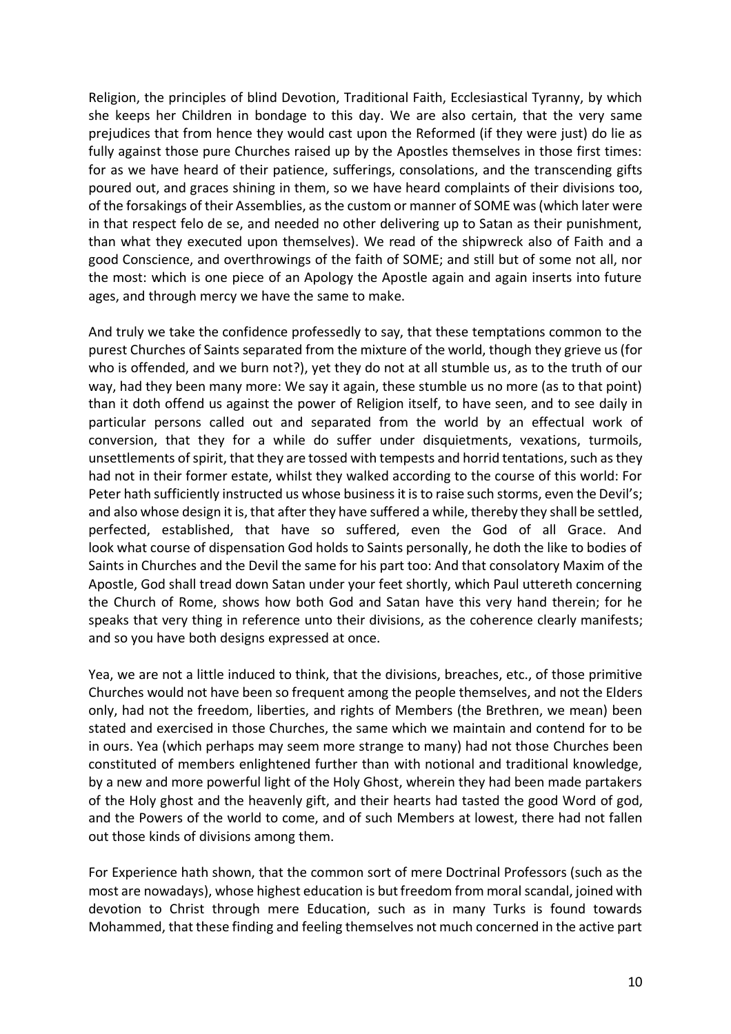Religion, the principles of blind Devotion, Traditional Faith, Ecclesiastical Tyranny, by which she keeps her Children in bondage to this day. We are also certain, that the very same prejudices that from hence they would cast upon the Reformed (if they were just) do lie as fully against those pure Churches raised up by the Apostles themselves in those first times: for as we have heard of their patience, sufferings, consolations, and the transcending gifts poured out, and graces shining in them, so we have heard complaints of their divisions too, of the forsakings of their Assemblies, as the custom or manner of SOME was (which later were in that respect felo de se, and needed no other delivering up to Satan as their punishment, than what they executed upon themselves). We read of the shipwreck also of Faith and a good Conscience, and overthrowings of the faith of SOME; and still but of some not all, nor the most: which is one piece of an Apology the Apostle again and again inserts into future ages, and through mercy we have the same to make.

And truly we take the confidence professedly to say, that these temptations common to the purest Churches of Saints separated from the mixture of the world, though they grieve us (for who is offended, and we burn not?), yet they do not at all stumble us, as to the truth of our way, had they been many more: We say it again, these stumble us no more (as to that point) than it doth offend us against the power of Religion itself, to have seen, and to see daily in particular persons called out and separated from the world by an effectual work of conversion, that they for a while do suffer under disquietments, vexations, turmoils, unsettlements of spirit, that they are tossed with tempests and horrid tentations, such as they had not in their former estate, whilst they walked according to the course of this world: For Peter hath sufficiently instructed us whose business it is to raise such storms, even the Devil's; and also whose design it is, that after they have suffered a while, thereby they shall be settled, perfected, established, that have so suffered, even the God of all Grace. And look what course of dispensation God holds to Saints personally, he doth the like to bodies of Saints in Churches and the Devil the same for his part too: And that consolatory Maxim of the Apostle, God shall tread down Satan under your feet shortly, which Paul uttereth concerning the Church of Rome, shows how both God and Satan have this very hand therein; for he speaks that very thing in reference unto their divisions, as the coherence clearly manifests; and so you have both designs expressed at once.

Yea, we are not a little induced to think, that the divisions, breaches, etc., of those primitive Churches would not have been so frequent among the people themselves, and not the Elders only, had not the freedom, liberties, and rights of Members (the Brethren, we mean) been stated and exercised in those Churches, the same which we maintain and contend for to be in ours. Yea (which perhaps may seem more strange to many) had not those Churches been constituted of members enlightened further than with notional and traditional knowledge, by a new and more powerful light of the Holy Ghost, wherein they had been made partakers of the Holy ghost and the heavenly gift, and their hearts had tasted the good Word of god, and the Powers of the world to come, and of such Members at lowest, there had not fallen out those kinds of divisions among them.

For Experience hath shown, that the common sort of mere Doctrinal Professors (such as the most are nowadays), whose highest education is but freedom from moral scandal, joined with devotion to Christ through mere Education, such as in many Turks is found towards Mohammed, that these finding and feeling themselves not much concerned in the active part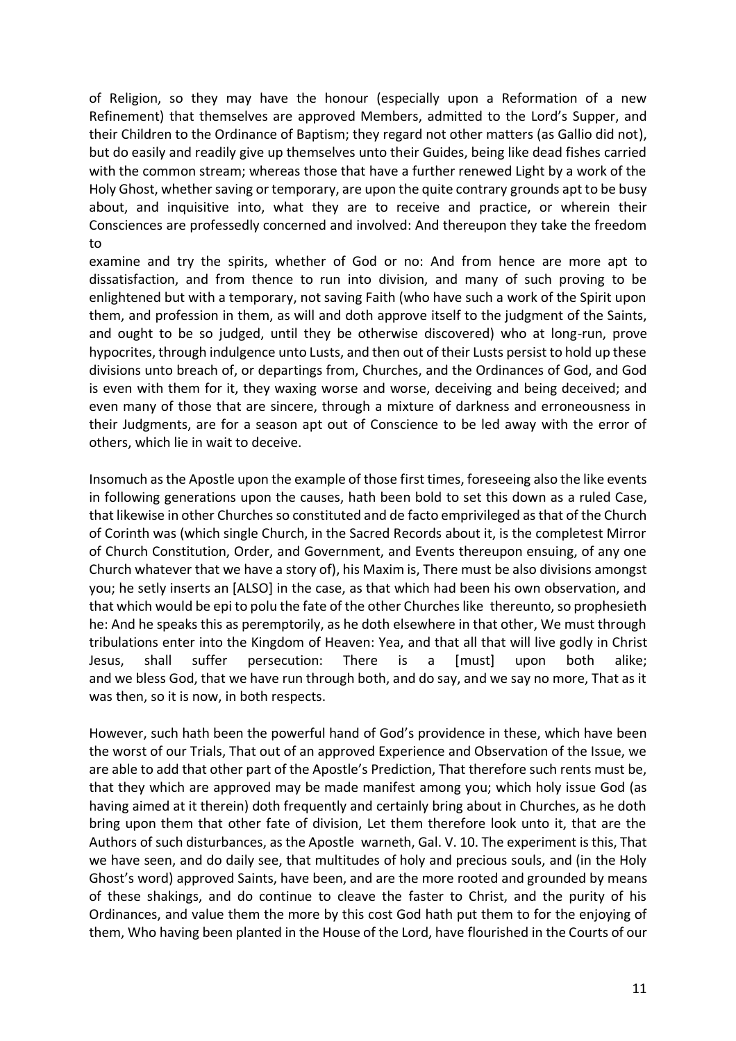of Religion, so they may have the honour (especially upon a Reformation of a new Refinement) that themselves are approved Members, admitted to the Lord's Supper, and their Children to the Ordinance of Baptism; they regard not other matters (as Gallio did not), but do easily and readily give up themselves unto their Guides, being like dead fishes carried with the common stream; whereas those that have a further renewed Light by a work of the Holy Ghost, whether saving or temporary, are upon the quite contrary grounds apt to be busy about, and inquisitive into, what they are to receive and practice, or wherein their Consciences are professedly concerned and involved: And thereupon they take the freedom to

examine and try the spirits, whether of God or no: And from hence are more apt to dissatisfaction, and from thence to run into division, and many of such proving to be enlightened but with a temporary, not saving Faith (who have such a work of the Spirit upon them, and profession in them, as will and doth approve itself to the judgment of the Saints, and ought to be so judged, until they be otherwise discovered) who at long-run, prove hypocrites, through indulgence unto Lusts, and then out of their Lusts persist to hold up these divisions unto breach of, or departings from, Churches, and the Ordinances of God, and God is even with them for it, they waxing worse and worse, deceiving and being deceived; and even many of those that are sincere, through a mixture of darkness and erroneousness in their Judgments, are for a season apt out of Conscience to be led away with the error of others, which lie in wait to deceive.

Insomuch as the Apostle upon the example of those first times, foreseeing also the like events in following generations upon the causes, hath been bold to set this down as a ruled Case, that likewise in other Churches so constituted and de facto emprivileged as that of the Church of Corinth was (which single Church, in the Sacred Records about it, is the completest Mirror of Church Constitution, Order, and Government, and Events thereupon ensuing, of any one Church whatever that we have a story of), his Maxim is, There must be also divisions amongst you; he setly inserts an [ALSO] in the case, as that which had been his own observation, and that which would be epi to polu the fate of the other Churches like thereunto, so prophesieth he: And he speaks this as peremptorily, as he doth elsewhere in that other, We must through tribulations enter into the Kingdom of Heaven: Yea, and that all that will live godly in Christ Jesus, shall suffer persecution: There is a [must] upon both alike; and we bless God, that we have run through both, and do say, and we say no more, That as it was then, so it is now, in both respects.

However, such hath been the powerful hand of God's providence in these, which have been the worst of our Trials, That out of an approved Experience and Observation of the Issue, we are able to add that other part of the Apostle's Prediction, That therefore such rents must be, that they which are approved may be made manifest among you; which holy issue God (as having aimed at it therein) doth frequently and certainly bring about in Churches, as he doth bring upon them that other fate of division, Let them therefore look unto it, that are the Authors of such disturbances, as the Apostle warneth, Gal. V. 10. The experiment is this, That we have seen, and do daily see, that multitudes of holy and precious souls, and (in the Holy Ghost's word) approved Saints, have been, and are the more rooted and grounded by means of these shakings, and do continue to cleave the faster to Christ, and the purity of his Ordinances, and value them the more by this cost God hath put them to for the enjoying of them, Who having been planted in the House of the Lord, have flourished in the Courts of our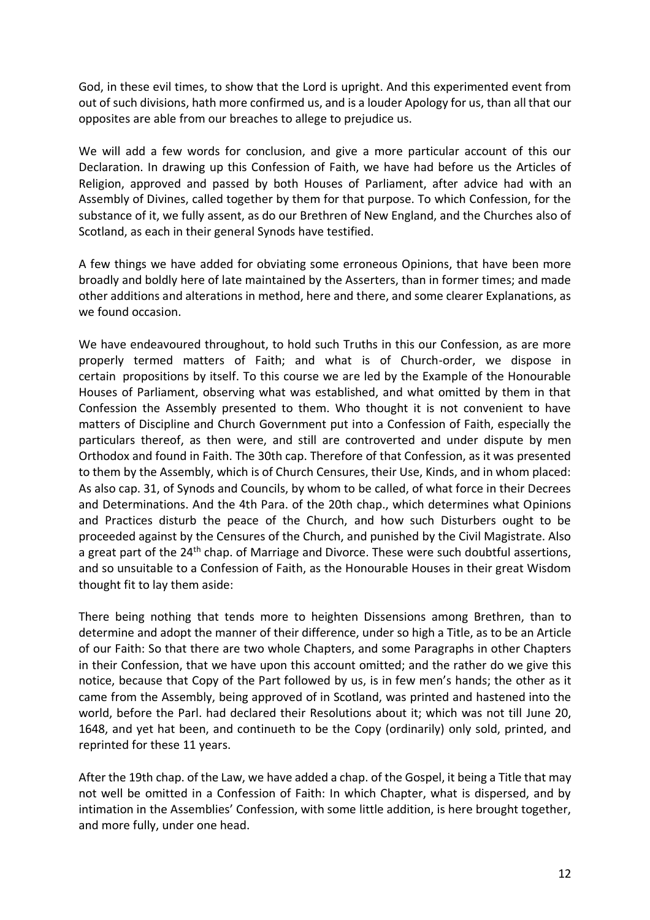God, in these evil times, to show that the Lord is upright. And this experimented event from out of such divisions, hath more confirmed us, and is a louder Apology for us, than all that our opposites are able from our breaches to allege to prejudice us.

We will add a few words for conclusion, and give a more particular account of this our Declaration. In drawing up this Confession of Faith, we have had before us the Articles of Religion, approved and passed by both Houses of Parliament, after advice had with an Assembly of Divines, called together by them for that purpose. To which Confession, for the substance of it, we fully assent, as do our Brethren of New England, and the Churches also of Scotland, as each in their general Synods have testified.

A few things we have added for obviating some erroneous Opinions, that have been more broadly and boldly here of late maintained by the Asserters, than in former times; and made other additions and alterations in method, here and there, and some clearer Explanations, as we found occasion.

We have endeavoured throughout, to hold such Truths in this our Confession, as are more properly termed matters of Faith; and what is of Church-order, we dispose in certain propositions by itself. To this course we are led by the Example of the Honourable Houses of Parliament, observing what was established, and what omitted by them in that Confession the Assembly presented to them. Who thought it is not convenient to have matters of Discipline and Church Government put into a Confession of Faith, especially the particulars thereof, as then were, and still are controverted and under dispute by men Orthodox and found in Faith. The 30th cap. Therefore of that Confession, as it was presented to them by the Assembly, which is of Church Censures, their Use, Kinds, and in whom placed: As also cap. 31, of Synods and Councils, by whom to be called, of what force in their Decrees and Determinations. And the 4th Para. of the 20th chap., which determines what Opinions and Practices disturb the peace of the Church, and how such Disturbers ought to be proceeded against by the Censures of the Church, and punished by the Civil Magistrate. Also a great part of the 24th chap. of Marriage and Divorce. These were such doubtful assertions, and so unsuitable to a Confession of Faith, as the Honourable Houses in their great Wisdom thought fit to lay them aside:

There being nothing that tends more to heighten Dissensions among Brethren, than to determine and adopt the manner of their difference, under so high a Title, as to be an Article of our Faith: So that there are two whole Chapters, and some Paragraphs in other Chapters in their Confession, that we have upon this account omitted; and the rather do we give this notice, because that Copy of the Part followed by us, is in few men's hands; the other as it came from the Assembly, being approved of in Scotland, was printed and hastened into the world, before the Parl. had declared their Resolutions about it; which was not till June 20, 1648, and yet hat been, and continueth to be the Copy (ordinarily) only sold, printed, and reprinted for these 11 years.

After the 19th chap. of the Law, we have added a chap. of the Gospel, it being a Title that may not well be omitted in a Confession of Faith: In which Chapter, what is dispersed, and by intimation in the Assemblies' Confession, with some little addition, is here brought together, and more fully, under one head.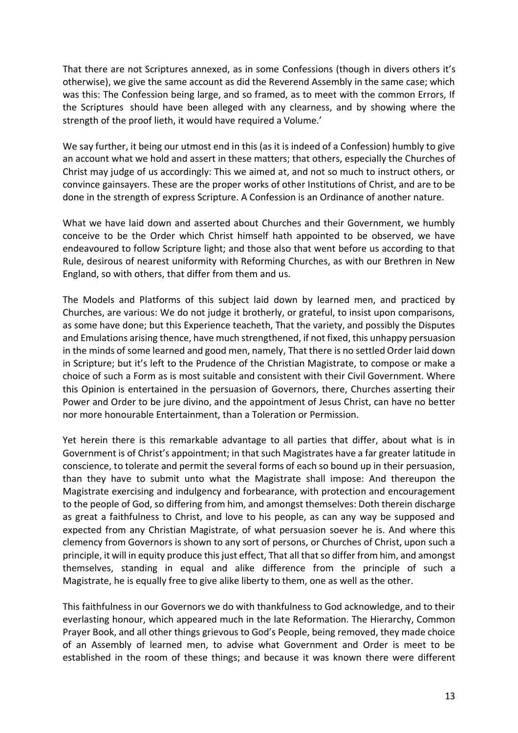That there are not Scriptures annexed, as in some Confessions (though in divers others it's otherwise), we give the same account as did the Reverend Assembly in the same case; which was this: The Confession being large, and so framed, as to meet with the common Errors, If the Scriptures should have been alleged with any clearness, and by showing where the strength of the proof lieth, it would have required a Volume.'

We say further, it being our utmost end in this (as it is indeed of a Confession) humbly to give an account what we hold and assert in these matters; that others, especially the Churches of Christ may judge of us accordingly: This we aimed at, and not so much to instruct others, or convince gainsayers. These are the proper works of other Institutions of Christ, and are to be done in the strength of express Scripture. A Confession is an Ordinance of another nature.

What we have laid down and asserted about Churches and their Government, we humbly conceive to be the Order which Christ himself hath appointed to be observed, we have endeavoured to follow Scripture light; and those also that went before us according to that Rule, desirous of nearest uniformity with Reforming Churches, as with our Brethren in New England, so with others, that differ from them and us.

The Models and Platforms of this subject laid down by learned men, and practiced by Churches, are various: We do not judge it brotherly, or grateful, to insist upon comparisons, as some have done; but this Experience teacheth, That the variety, and possibly the Disputes and Emulations arising thence, have much strengthened, if not fixed, this unhappy persuasion in the minds of some learned and good men, namely, That there is no settled Order laid down in Scripture; but it's left to the Prudence of the Christian Magistrate, to compose or make a choice of such a Form as is most suitable and consistent with their Civil Government. Where this Opinion is entertained in the persuasion of Governors, there, Churches asserting their Power and Order to be jure divino, and the appointment of Jesus Christ, can have no better nor more honourable Entertainment, than a Toleration or Permission.

Yet herein there is this remarkable advantage to all parties that differ, about what is in Government is of Christ's appointment; in that such Magistrates have a far greater latitude in conscience, to tolerate and permit the several forms of each so bound up in their persuasion, than they have to submit unto what the Magistrate shall impose: And thereupon the Magistrate exercising and indulgency and forbearance, with protection and encouragement to the people of God, so differing from him, and amongst themselves: Doth therein discharge as great a faithfulness to Christ, and love to his people, as can any way be supposed and expected from any Christian Magistrate, of what persuasion soever he is. And where this clemency from Governors is shown to any sort of persons, or Churches of Christ, upon such a principle, it will in equity produce this just effect, That all that so differ from him, and amongst themselves, standing in equal and alike difference from the principle of such a Magistrate, he is equally free to give alike liberty to them, one as well as the other.

This faithfulness in our Governors we do with thankfulness to God acknowledge, and to their everlasting honour, which appeared much in the late Reformation. The Hierarchy, Common Prayer Book, and all other things grievous to God's People, being removed, they made choice of an Assembly of learned men, to advise what Government and Order is meet to be established in the room of these things; and because it was known there were different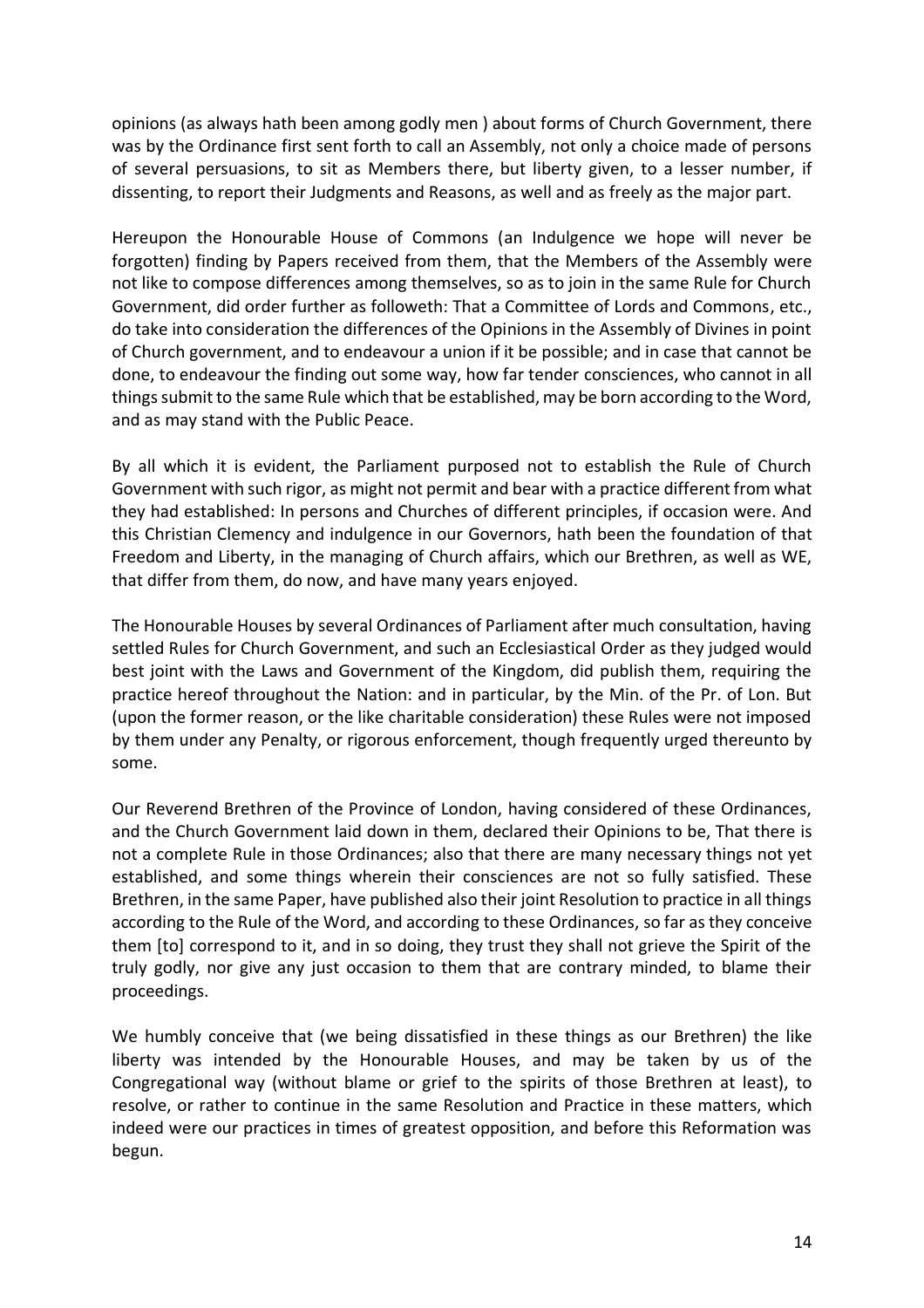opinions (as always hath been among godly men ) about forms of Church Government, there was by the Ordinance first sent forth to call an Assembly, not only a choice made of persons of several persuasions, to sit as Members there, but liberty given, to a lesser number, if dissenting, to report their Judgments and Reasons, as well and as freely as the major part.

Hereupon the Honourable House of Commons (an Indulgence we hope will never be forgotten) finding by Papers received from them, that the Members of the Assembly were not like to compose differences among themselves, so as to join in the same Rule for Church Government, did order further as followeth: That a Committee of Lords and Commons, etc., do take into consideration the differences of the Opinions in the Assembly of Divines in point of Church government, and to endeavour a union if it be possible; and in case that cannot be done, to endeavour the finding out some way, how far tender consciences, who cannot in all things submit to the same Rule which that be established, may be born according to the Word, and as may stand with the Public Peace.

By all which it is evident, the Parliament purposed not to establish the Rule of Church Government with such rigor, as might not permit and bear with a practice different from what they had established: In persons and Churches of different principles, if occasion were. And this Christian Clemency and indulgence in our Governors, hath been the foundation of that Freedom and Liberty, in the managing of Church affairs, which our Brethren, as well as WE, that differ from them, do now, and have many years enjoyed.

The Honourable Houses by several Ordinances of Parliament after much consultation, having settled Rules for Church Government, and such an Ecclesiastical Order as they judged would best joint with the Laws and Government of the Kingdom, did publish them, requiring the practice hereof throughout the Nation: and in particular, by the Min. of the Pr. of Lon. But (upon the former reason, or the like charitable consideration) these Rules were not imposed by them under any Penalty, or rigorous enforcement, though frequently urged thereunto by some.

Our Reverend Brethren of the Province of London, having considered of these Ordinances, and the Church Government laid down in them, declared their Opinions to be, That there is not a complete Rule in those Ordinances; also that there are many necessary things not yet established, and some things wherein their consciences are not so fully satisfied. These Brethren, in the same Paper, have published also their joint Resolution to practice in all things according to the Rule of the Word, and according to these Ordinances, so far as they conceive them [to] correspond to it, and in so doing, they trust they shall not grieve the Spirit of the truly godly, nor give any just occasion to them that are contrary minded, to blame their proceedings.

We humbly conceive that (we being dissatisfied in these things as our Brethren) the like liberty was intended by the Honourable Houses, and may be taken by us of the Congregational way (without blame or grief to the spirits of those Brethren at least), to resolve, or rather to continue in the same Resolution and Practice in these matters, which indeed were our practices in times of greatest opposition, and before this Reformation was begun.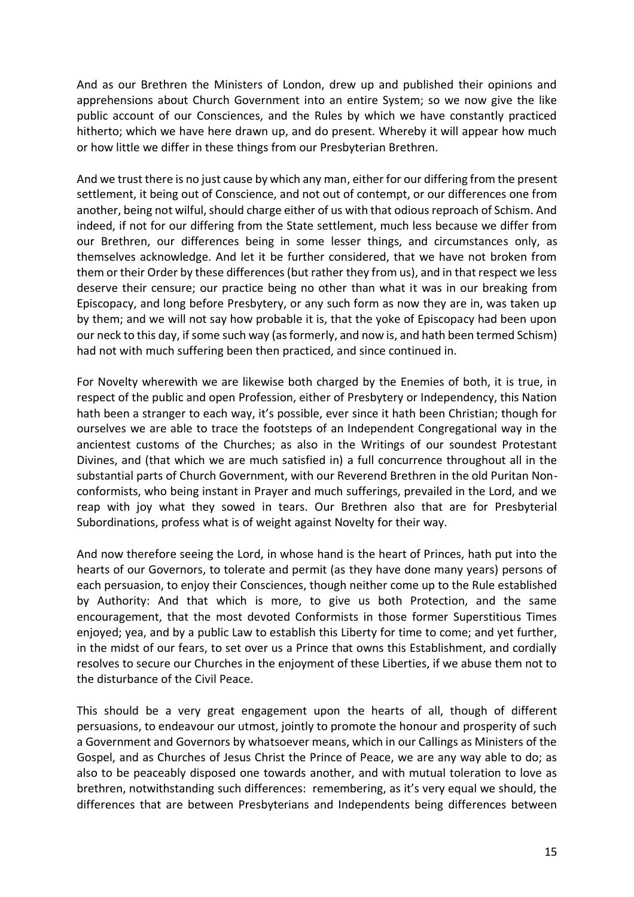And as our Brethren the Ministers of London, drew up and published their opinions and apprehensions about Church Government into an entire System; so we now give the like public account of our Consciences, and the Rules by which we have constantly practiced hitherto; which we have here drawn up, and do present. Whereby it will appear how much or how little we differ in these things from our Presbyterian Brethren.

And we trust there is no just cause by which any man, either for our differing from the present settlement, it being out of Conscience, and not out of contempt, or our differences one from another, being not wilful, should charge either of us with that odious reproach of Schism. And indeed, if not for our differing from the State settlement, much less because we differ from our Brethren, our differences being in some lesser things, and circumstances only, as themselves acknowledge. And let it be further considered, that we have not broken from them or their Order by these differences (but rather they from us), and in that respect we less deserve their censure; our practice being no other than what it was in our breaking from Episcopacy, and long before Presbytery, or any such form as now they are in, was taken up by them; and we will not say how probable it is, that the yoke of Episcopacy had been upon our neck to this day, if some such way (as formerly, and now is, and hath been termed Schism) had not with much suffering been then practiced, and since continued in.

For Novelty wherewith we are likewise both charged by the Enemies of both, it is true, in respect of the public and open Profession, either of Presbytery or Independency, this Nation hath been a stranger to each way, it's possible, ever since it hath been Christian; though for ourselves we are able to trace the footsteps of an Independent Congregational way in the ancientest customs of the Churches; as also in the Writings of our soundest Protestant Divines, and (that which we are much satisfied in) a full concurrence throughout all in the substantial parts of Church Government, with our Reverend Brethren in the old Puritan Non-conformists, who being instant in Prayer and much sufferings, prevailed in the Lord, and we reap with joy what they sowed in tears. Our Brethren also that are for Presbyterial Subordinations, profess what is of weight against Novelty for their way.

And now therefore seeing the Lord, in whose hand is the heart of Princes, hath put into the hearts of our Governors, to tolerate and permit (as they have done many years) persons of each persuasion, to enjoy their Consciences, though neither come up to the Rule established by Authority: And that which is more, to give us both Protection, and the same encouragement, that the most devoted Conformists in those former Superstitious Times enjoyed; yea, and by a public Law to establish this Liberty for time to come; and yet further, in the midst of our fears, to set over us a Prince that owns this Establishment, and cordially resolves to secure our Churches in the enjoyment of these Liberties, if we abuse them not to the disturbance of the Civil Peace.

This should be a very great engagement upon the hearts of all, though of different persuasions, to endeavour our utmost, jointly to promote the honour and prosperity of such a Government and Governors by whatsoever means, which in our Callings as Ministers of the Gospel, and as Churches of Jesus Christ the Prince of Peace, we are any way able to do; as also to be peaceably disposed one towards another, and with mutual toleration to love as brethren, notwithstanding such differences: remembering, as it's very equal we should, the differences that are between Presbyterians and Independents being differences between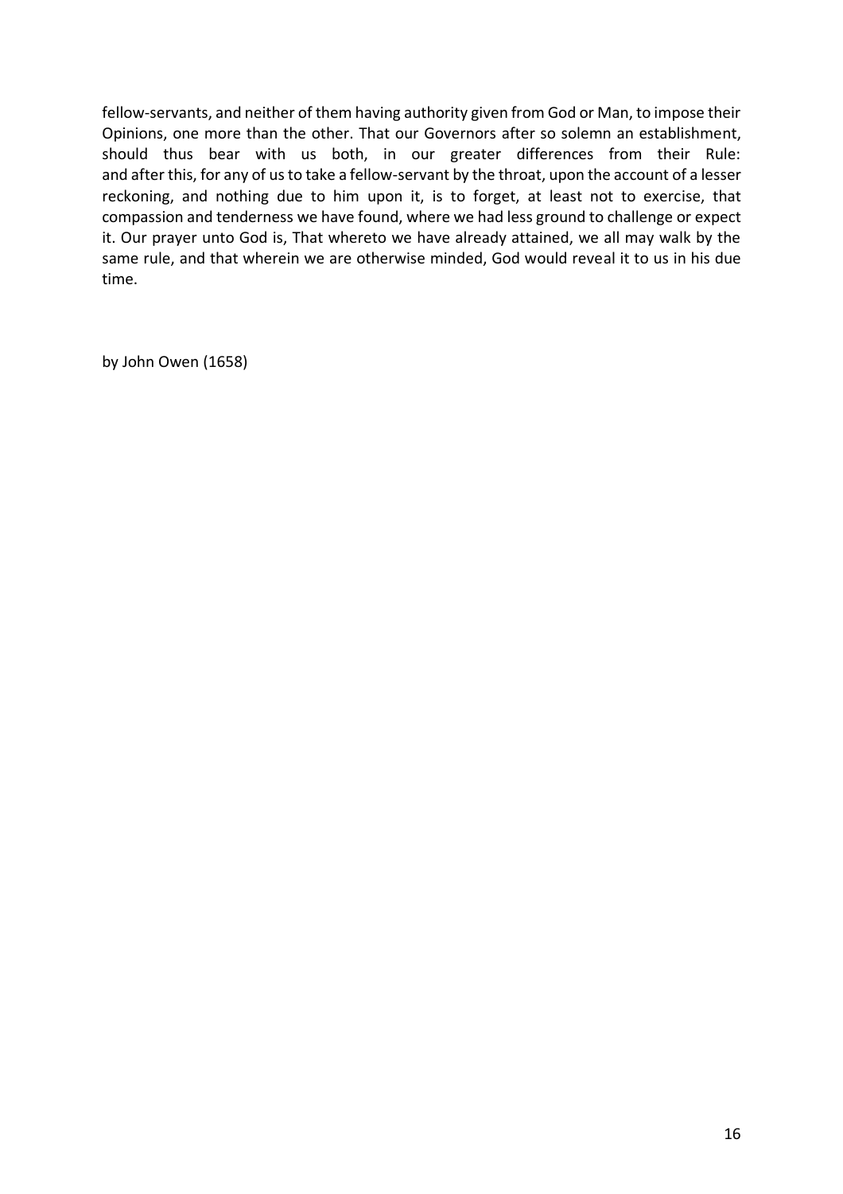fellow-servants, and neither of them having authority given from God or Man, to impose their Opinions, one more than the other. That our Governors after so solemn an establishment, should thus bear with us both, in our greater differences from their Rule: and after this, for any of us to take a fellow-servant by the throat, upon the account of a lesser reckoning, and nothing due to him upon it, is to forget, at least not to exercise, that compassion and tenderness we have found, where we had less ground to challenge or expect it. Our prayer unto God is, That whereto we have already attained, we all may walk by the same rule, and that wherein we are otherwise minded, God would reveal it to us in his due time.

by John Owen (1658)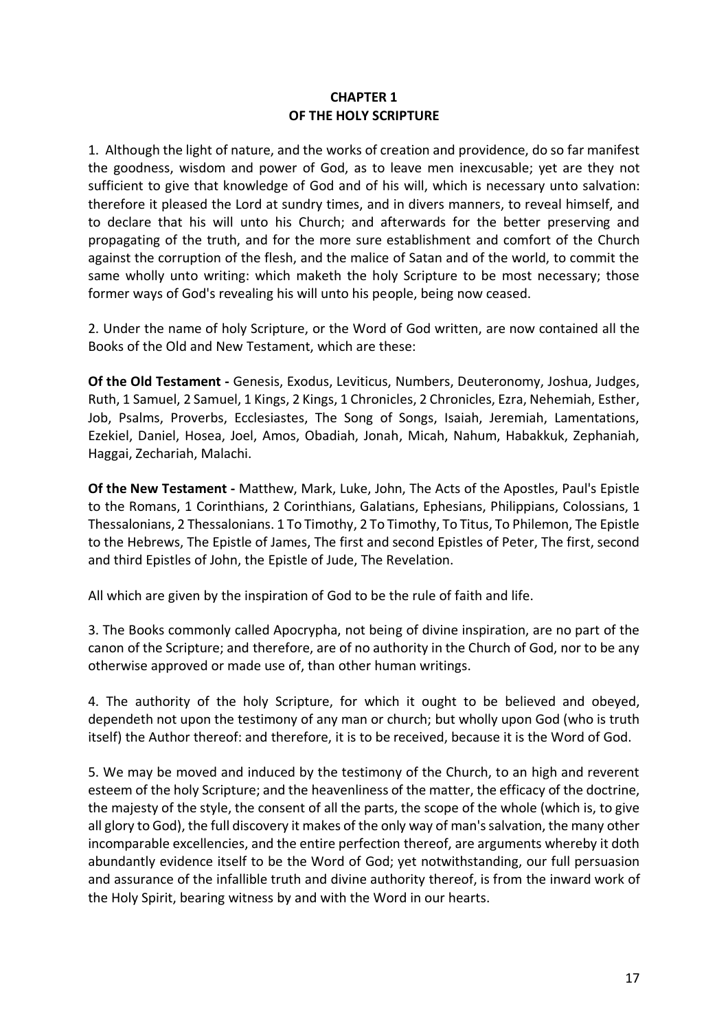# CHAPTER 1
# OF THE HOLY SCRIPTURE

1. Although the light of nature, and the works of creation and providence, do so far manifest the goodness, wisdom and power of God, as to leave men inexcusable; yet are they not sufficient to give that knowledge of God and of his will, which is necessary unto salvation: therefore it pleased the Lord at sundry times, and in divers manners, to reveal himself, and to declare that his will unto his Church; and afterwards for the better preserving and propagating of the truth, and for the more sure establishment and comfort of the Church against the corruption of the flesh, and the malice of Satan and of the world, to commit the same wholly unto writing: which maketh the holy Scripture to be most necessary; those former ways of God's revealing his will unto his people, being now ceased.

2. Under the name of holy Scripture, or the Word of God written, are now contained all the Books of the Old and New Testament, which are these:

**Of the Old Testament -** Genesis, Exodus, Leviticus, Numbers, Deuteronomy, Joshua, Judges, Ruth, 1 Samuel, 2 Samuel, 1 Kings, 2 Kings, 1 Chronicles, 2 Chronicles, Ezra, Nehemiah, Esther, Job, Psalms, Proverbs, Ecclesiastes, The Song of Songs, Isaiah, Jeremiah, Lamentations, Ezekiel, Daniel, Hosea, Joel, Amos, Obadiah, Jonah, Micah, Nahum, Habakkuk, Zephaniah, Haggai, Zechariah, Malachi.

**Of the New Testament -** Matthew, Mark, Luke, John, The Acts of the Apostles, Paul's Epistle to the Romans, 1 Corinthians, 2 Corinthians, Galatians, Ephesians, Philippians, Colossians, 1 Thessalonians, 2 Thessalonians. 1 To Timothy, 2 To Timothy, To Titus, To Philemon, The Epistle to the Hebrews, The Epistle of James, The first and second Epistles of Peter, The first, second and third Epistles of John, the Epistle of Jude, The Revelation.

All which are given by the inspiration of God to be the rule of faith and life.

3. The Books commonly called Apocrypha, not being of divine inspiration, are no part of the canon of the Scripture; and therefore, are of no authority in the Church of God, nor to be any otherwise approved or made use of, than other human writings.

4. The authority of the holy Scripture, for which it ought to be believed and obeyed, dependeth not upon the testimony of any man or church; but wholly upon God (who is truth itself) the Author thereof: and therefore, it is to be received, because it is the Word of God.

5. We may be moved and induced by the testimony of the Church, to an high and reverent esteem of the holy Scripture; and the heavenliness of the matter, the efficacy of the doctrine, the majesty of the style, the consent of all the parts, the scope of the whole (which is, to give all glory to God), the full discovery it makes of the only way of man's salvation, the many other incomparable excellencies, and the entire perfection thereof, are arguments whereby it doth abundantly evidence itself to be the Word of God; yet notwithstanding, our full persuasion and assurance of the infallible truth and divine authority thereof, is from the inward work of the Holy Spirit, bearing witness by and with the Word in our hearts.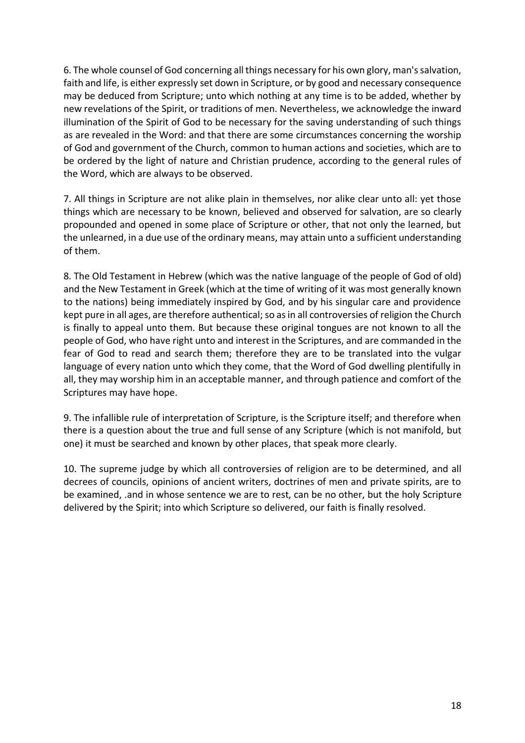6. The whole counsel of God concerning all things necessary for his own glory, man's salvation, faith and life, is either expressly set down in Scripture, or by good and necessary consequence may be deduced from Scripture; unto which nothing at any time is to be added, whether by new revelations of the Spirit, or traditions of men. Nevertheless, we acknowledge the inward illumination of the Spirit of God to be necessary for the saving understanding of such things as are revealed in the Word: and that there are some circumstances concerning the worship of God and government of the Church, common to human actions and societies, which are to be ordered by the light of nature and Christian prudence, according to the general rules of the Word, which are always to be observed.

7. All things in Scripture are not alike plain in themselves, nor alike clear unto all: yet those things which are necessary to be known, believed and observed for salvation, are so clearly propounded and opened in some place of Scripture or other, that not only the learned, but the unlearned, in a due use of the ordinary means, may attain unto a sufficient understanding of them.

8. The Old Testament in Hebrew (which was the native language of the people of God of old) and the New Testament in Greek (which at the time of writing of it was most generally known to the nations) being immediately inspired by God, and by his singular care and providence kept pure in all ages, are therefore authentical; so as in all controversies of religion the Church is finally to appeal unto them. But because these original tongues are not known to all the people of God, who have right unto and interest in the Scriptures, and are commanded in the fear of God to read and search them; therefore they are to be translated into the vulgar language of every nation unto which they come, that the Word of God dwelling plentifully in all, they may worship him in an acceptable manner, and through patience and comfort of the Scriptures may have hope.

9. The infallible rule of interpretation of Scripture, is the Scripture itself; and therefore when there is a question about the true and full sense of any Scripture (which is not manifold, but one) it must be searched and known by other places, that speak more clearly.

10. The supreme judge by which all controversies of religion are to be determined, and all decrees of councils, opinions of ancient writers, doctrines of men and private spirits, are to be examined, .and in whose sentence we are to rest, can be no other, but the holy Scripture delivered by the Spirit; into which Scripture so delivered, our faith is finally resolved.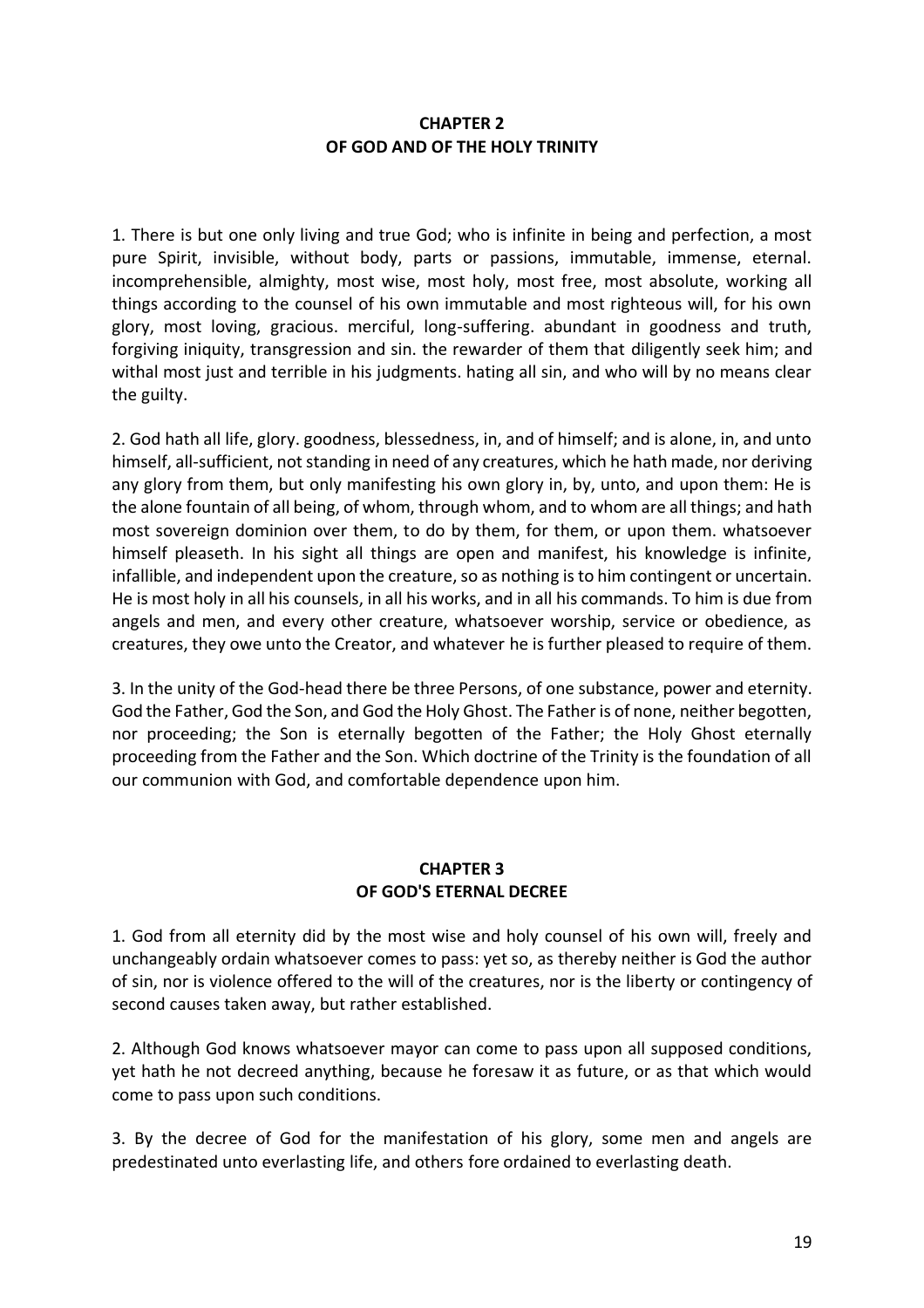## CHAPTER 2
## OF GOD AND OF THE HOLY TRINITY

1. There is but one only living and true God; who is infinite in being and perfection, a most pure Spirit, invisible, without body, parts or passions, immutable, immense, eternal. incomprehensible, almighty, most wise, most holy, most free, most absolute, working all things according to the counsel of his own immutable and most righteous will, for his own glory, most loving, gracious. merciful, long-suffering. abundant in goodness and truth, forgiving iniquity, transgression and sin. the rewarder of them that diligently seek him; and withal most just and terrible in his judgments. hating all sin, and who will by no means clear the guilty.

2. God hath all life, glory. goodness, blessedness, in, and of himself; and is alone, in, and unto himself, all-sufficient, not standing in need of any creatures, which he hath made, nor deriving any glory from them, but only manifesting his own glory in, by, unto, and upon them: He is the alone fountain of all being, of whom, through whom, and to whom are all things; and hath most sovereign dominion over them, to do by them, for them, or upon them. whatsoever himself pleaseth. In his sight all things are open and manifest, his knowledge is infinite, infallible, and independent upon the creature, so as nothing is to him contingent or uncertain. He is most holy in all his counsels, in all his works, and in all his commands. To him is due from angels and men, and every other creature, whatsoever worship, service or obedience, as creatures, they owe unto the Creator, and whatever he is further pleased to require of them.

3. In the unity of the God-head there be three Persons, of one substance, power and eternity. God the Father, God the Son, and God the Holy Ghost. The Father is of none, neither begotten, nor proceeding; the Son is eternally begotten of the Father; the Holy Ghost eternally proceeding from the Father and the Son. Which doctrine of the Trinity is the foundation of all our communion with God, and comfortable dependence upon him.

## CHAPTER 3
## OF GOD'S ETERNAL DECREE

1. God from all eternity did by the most wise and holy counsel of his own will, freely and unchangeably ordain whatsoever comes to pass: yet so, as thereby neither is God the author of sin, nor is violence offered to the will of the creatures, nor is the liberty or contingency of second causes taken away, but rather established.

2. Although God knows whatsoever mayor can come to pass upon all supposed conditions, yet hath he not decreed anything, because he foresaw it as future, or as that which would come to pass upon such conditions.

3. By the decree of God for the manifestation of his glory, some men and angels are predestinated unto everlasting life, and others fore ordained to everlasting death.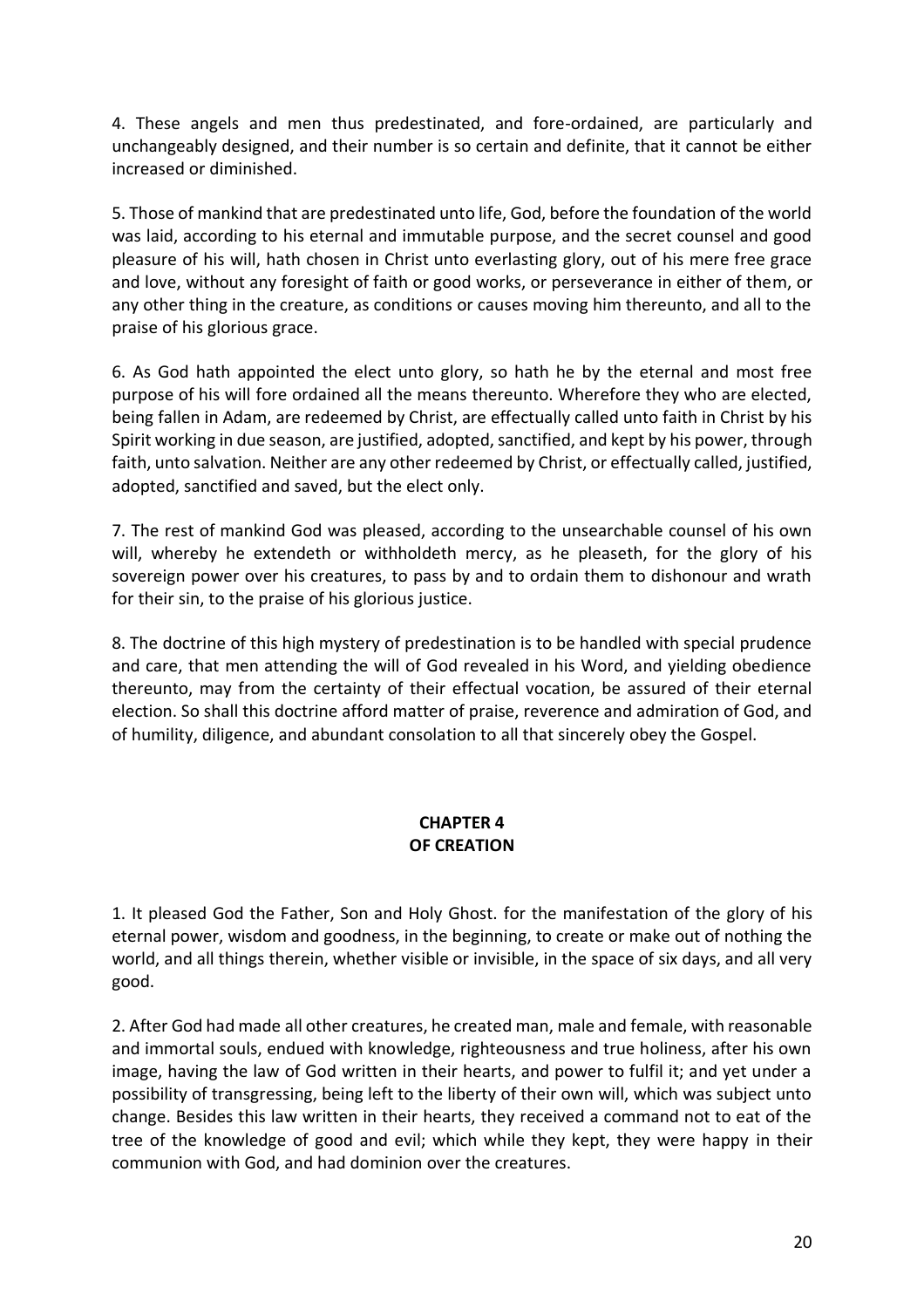4. These angels and men thus predestinated, and fore-ordained, are particularly and unchangeably designed, and their number is so certain and definite, that it cannot be either increased or diminished.

5. Those of mankind that are predestinated unto life, God, before the foundation of the world was laid, according to his eternal and immutable purpose, and the secret counsel and good pleasure of his will, hath chosen in Christ unto everlasting glory, out of his mere free grace and love, without any foresight of faith or good works, or perseverance in either of them, or any other thing in the creature, as conditions or causes moving him thereunto, and all to the praise of his glorious grace.

6. As God hath appointed the elect unto glory, so hath he by the eternal and most free purpose of his will fore ordained all the means thereunto. Wherefore they who are elected, being fallen in Adam, are redeemed by Christ, are effectually called unto faith in Christ by his Spirit working in due season, are justified, adopted, sanctified, and kept by his power, through faith, unto salvation. Neither are any other redeemed by Christ, or effectually called, justified, adopted, sanctified and saved, but the elect only.

7. The rest of mankind God was pleased, according to the unsearchable counsel of his own will, whereby he extendeth or withholdeth mercy, as he pleaseth, for the glory of his sovereign power over his creatures, to pass by and to ordain them to dishonour and wrath for their sin, to the praise of his glorious justice.

8. The doctrine of this high mystery of predestination is to be handled with special prudence and care, that men attending the will of God revealed in his Word, and yielding obedience thereunto, may from the certainty of their effectual vocation, be assured of their eternal election. So shall this doctrine afford matter of praise, reverence and admiration of God, and of humility, diligence, and abundant consolation to all that sincerely obey the Gospel.

## CHAPTER 4
## OF CREATION

1. It pleased God the Father, Son and Holy Ghost. for the manifestation of the glory of his eternal power, wisdom and goodness, in the beginning, to create or make out of nothing the world, and all things therein, whether visible or invisible, in the space of six days, and all very good.

2. After God had made all other creatures, he created man, male and female, with reasonable and immortal souls, endued with knowledge, righteousness and true holiness, after his own image, having the law of God written in their hearts, and power to fulfil it; and yet under a possibility of transgressing, being left to the liberty of their own will, which was subject unto change. Besides this law written in their hearts, they received a command not to eat of the tree of the knowledge of good and evil; which while they kept, they were happy in their communion with God, and had dominion over the creatures.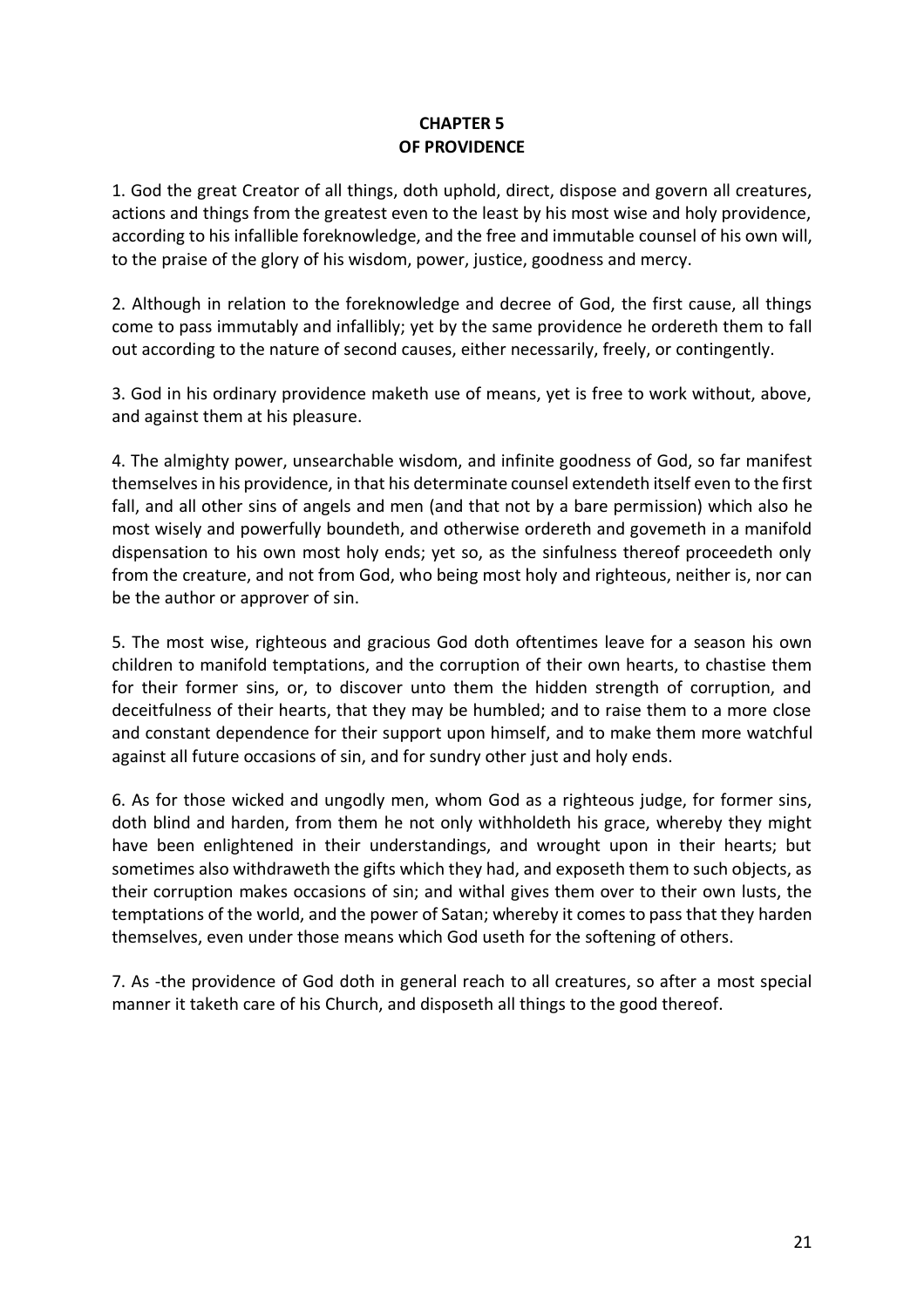## CHAPTER 5
## OF PROVIDENCE

1. God the great Creator of all things, doth uphold, direct, dispose and govern all creatures, actions and things from the greatest even to the least by his most wise and holy providence, according to his infallible foreknowledge, and the free and immutable counsel of his own will, to the praise of the glory of his wisdom, power, justice, goodness and mercy.

2. Although in relation to the foreknowledge and decree of God, the first cause, all things come to pass immutably and infallibly; yet by the same providence he ordereth them to fall out according to the nature of second causes, either necessarily, freely, or contingently.

3. God in his ordinary providence maketh use of means, yet is free to work without, above, and against them at his pleasure.

4. The almighty power, unsearchable wisdom, and infinite goodness of God, so far manifest themselves in his providence, in that his determinate counsel extendeth itself even to the first fall, and all other sins of angels and men (and that not by a bare permission) which also he most wisely and powerfully boundeth, and otherwise ordereth and govemeth in a manifold dispensation to his own most holy ends; yet so, as the sinfulness thereof proceedeth only from the creature, and not from God, who being most holy and righteous, neither is, nor can be the author or approver of sin.

5. The most wise, righteous and gracious God doth oftentimes leave for a season his own children to manifold temptations, and the corruption of their own hearts, to chastise them for their former sins, or, to discover unto them the hidden strength of corruption, and deceitfulness of their hearts, that they may be humbled; and to raise them to a more close and constant dependence for their support upon himself, and to make them more watchful against all future occasions of sin, and for sundry other just and holy ends.

6. As for those wicked and ungodly men, whom God as a righteous judge, for former sins, doth blind and harden, from them he not only withholdeth his grace, whereby they might have been enlightened in their understandings, and wrought upon in their hearts; but sometimes also withdraweth the gifts which they had, and exposeth them to such objects, as their corruption makes occasions of sin; and withal gives them over to their own lusts, the temptations of the world, and the power of Satan; whereby it comes to pass that they harden themselves, even under those means which God useth for the softening of others.

7. As -the providence of God doth in general reach to all creatures, so after a most special manner it taketh care of his Church, and disposeth all things to the good thereof.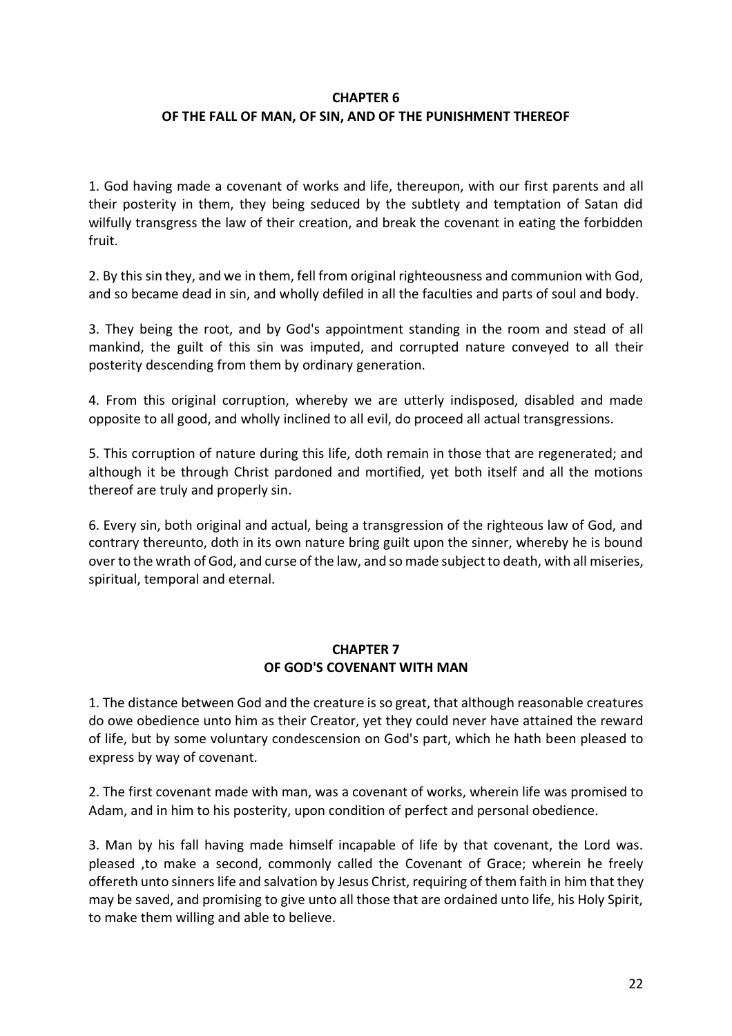## CHAPTER 6
## OF THE FALL OF MAN, OF SIN, AND OF THE PUNISHMENT THEREOF

1. God having made a covenant of works and life, thereupon, with our first parents and all their posterity in them, they being seduced by the subtlety and temptation of Satan did wilfully transgress the law of their creation, and break the covenant in eating the forbidden fruit.

2. By this sin they, and we in them, fell from original righteousness and communion with God, and so became dead in sin, and wholly defiled in all the faculties and parts of soul and body.

3. They being the root, and by God's appointment standing in the room and stead of all mankind, the guilt of this sin was imputed, and corrupted nature conveyed to all their posterity descending from them by ordinary generation.

4. From this original corruption, whereby we are utterly indisposed, disabled and made opposite to all good, and wholly inclined to all evil, do proceed all actual transgressions.

5. This corruption of nature during this life, doth remain in those that are regenerated; and although it be through Christ pardoned and mortified, yet both itself and all the motions thereof are truly and properly sin.

6. Every sin, both original and actual, being a transgression of the righteous law of God, and contrary thereunto, doth in its own nature bring guilt upon the sinner, whereby he is bound over to the wrath of God, and curse of the law, and so made subject to death, with all miseries, spiritual, temporal and eternal.

## CHAPTER 7
## OF GOD'S COVENANT WITH MAN

1. The distance between God and the creature is so great, that although reasonable creatures do owe obedience unto him as their Creator, yet they could never have attained the reward of life, but by some voluntary condescension on God's part, which he hath been pleased to express by way of covenant.

2. The first covenant made with man, was a covenant of works, wherein life was promised to Adam, and in him to his posterity, upon condition of perfect and personal obedience.

3. Man by his fall having made himself incapable of life by that covenant, the Lord was. pleased ,to make a second, commonly called the Covenant of Grace; wherein he freely offereth unto sinners life and salvation by Jesus Christ, requiring of them faith in him that they may be saved, and promising to give unto all those that are ordained unto life, his Holy Spirit, to make them willing and able to believe.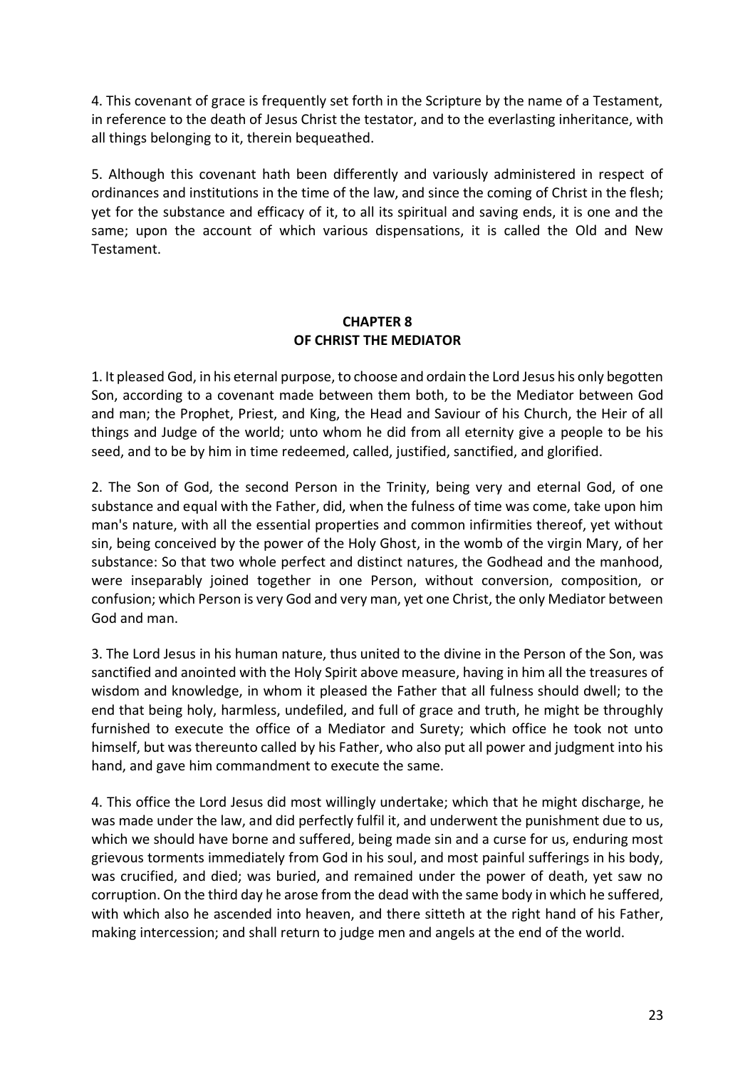4. This covenant of grace is frequently set forth in the Scripture by the name of a Testament, in reference to the death of Jesus Christ the testator, and to the everlasting inheritance, with all things belonging to it, therein bequeathed.

5. Although this covenant hath been differently and variously administered in respect of ordinances and institutions in the time of the law, and since the coming of Christ in the flesh; yet for the substance and efficacy of it, to all its spiritual and saving ends, it is one and the same; upon the account of which various dispensations, it is called the Old and New Testament.

## CHAPTER 8
## OF CHRIST THE MEDIATOR

1. It pleased God, in his eternal purpose, to choose and ordain the Lord Jesus his only begotten Son, according to a covenant made between them both, to be the Mediator between God and man; the Prophet, Priest, and King, the Head and Saviour of his Church, the Heir of all things and Judge of the world; unto whom he did from all eternity give a people to be his seed, and to be by him in time redeemed, called, justified, sanctified, and glorified.

2. The Son of God, the second Person in the Trinity, being very and eternal God, of one substance and equal with the Father, did, when the fulness of time was come, take upon him man's nature, with all the essential properties and common infirmities thereof, yet without sin, being conceived by the power of the Holy Ghost, in the womb of the virgin Mary, of her substance: So that two whole perfect and distinct natures, the Godhead and the manhood, were inseparably joined together in one Person, without conversion, composition, or confusion; which Person is very God and very man, yet one Christ, the only Mediator between God and man.

3. The Lord Jesus in his human nature, thus united to the divine in the Person of the Son, was sanctified and anointed with the Holy Spirit above measure, having in him all the treasures of wisdom and knowledge, in whom it pleased the Father that all fulness should dwell; to the end that being holy, harmless, undefiled, and full of grace and truth, he might be throughly furnished to execute the office of a Mediator and Surety; which office he took not unto himself, but was thereunto called by his Father, who also put all power and judgment into his hand, and gave him commandment to execute the same.

4. This office the Lord Jesus did most willingly undertake; which that he might discharge, he was made under the law, and did perfectly fulfil it, and underwent the punishment due to us, which we should have borne and suffered, being made sin and a curse for us, enduring most grievous torments immediately from God in his soul, and most painful sufferings in his body, was crucified, and died; was buried, and remained under the power of death, yet saw no corruption. On the third day he arose from the dead with the same body in which he suffered, with which also he ascended into heaven, and there sitteth at the right hand of his Father, making intercession; and shall return to judge men and angels at the end of the world.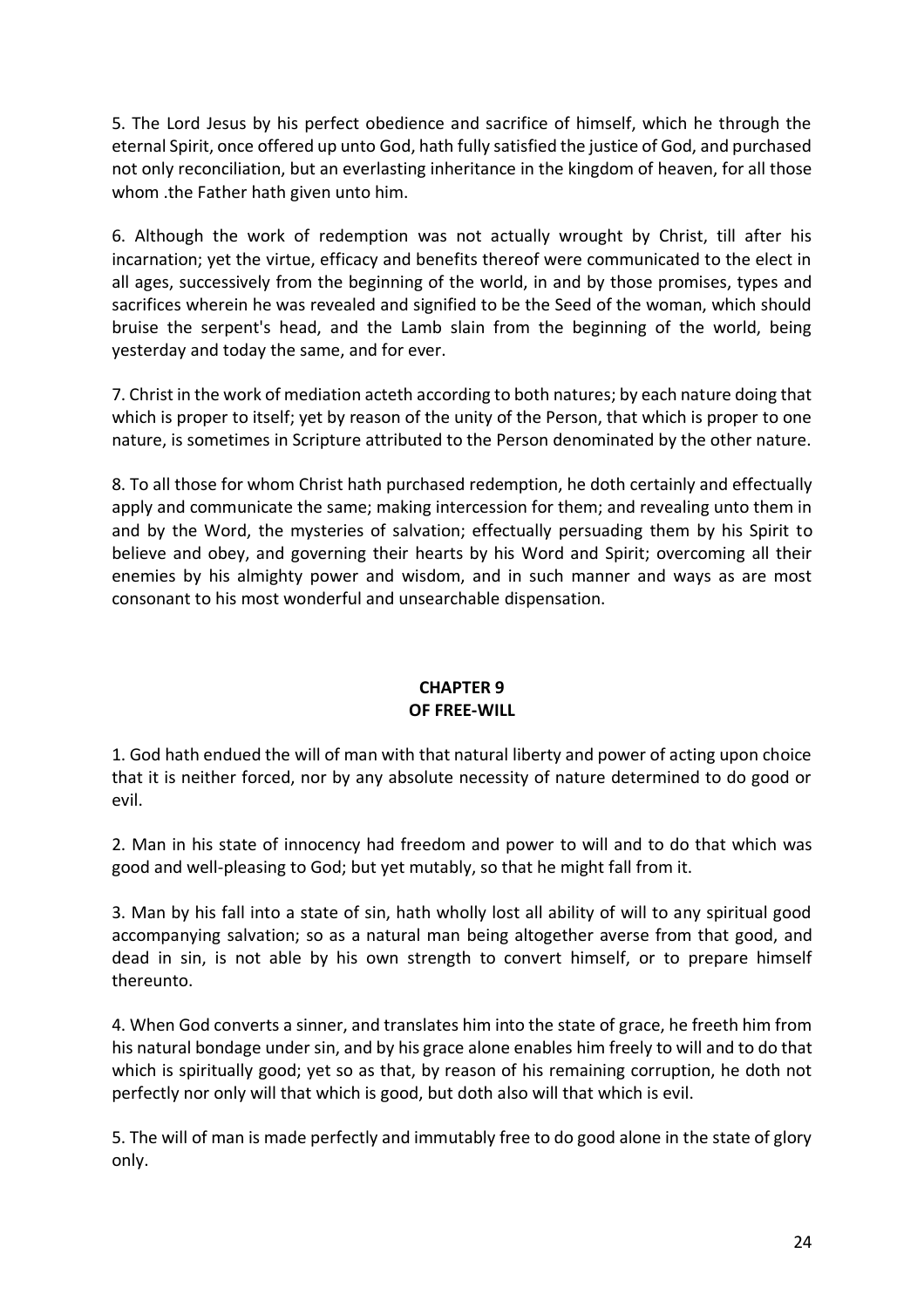5. The Lord Jesus by his perfect obedience and sacrifice of himself, which he through the eternal Spirit, once offered up unto God, hath fully satisfied the justice of God, and purchased not only reconciliation, but an everlasting inheritance in the kingdom of heaven, for all those whom .the Father hath given unto him.

6. Although the work of redemption was not actually wrought by Christ, till after his incarnation; yet the virtue, efficacy and benefits thereof were communicated to the elect in all ages, successively from the beginning of the world, in and by those promises, types and sacrifices wherein he was revealed and signified to be the Seed of the woman, which should bruise the serpent's head, and the Lamb slain from the beginning of the world, being yesterday and today the same, and for ever.

7. Christ in the work of mediation acteth according to both natures; by each nature doing that which is proper to itself; yet by reason of the unity of the Person, that which is proper to one nature, is sometimes in Scripture attributed to the Person denominated by the other nature.

8. To all those for whom Christ hath purchased redemption, he doth certainly and effectually apply and communicate the same; making intercession for them; and revealing unto them in and by the Word, the mysteries of salvation; effectually persuading them by his Spirit to believe and obey, and governing their hearts by his Word and Spirit; overcoming all their enemies by his almighty power and wisdom, and in such manner and ways as are most consonant to his most wonderful and unsearchable dispensation.

## CHAPTER 9
## OF FREE-WILL

1. God hath endued the will of man with that natural liberty and power of acting upon choice that it is neither forced, nor by any absolute necessity of nature determined to do good or evil.

2. Man in his state of innocency had freedom and power to will and to do that which was good and well-pleasing to God; but yet mutably, so that he might fall from it.

3. Man by his fall into a state of sin, hath wholly lost all ability of will to any spiritual good accompanying salvation; so as a natural man being altogether averse from that good, and dead in sin, is not able by his own strength to convert himself, or to prepare himself thereunto.

4. When God converts a sinner, and translates him into the state of grace, he freeth him from his natural bondage under sin, and by his grace alone enables him freely to will and to do that which is spiritually good; yet so as that, by reason of his remaining corruption, he doth not perfectly nor only will that which is good, but doth also will that which is evil.

5. The will of man is made perfectly and immutably free to do good alone in the state of glory only.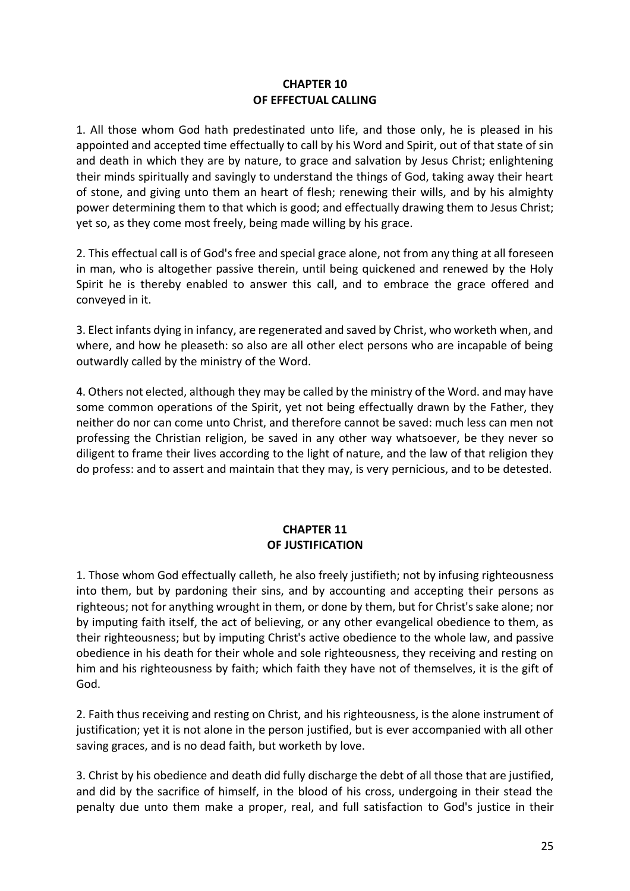## CHAPTER 10
## OF EFFECTUAL CALLING

1. All those whom God hath predestinated unto life, and those only, he is pleased in his appointed and accepted time effectually to call by his Word and Spirit, out of that state of sin and death in which they are by nature, to grace and salvation by Jesus Christ; enlightening their minds spiritually and savingly to understand the things of God, taking away their heart of stone, and giving unto them an heart of flesh; renewing their wills, and by his almighty power determining them to that which is good; and effectually drawing them to Jesus Christ; yet so, as they come most freely, being made willing by his grace.

2. This effectual call is of God's free and special grace alone, not from any thing at all foreseen in man, who is altogether passive therein, until being quickened and renewed by the Holy Spirit he is thereby enabled to answer this call, and to embrace the grace offered and conveyed in it.

3. Elect infants dying in infancy, are regenerated and saved by Christ, who worketh when, and where, and how he pleaseth: so also are all other elect persons who are incapable of being outwardly called by the ministry of the Word.

4. Others not elected, although they may be called by the ministry of the Word. and may have some common operations of the Spirit, yet not being effectually drawn by the Father, they neither do nor can come unto Christ, and therefore cannot be saved: much less can men not professing the Christian religion, be saved in any other way whatsoever, be they never so diligent to frame their lives according to the light of nature, and the law of that religion they do profess: and to assert and maintain that they may, is very pernicious, and to be detested.

## CHAPTER 11
## OF JUSTIFICATION

1. Those whom God effectually calleth, he also freely justifieth; not by infusing righteousness into them, but by pardoning their sins, and by accounting and accepting their persons as righteous; not for anything wrought in them, or done by them, but for Christ's sake alone; nor by imputing faith itself, the act of believing, or any other evangelical obedience to them, as their righteousness; but by imputing Christ's active obedience to the whole law, and passive obedience in his death for their whole and sole righteousness, they receiving and resting on him and his righteousness by faith; which faith they have not of themselves, it is the gift of God.

2. Faith thus receiving and resting on Christ, and his righteousness, is the alone instrument of justification; yet it is not alone in the person justified, but is ever accompanied with all other saving graces, and is no dead faith, but worketh by love.

3. Christ by his obedience and death did fully discharge the debt of all those that are justified, and did by the sacrifice of himself, in the blood of his cross, undergoing in their stead the penalty due unto them make a proper, real, and full satisfaction to God's justice in their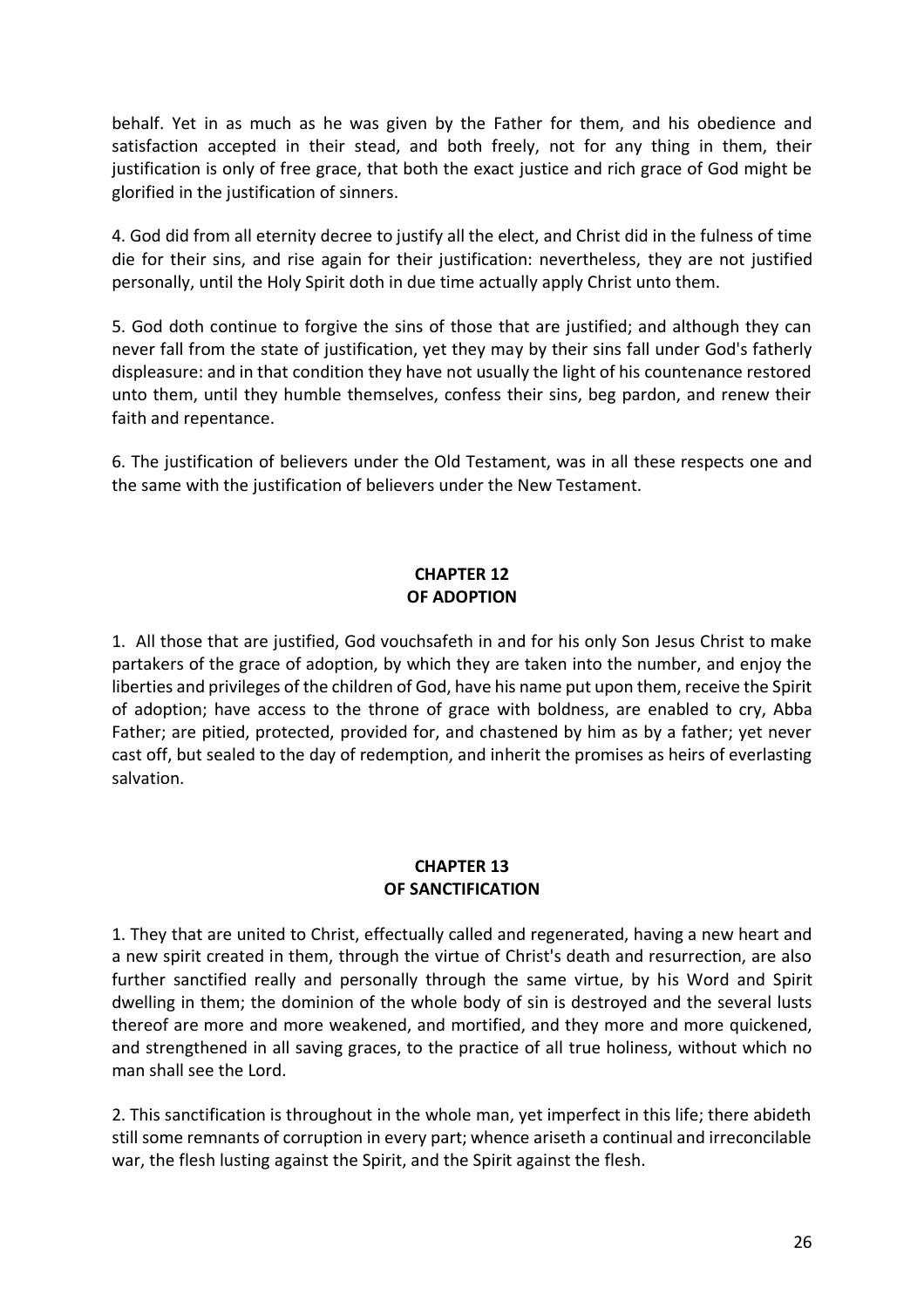behalf. Yet in as much as he was given by the Father for them, and his obedience and satisfaction accepted in their stead, and both freely, not for any thing in them, their justification is only of free grace, that both the exact justice and rich grace of God might be glorified in the justification of sinners.

4. God did from all eternity decree to justify all the elect, and Christ did in the fulness of time die for their sins, and rise again for their justification: nevertheless, they are not justified personally, until the Holy Spirit doth in due time actually apply Christ unto them.

5. God doth continue to forgive the sins of those that are justified; and although they can never fall from the state of justification, yet they may by their sins fall under God's fatherly displeasure: and in that condition they have not usually the light of his countenance restored unto them, until they humble themselves, confess their sins, beg pardon, and renew their faith and repentance.

6. The justification of believers under the Old Testament, was in all these respects one and the same with the justification of believers under the New Testament.

## CHAPTER 12
## OF ADOPTION

1. All those that are justified, God vouchsafeth in and for his only Son Jesus Christ to make partakers of the grace of adoption, by which they are taken into the number, and enjoy the liberties and privileges of the children of God, have his name put upon them, receive the Spirit of adoption; have access to the throne of grace with boldness, are enabled to cry, Abba Father; are pitied, protected, provided for, and chastened by him as by a father; yet never cast off, but sealed to the day of redemption, and inherit the promises as heirs of everlasting salvation.

## CHAPTER 13
## OF SANCTIFICATION

1. They that are united to Christ, effectually called and regenerated, having a new heart and a new spirit created in them, through the virtue of Christ's death and resurrection, are also further sanctified really and personally through the same virtue, by his Word and Spirit dwelling in them; the dominion of the whole body of sin is destroyed and the several lusts thereof are more and more weakened, and mortified, and they more and more quickened, and strengthened in all saving graces, to the practice of all true holiness, without which no man shall see the Lord.

2. This sanctification is throughout in the whole man, yet imperfect in this life; there abideth still some remnants of corruption in every part; whence ariseth a continual and irreconcilable war, the flesh lusting against the Spirit, and the Spirit against the flesh.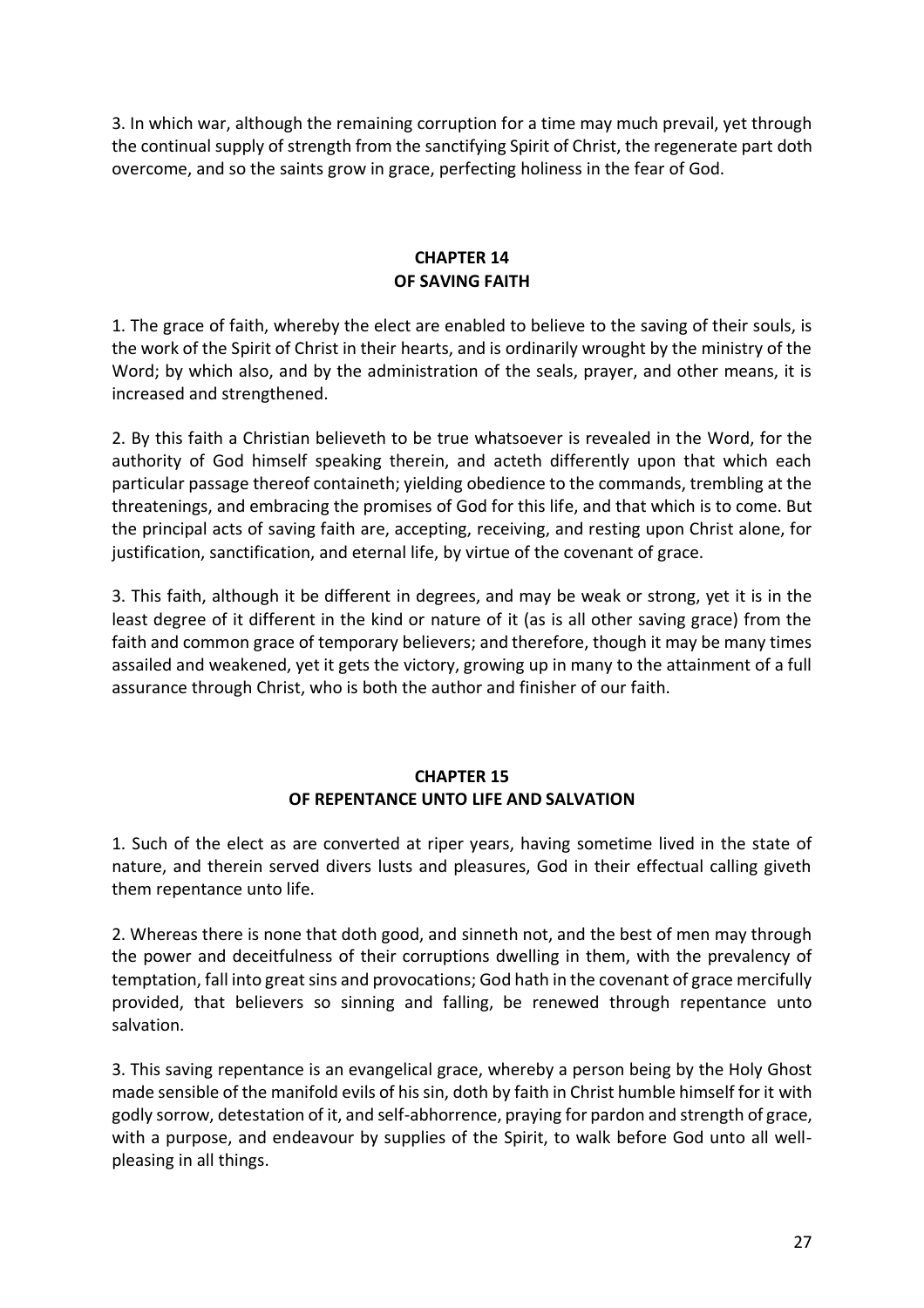3. In which war, although the remaining corruption for a time may much prevail, yet through the continual supply of strength from the sanctifying Spirit of Christ, the regenerate part doth overcome, and so the saints grow in grace, perfecting holiness in the fear of God.

## CHAPTER 14
## OF SAVING FAITH

1. The grace of faith, whereby the elect are enabled to believe to the saving of their souls, is the work of the Spirit of Christ in their hearts, and is ordinarily wrought by the ministry of the Word; by which also, and by the administration of the seals, prayer, and other means, it is increased and strengthened.

2. By this faith a Christian believeth to be true whatsoever is revealed in the Word, for the authority of God himself speaking therein, and acteth differently upon that which each particular passage thereof containeth; yielding obedience to the commands, trembling at the threatenings, and embracing the promises of God for this life, and that which is to come. But the principal acts of saving faith are, accepting, receiving, and resting upon Christ alone, for justification, sanctification, and eternal life, by virtue of the covenant of grace.

3. This faith, although it be different in degrees, and may be weak or strong, yet it is in the least degree of it different in the kind or nature of it (as is all other saving grace) from the faith and common grace of temporary believers; and therefore, though it may be many times assailed and weakened, yet it gets the victory, growing up in many to the attainment of a full assurance through Christ, who is both the author and finisher of our faith.

## CHAPTER 15
## OF REPENTANCE UNTO LIFE AND SALVATION

1. Such of the elect as are converted at riper years, having sometime lived in the state of nature, and therein served divers lusts and pleasures, God in their effectual calling giveth them repentance unto life.

2. Whereas there is none that doth good, and sinneth not, and the best of men may through the power and deceitfulness of their corruptions dwelling in them, with the prevalency of temptation, fall into great sins and provocations; God hath in the covenant of grace mercifully provided, that believers so sinning and falling, be renewed through repentance unto salvation.

3. This saving repentance is an evangelical grace, whereby a person being by the Holy Ghost made sensible of the manifold evils of his sin, doth by faith in Christ humble himself for it with godly sorrow, detestation of it, and self-abhorrence, praying for pardon and strength of grace, with a purpose, and endeavour by supplies of the Spirit, to walk before God unto all well-pleasing in all things.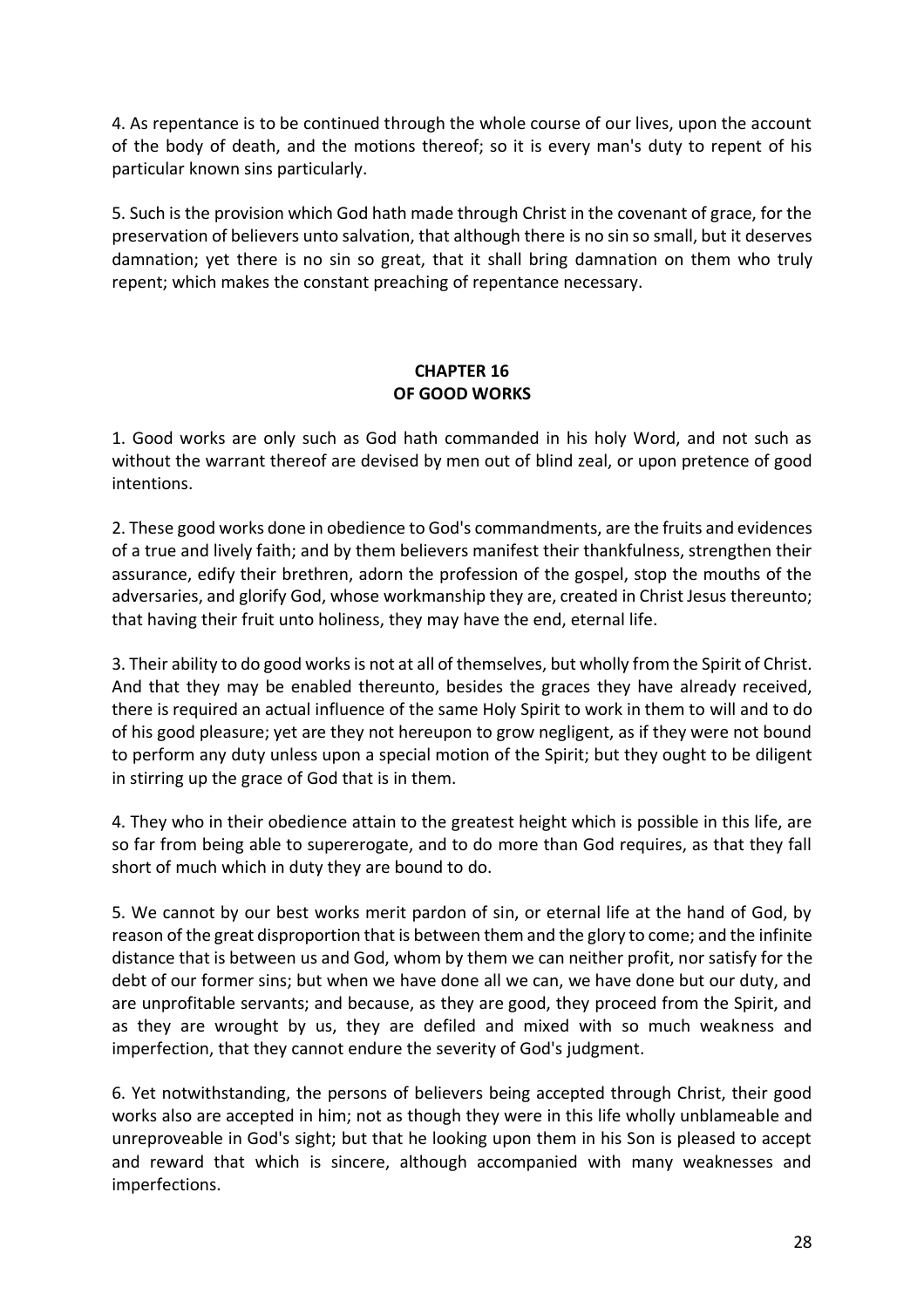4. As repentance is to be continued through the whole course of our lives, upon the account of the body of death, and the motions thereof; so it is every man's duty to repent of his particular known sins particularly.

5. Such is the provision which God hath made through Christ in the covenant of grace, for the preservation of believers unto salvation, that although there is no sin so small, but it deserves damnation; yet there is no sin so great, that it shall bring damnation on them who truly repent; which makes the constant preaching of repentance necessary.

## CHAPTER 16
## OF GOOD WORKS

1. Good works are only such as God hath commanded in his holy Word, and not such as without the warrant thereof are devised by men out of blind zeal, or upon pretence of good intentions.

2. These good works done in obedience to God's commandments, are the fruits and evidences of a true and lively faith; and by them believers manifest their thankfulness, strengthen their assurance, edify their brethren, adorn the profession of the gospel, stop the mouths of the adversaries, and glorify God, whose workmanship they are, created in Christ Jesus thereunto; that having their fruit unto holiness, they may have the end, eternal life.

3. Their ability to do good works is not at all of themselves, but wholly from the Spirit of Christ. And that they may be enabled thereunto, besides the graces they have already received, there is required an actual influence of the same Holy Spirit to work in them to will and to do of his good pleasure; yet are they not hereupon to grow negligent, as if they were not bound to perform any duty unless upon a special motion of the Spirit; but they ought to be diligent in stirring up the grace of God that is in them.

4. They who in their obedience attain to the greatest height which is possible in this life, are so far from being able to supererogate, and to do more than God requires, as that they fall short of much which in duty they are bound to do.

5. We cannot by our best works merit pardon of sin, or eternal life at the hand of God, by reason of the great disproportion that is between them and the glory to come; and the infinite distance that is between us and God, whom by them we can neither profit, nor satisfy for the debt of our former sins; but when we have done all we can, we have done but our duty, and are unprofitable servants; and because, as they are good, they proceed from the Spirit, and as they are wrought by us, they are defiled and mixed with so much weakness and imperfection, that they cannot endure the severity of God's judgment.

6. Yet notwithstanding, the persons of believers being accepted through Christ, their good works also are accepted in him; not as though they were in this life wholly unblameable and unreproveable in God's sight; but that he looking upon them in his Son is pleased to accept and reward that which is sincere, although accompanied with many weaknesses and imperfections.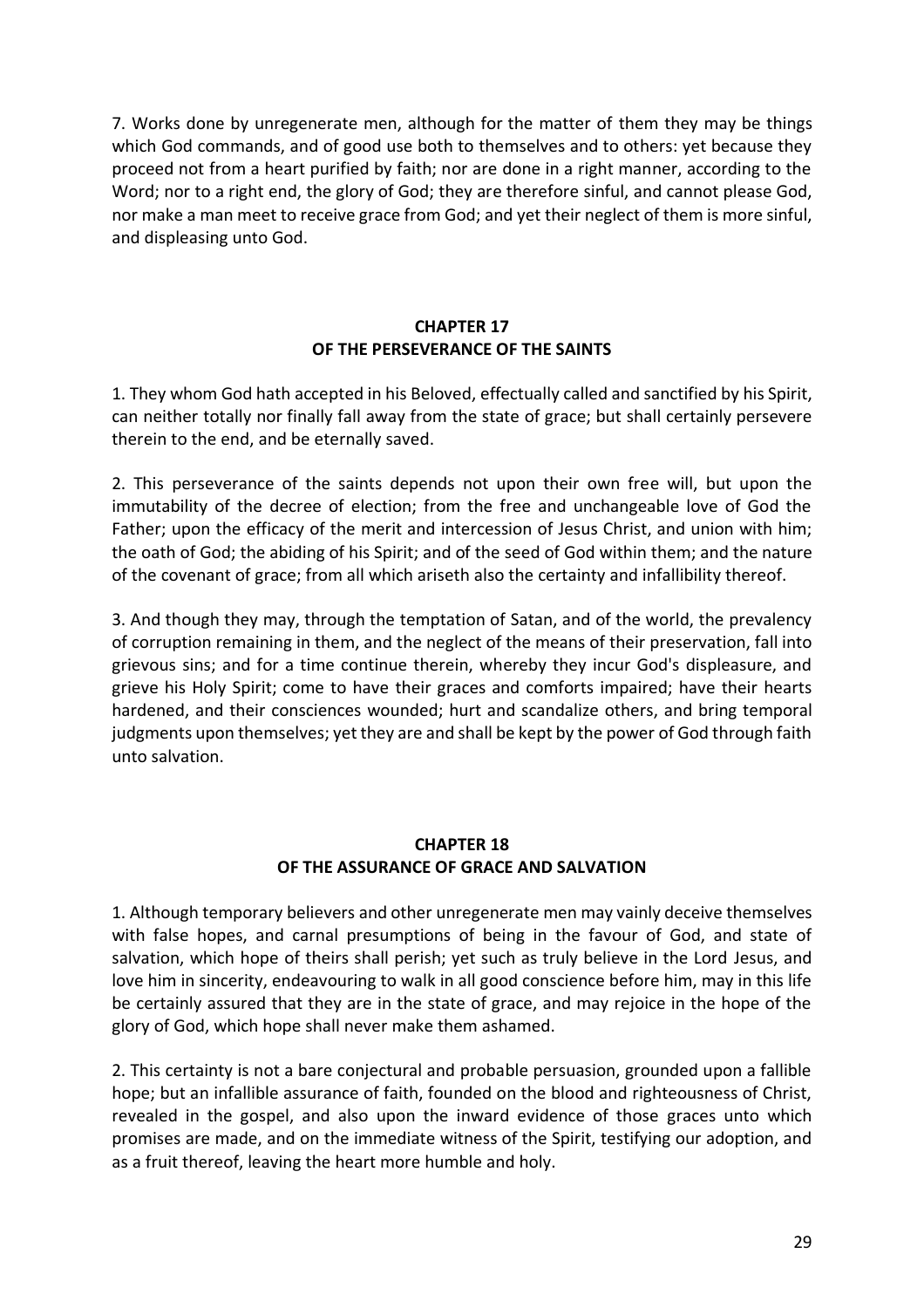7. Works done by unregenerate men, although for the matter of them they may be things which God commands, and of good use both to themselves and to others: yet because they proceed not from a heart purified by faith; nor are done in a right manner, according to the Word; nor to a right end, the glory of God; they are therefore sinful, and cannot please God, nor make a man meet to receive grace from God; and yet their neglect of them is more sinful, and displeasing unto God.

## CHAPTER 17
## OF THE PERSEVERANCE OF THE SAINTS

1. They whom God hath accepted in his Beloved, effectually called and sanctified by his Spirit, can neither totally nor finally fall away from the state of grace; but shall certainly persevere therein to the end, and be eternally saved.

2. This perseverance of the saints depends not upon their own free will, but upon the immutability of the decree of election; from the free and unchangeable love of God the Father; upon the efficacy of the merit and intercession of Jesus Christ, and union with him; the oath of God; the abiding of his Spirit; and of the seed of God within them; and the nature of the covenant of grace; from all which ariseth also the certainty and infallibility thereof.

3. And though they may, through the temptation of Satan, and of the world, the prevalency of corruption remaining in them, and the neglect of the means of their preservation, fall into grievous sins; and for a time continue therein, whereby they incur God's displeasure, and grieve his Holy Spirit; come to have their graces and comforts impaired; have their hearts hardened, and their consciences wounded; hurt and scandalize others, and bring temporal judgments upon themselves; yet they are and shall be kept by the power of God through faith unto salvation.

## CHAPTER 18
## OF THE ASSURANCE OF GRACE AND SALVATION

1. Although temporary believers and other unregenerate men may vainly deceive themselves with false hopes, and carnal presumptions of being in the favour of God, and state of salvation, which hope of theirs shall perish; yet such as truly believe in the Lord Jesus, and love him in sincerity, endeavouring to walk in all good conscience before him, may in this life be certainly assured that they are in the state of grace, and may rejoice in the hope of the glory of God, which hope shall never make them ashamed.

2. This certainty is not a bare conjectural and probable persuasion, grounded upon a fallible hope; but an infallible assurance of faith, founded on the blood and righteousness of Christ, revealed in the gospel, and also upon the inward evidence of those graces unto which promises are made, and on the immediate witness of the Spirit, testifying our adoption, and as a fruit thereof, leaving the heart more humble and holy.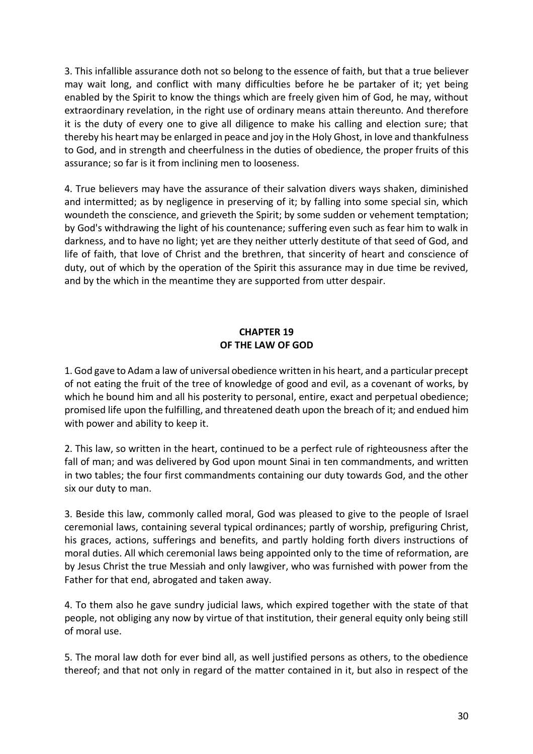3. This infallible assurance doth not so belong to the essence of faith, but that a true believer may wait long, and conflict with many difficulties before he be partaker of it; yet being enabled by the Spirit to know the things which are freely given him of God, he may, without extraordinary revelation, in the right use of ordinary means attain thereunto. And therefore it is the duty of every one to give all diligence to make his calling and election sure; that thereby his heart may be enlarged in peace and joy in the Holy Ghost, in love and thankfulness to God, and in strength and cheerfulness in the duties of obedience, the proper fruits of this assurance; so far is it from inclining men to looseness.

4. True believers may have the assurance of their salvation divers ways shaken, diminished and intermitted; as by negligence in preserving of it; by falling into some special sin, which woundeth the conscience, and grieveth the Spirit; by some sudden or vehement temptation; by God's withdrawing the light of his countenance; suffering even such as fear him to walk in darkness, and to have no light; yet are they neither utterly destitute of that seed of God, and life of faith, that love of Christ and the brethren, that sincerity of heart and conscience of duty, out of which by the operation of the Spirit this assurance may in due time be revived, and by the which in the meantime they are supported from utter despair.

## CHAPTER 19
## OF THE LAW OF GOD

1. God gave to Adam a law of universal obedience written in his heart, and a particular precept of not eating the fruit of the tree of knowledge of good and evil, as a covenant of works, by which he bound him and all his posterity to personal, entire, exact and perpetual obedience; promised life upon the fulfilling, and threatened death upon the breach of it; and endued him with power and ability to keep it.

2. This law, so written in the heart, continued to be a perfect rule of righteousness after the fall of man; and was delivered by God upon mount Sinai in ten commandments, and written in two tables; the four first commandments containing our duty towards God, and the other six our duty to man.

3. Beside this law, commonly called moral, God was pleased to give to the people of Israel ceremonial laws, containing several typical ordinances; partly of worship, prefiguring Christ, his graces, actions, sufferings and benefits, and partly holding forth divers instructions of moral duties. All which ceremonial laws being appointed only to the time of reformation, are by Jesus Christ the true Messiah and only lawgiver, who was furnished with power from the Father for that end, abrogated and taken away.

4. To them also he gave sundry judicial laws, which expired together with the state of that people, not obliging any now by virtue of that institution, their general equity only being still of moral use.

5. The moral law doth for ever bind all, as well justified persons as others, to the obedience thereof; and that not only in regard of the matter contained in it, but also in respect of the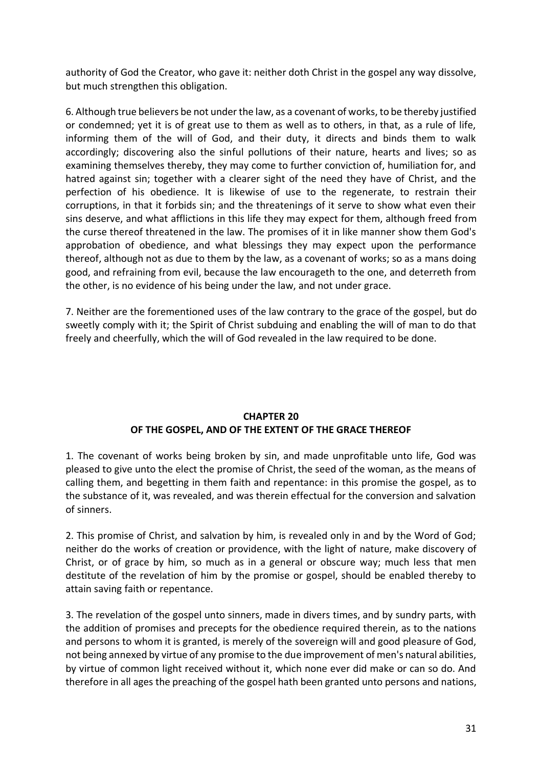authority of God the Creator, who gave it: neither doth Christ in the gospel any way dissolve, but much strengthen this obligation.

6. Although true believers be not under the law, as a covenant of works, to be thereby justified or condemned; yet it is of great use to them as well as to others, in that, as a rule of life, informing them of the will of God, and their duty, it directs and binds them to walk accordingly; discovering also the sinful pollutions of their nature, hearts and lives; so as examining themselves thereby, they may come to further conviction of, humiliation for, and hatred against sin; together with a clearer sight of the need they have of Christ, and the perfection of his obedience. It is likewise of use to the regenerate, to restrain their corruptions, in that it forbids sin; and the threatenings of it serve to show what even their sins deserve, and what afflictions in this life they may expect for them, although freed from the curse thereof threatened in the law. The promises of it in like manner show them God's approbation of obedience, and what blessings they may expect upon the performance thereof, although not as due to them by the law, as a covenant of works; so as a mans doing good, and refraining from evil, because the law encourageth to the one, and deterreth from the other, is no evidence of his being under the law, and not under grace.

7. Neither are the forementioned uses of the law contrary to the grace of the gospel, but do sweetly comply with it; the Spirit of Christ subduing and enabling the will of man to do that freely and cheerfully, which the will of God revealed in the law required to be done.

## CHAPTER 20
## OF THE GOSPEL, AND OF THE EXTENT OF THE GRACE THEREOF

1. The covenant of works being broken by sin, and made unprofitable unto life, God was pleased to give unto the elect the promise of Christ, the seed of the woman, as the means of calling them, and begetting in them faith and repentance: in this promise the gospel, as to the substance of it, was revealed, and was therein effectual for the conversion and salvation of sinners.

2. This promise of Christ, and salvation by him, is revealed only in and by the Word of God; neither do the works of creation or providence, with the light of nature, make discovery of Christ, or of grace by him, so much as in a general or obscure way; much less that men destitute of the revelation of him by the promise or gospel, should be enabled thereby to attain saving faith or repentance.

3. The revelation of the gospel unto sinners, made in divers times, and by sundry parts, with the addition of promises and precepts for the obedience required therein, as to the nations and persons to whom it is granted, is merely of the sovereign will and good pleasure of God, not being annexed by virtue of any promise to the due improvement of men's natural abilities, by virtue of common light received without it, which none ever did make or can so do. And therefore in all ages the preaching of the gospel hath been granted unto persons and nations,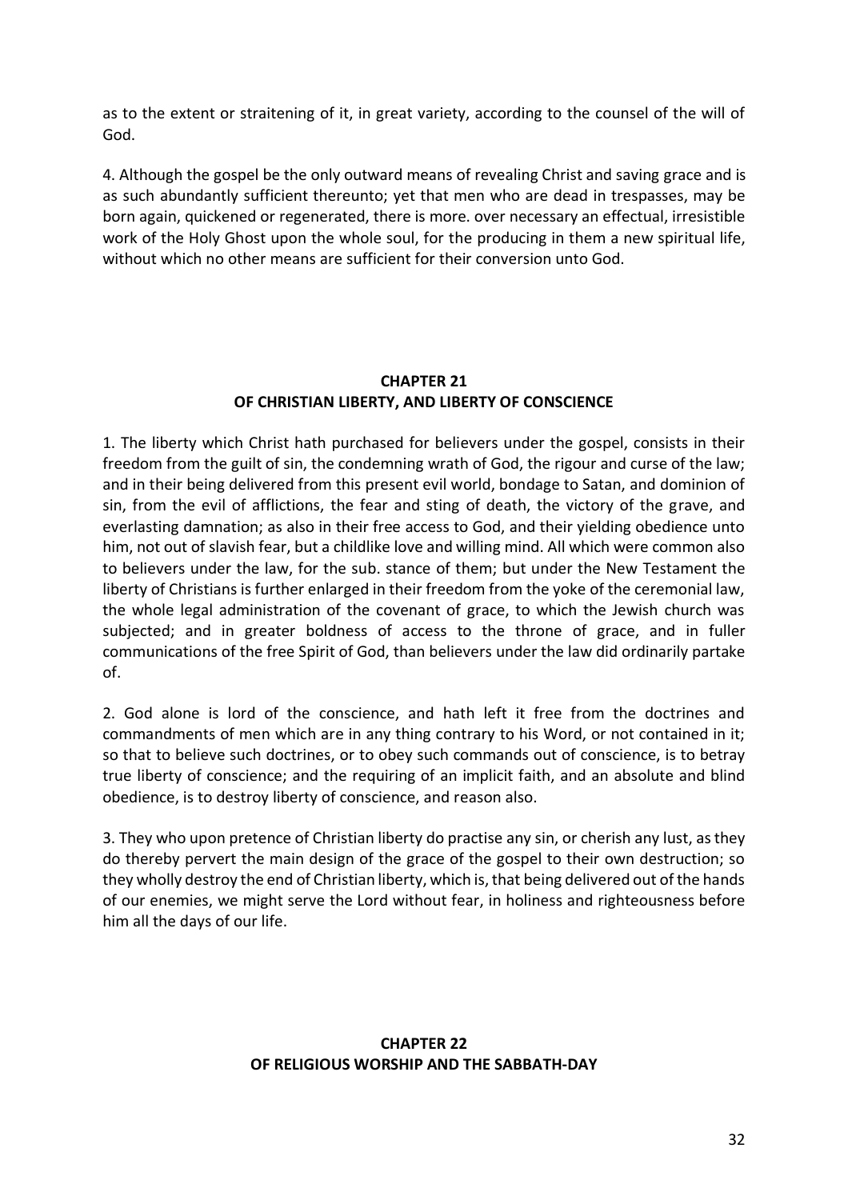as to the extent or straitening of it, in great variety, according to the counsel of the will of God.

4. Although the gospel be the only outward means of revealing Christ and saving grace and is as such abundantly sufficient thereunto; yet that men who are dead in trespasses, may be born again, quickened or regenerated, there is more. over necessary an effectual, irresistible work of the Holy Ghost upon the whole soul, for the producing in them a new spiritual life, without which no other means are sufficient for their conversion unto God.

## CHAPTER 21
## OF CHRISTIAN LIBERTY, AND LIBERTY OF CONSCIENCE

1. The liberty which Christ hath purchased for believers under the gospel, consists in their freedom from the guilt of sin, the condemning wrath of God, the rigour and curse of the law; and in their being delivered from this present evil world, bondage to Satan, and dominion of sin, from the evil of afflictions, the fear and sting of death, the victory of the grave, and everlasting damnation; as also in their free access to God, and their yielding obedience unto him, not out of slavish fear, but a childlike love and willing mind. All which were common also to believers under the law, for the sub. stance of them; but under the New Testament the liberty of Christians is further enlarged in their freedom from the yoke of the ceremonial law, the whole legal administration of the covenant of grace, to which the Jewish church was subjected; and in greater boldness of access to the throne of grace, and in fuller communications of the free Spirit of God, than believers under the law did ordinarily partake of.

2. God alone is lord of the conscience, and hath left it free from the doctrines and commandments of men which are in any thing contrary to his Word, or not contained in it; so that to believe such doctrines, or to obey such commands out of conscience, is to betray true liberty of conscience; and the requiring of an implicit faith, and an absolute and blind obedience, is to destroy liberty of conscience, and reason also.

3. They who upon pretence of Christian liberty do practise any sin, or cherish any lust, as they do thereby pervert the main design of the grace of the gospel to their own destruction; so they wholly destroy the end of Christian liberty, which is, that being delivered out of the hands of our enemies, we might serve the Lord without fear, in holiness and righteousness before him all the days of our life.

## CHAPTER 22
## OF RELIGIOUS WORSHIP AND THE SABBATH-DAY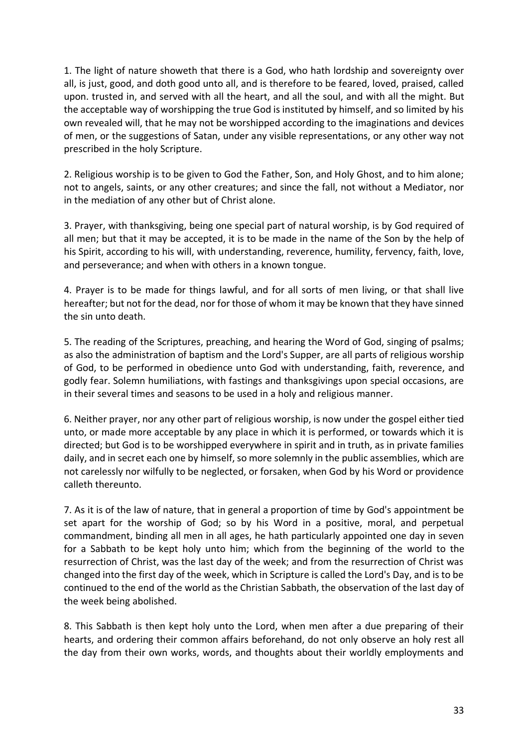1. The light of nature showeth that there is a God, who hath lordship and sovereignty over all, is just, good, and doth good unto all, and is therefore to be feared, loved, praised, called upon. trusted in, and served with all the heart, and all the soul, and with all the might. But the acceptable way of worshipping the true God is instituted by himself, and so limited by his own revealed will, that he may not be worshipped according to the imaginations and devices of men, or the suggestions of Satan, under any visible representations, or any other way not prescribed in the holy Scripture.

2. Religious worship is to be given to God the Father, Son, and Holy Ghost, and to him alone; not to angels, saints, or any other creatures; and since the fall, not without a Mediator, nor in the mediation of any other but of Christ alone.

3. Prayer, with thanksgiving, being one special part of natural worship, is by God required of all men; but that it may be accepted, it is to be made in the name of the Son by the help of his Spirit, according to his will, with understanding, reverence, humility, fervency, faith, love, and perseverance; and when with others in a known tongue.

4. Prayer is to be made for things lawful, and for all sorts of men living, or that shall live hereafter; but not for the dead, nor for those of whom it may be known that they have sinned the sin unto death.

5. The reading of the Scriptures, preaching, and hearing the Word of God, singing of psalms; as also the administration of baptism and the Lord's Supper, are all parts of religious worship of God, to be performed in obedience unto God with understanding, faith, reverence, and godly fear. Solemn humiliations, with fastings and thanksgivings upon special occasions, are in their several times and seasons to be used in a holy and religious manner.

6. Neither prayer, nor any other part of religious worship, is now under the gospel either tied unto, or made more acceptable by any place in which it is performed, or towards which it is directed; but God is to be worshipped everywhere in spirit and in truth, as in private families daily, and in secret each one by himself, so more solemnly in the public assemblies, which are not carelessly nor wilfully to be neglected, or forsaken, when God by his Word or providence calleth thereunto.

7. As it is of the law of nature, that in general a proportion of time by God's appointment be set apart for the worship of God; so by his Word in a positive, moral, and perpetual commandment, binding all men in all ages, he hath particularly appointed one day in seven for a Sabbath to be kept holy unto him; which from the beginning of the world to the resurrection of Christ, was the last day of the week; and from the resurrection of Christ was changed into the first day of the week, which in Scripture is called the Lord's Day, and is to be continued to the end of the world as the Christian Sabbath, the observation of the last day of the week being abolished.

8. This Sabbath is then kept holy unto the Lord, when men after a due preparing of their hearts, and ordering their common affairs beforehand, do not only observe an holy rest all the day from their own works, words, and thoughts about their worldly employments and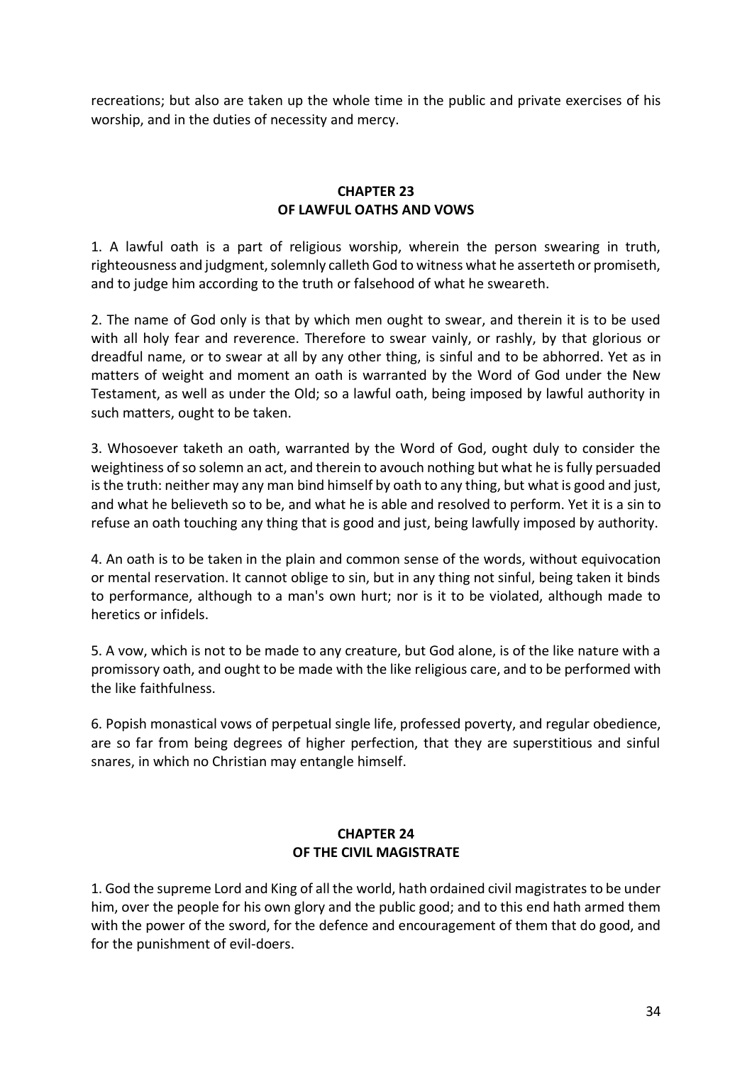recreations; but also are taken up the whole time in the public and private exercises of his worship, and in the duties of necessity and mercy.

## CHAPTER 23
## OF LAWFUL OATHS AND VOWS

1. A lawful oath is a part of religious worship, wherein the person swearing in truth, righteousness and judgment, solemnly calleth God to witness what he asserteth or promiseth, and to judge him according to the truth or falsehood of what he sweareth.

2. The name of God only is that by which men ought to swear, and therein it is to be used with all holy fear and reverence. Therefore to swear vainly, or rashly, by that glorious or dreadful name, or to swear at all by any other thing, is sinful and to be abhorred. Yet as in matters of weight and moment an oath is warranted by the Word of God under the New Testament, as well as under the Old; so a lawful oath, being imposed by lawful authority in such matters, ought to be taken.

3. Whosoever taketh an oath, warranted by the Word of God, ought duly to consider the weightiness of so solemn an act, and therein to avouch nothing but what he is fully persuaded is the truth: neither may any man bind himself by oath to any thing, but what is good and just, and what he believeth so to be, and what he is able and resolved to perform. Yet it is a sin to refuse an oath touching any thing that is good and just, being lawfully imposed by authority.

4. An oath is to be taken in the plain and common sense of the words, without equivocation or mental reservation. It cannot oblige to sin, but in any thing not sinful, being taken it binds to performance, although to a man's own hurt; nor is it to be violated, although made to heretics or infidels.

5. A vow, which is not to be made to any creature, but God alone, is of the like nature with a promissory oath, and ought to be made with the like religious care, and to be performed with the like faithfulness.

6. Popish monastical vows of perpetual single life, professed poverty, and regular obedience, are so far from being degrees of higher perfection, that they are superstitious and sinful snares, in which no Christian may entangle himself.

## CHAPTER 24
## OF THE CIVIL MAGISTRATE

1. God the supreme Lord and King of all the world, hath ordained civil magistrates to be under him, over the people for his own glory and the public good; and to this end hath armed them with the power of the sword, for the defence and encouragement of them that do good, and for the punishment of evil-doers.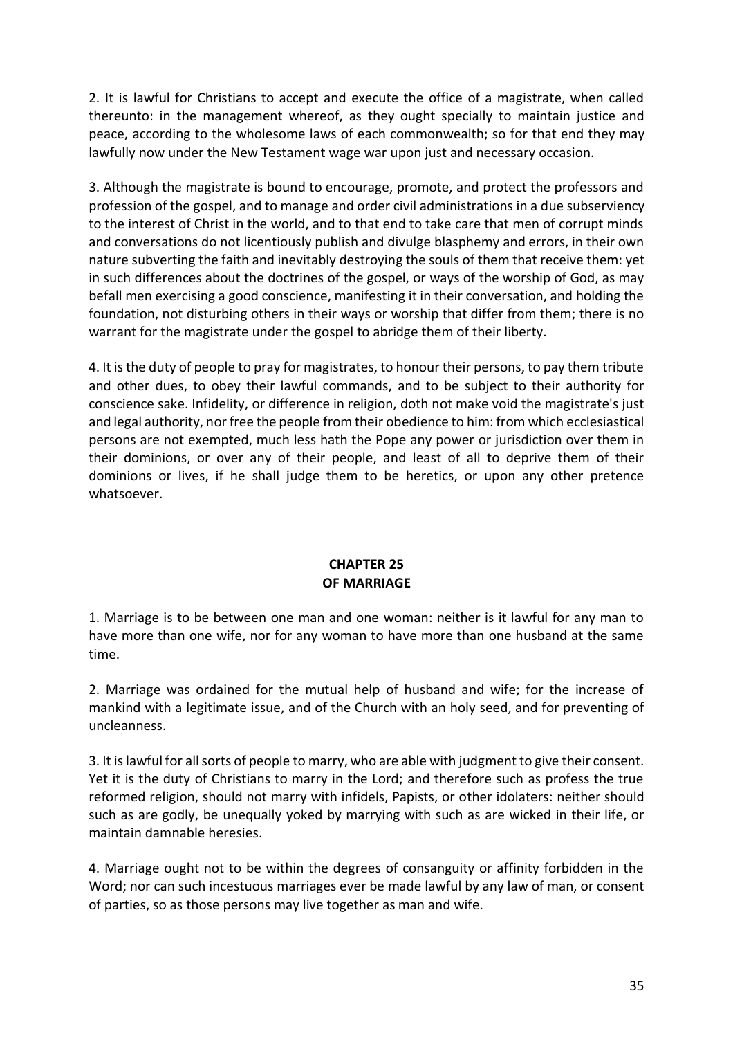2. It is lawful for Christians to accept and execute the office of a magistrate, when called thereunto: in the management whereof, as they ought specially to maintain justice and peace, according to the wholesome laws of each commonwealth; so for that end they may lawfully now under the New Testament wage war upon just and necessary occasion.

3. Although the magistrate is bound to encourage, promote, and protect the professors and profession of the gospel, and to manage and order civil administrations in a due subserviency to the interest of Christ in the world, and to that end to take care that men of corrupt minds and conversations do not licentiously publish and divulge blasphemy and errors, in their own nature subverting the faith and inevitably destroying the souls of them that receive them: yet in such differences about the doctrines of the gospel, or ways of the worship of God, as may befall men exercising a good conscience, manifesting it in their conversation, and holding the foundation, not disturbing others in their ways or worship that differ from them; there is no warrant for the magistrate under the gospel to abridge them of their liberty.

4. It is the duty of people to pray for magistrates, to honour their persons, to pay them tribute and other dues, to obey their lawful commands, and to be subject to their authority for conscience sake. Infidelity, or difference in religion, doth not make void the magistrate's just and legal authority, nor free the people from their obedience to him: from which ecclesiastical persons are not exempted, much less hath the Pope any power or jurisdiction over them in their dominions, or over any of their people, and least of all to deprive them of their dominions or lives, if he shall judge them to be heretics, or upon any other pretence whatsoever.

## CHAPTER 25
## OF MARRIAGE

1. Marriage is to be between one man and one woman: neither is it lawful for any man to have more than one wife, nor for any woman to have more than one husband at the same time.

2. Marriage was ordained for the mutual help of husband and wife; for the increase of mankind with a legitimate issue, and of the Church with an holy seed, and for preventing of uncleanness.

3. It is lawful for all sorts of people to marry, who are able with judgment to give their consent. Yet it is the duty of Christians to marry in the Lord; and therefore such as profess the true reformed religion, should not marry with infidels, Papists, or other idolaters: neither should such as are godly, be unequally yoked by marrying with such as are wicked in their life, or maintain damnable heresies.

4. Marriage ought not to be within the degrees of consanguinity or affinity forbidden in the Word; nor can such incestuous marriages ever be made lawful by any law of man, or consent of parties, so as those persons may live together as man and wife.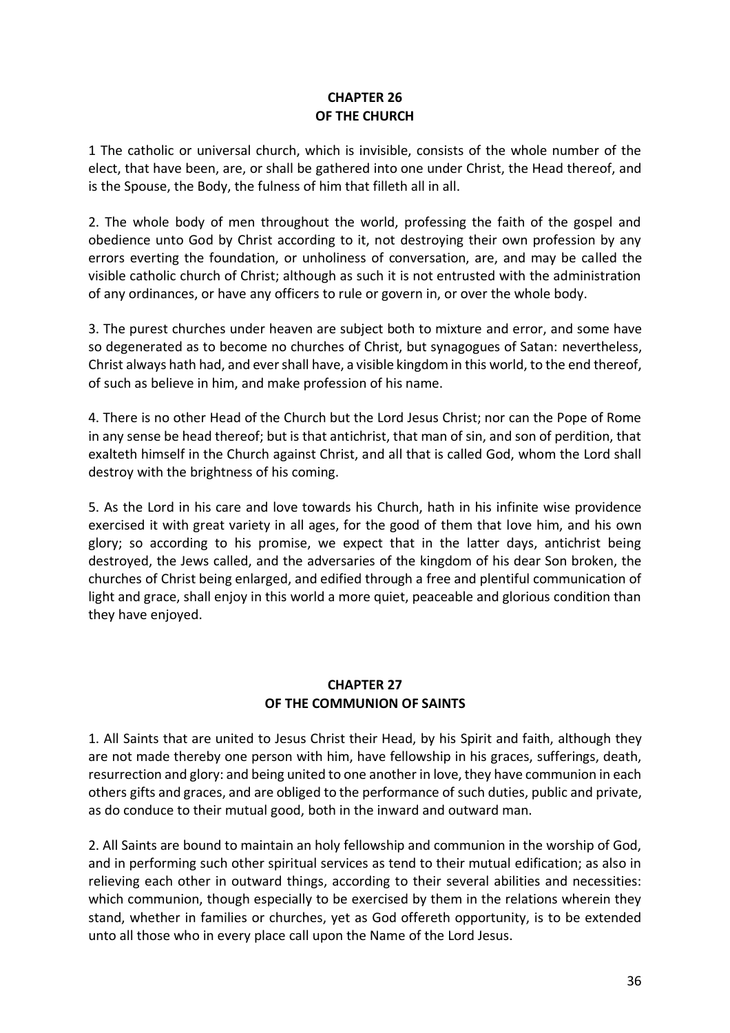## CHAPTER 26
## OF THE CHURCH

1 The catholic or universal church, which is invisible, consists of the whole number of the elect, that have been, are, or shall be gathered into one under Christ, the Head thereof, and is the Spouse, the Body, the fulness of him that filleth all in all.

2. The whole body of men throughout the world, professing the faith of the gospel and obedience unto God by Christ according to it, not destroying their own profession by any errors everting the foundation, or unholiness of conversation, are, and may be called the visible catholic church of Christ; although as such it is not entrusted with the administration of any ordinances, or have any officers to rule or govern in, or over the whole body.

3. The purest churches under heaven are subject both to mixture and error, and some have so degenerated as to become no churches of Christ, but synagogues of Satan: nevertheless, Christ always hath had, and ever shall have, a visible kingdom in this world, to the end thereof, of such as believe in him, and make profession of his name.

4. There is no other Head of the Church but the Lord Jesus Christ; nor can the Pope of Rome in any sense be head thereof; but is that antichrist, that man of sin, and son of perdition, that exalteth himself in the Church against Christ, and all that is called God, whom the Lord shall destroy with the brightness of his coming.

5. As the Lord in his care and love towards his Church, hath in his infinite wise providence exercised it with great variety in all ages, for the good of them that love him, and his own glory; so according to his promise, we expect that in the latter days, antichrist being destroyed, the Jews called, and the adversaries of the kingdom of his dear Son broken, the churches of Christ being enlarged, and edified through a free and plentiful communication of light and grace, shall enjoy in this world a more quiet, peaceable and glorious condition than they have enjoyed.

## CHAPTER 27
## OF THE COMMUNION OF SAINTS

1. All Saints that are united to Jesus Christ their Head, by his Spirit and faith, although they are not made thereby one person with him, have fellowship in his graces, sufferings, death, resurrection and glory: and being united to one another in love, they have communion in each others gifts and graces, and are obliged to the performance of such duties, public and private, as do conduce to their mutual good, both in the inward and outward man.

2. All Saints are bound to maintain an holy fellowship and communion in the worship of God, and in performing such other spiritual services as tend to their mutual edification; as also in relieving each other in outward things, according to their several abilities and necessities: which communion, though especially to be exercised by them in the relations wherein they stand, whether in families or churches, yet as God offereth opportunity, is to be extended unto all those who in every place call upon the Name of the Lord Jesus.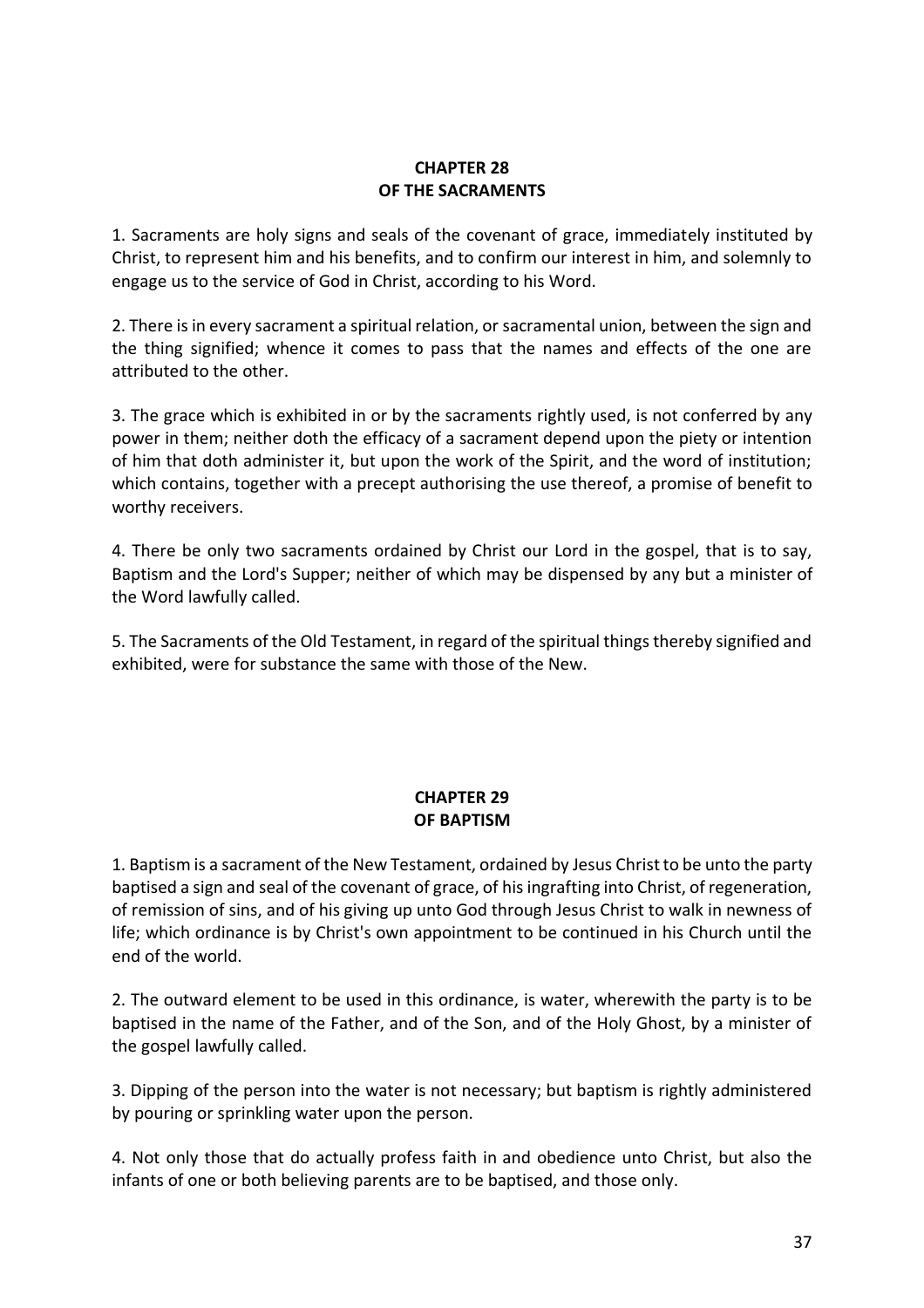## CHAPTER 28
## OF THE SACRAMENTS

1. Sacraments are holy signs and seals of the covenant of grace, immediately instituted by Christ, to represent him and his benefits, and to confirm our interest in him, and solemnly to engage us to the service of God in Christ, according to his Word.

2. There is in every sacrament a spiritual relation, or sacramental union, between the sign and the thing signified; whence it comes to pass that the names and effects of the one are attributed to the other.

3. The grace which is exhibited in or by the sacraments rightly used, is not conferred by any power in them; neither doth the efficacy of a sacrament depend upon the piety or intention of him that doth administer it, but upon the work of the Spirit, and the word of institution; which contains, together with a precept authorising the use thereof, a promise of benefit to worthy receivers.

4. There be only two sacraments ordained by Christ our Lord in the gospel, that is to say, Baptism and the Lord's Supper; neither of which may be dispensed by any but a minister of the Word lawfully called.

5. The Sacraments of the Old Testament, in regard of the spiritual things thereby signified and exhibited, were for substance the same with those of the New.

## CHAPTER 29
## OF BAPTISM

1. Baptism is a sacrament of the New Testament, ordained by Jesus Christ to be unto the party baptised a sign and seal of the covenant of grace, of his ingrafting into Christ, of regeneration, of remission of sins, and of his giving up unto God through Jesus Christ to walk in newness of life; which ordinance is by Christ's own appointment to be continued in his Church until the end of the world.

2. The outward element to be used in this ordinance, is water, wherewith the party is to be baptised in the name of the Father, and of the Son, and of the Holy Ghost, by a minister of the gospel lawfully called.

3. Dipping of the person into the water is not necessary; but baptism is rightly administered by pouring or sprinkling water upon the person.

4. Not only those that do actually profess faith in and obedience unto Christ, but also the infants of one or both believing parents are to be baptised, and those only.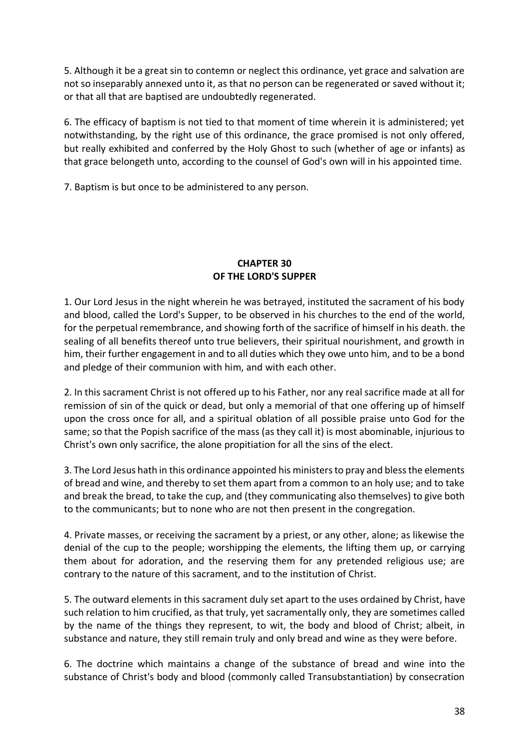5. Although it be a great sin to contemn or neglect this ordinance, yet grace and salvation are not so inseparably annexed unto it, as that no person can be regenerated or saved without it; or that all that are baptised are undoubtedly regenerated.

6. The efficacy of baptism is not tied to that moment of time wherein it is administered; yet notwithstanding, by the right use of this ordinance, the grace promised is not only offered, but really exhibited and conferred by the Holy Ghost to such (whether of age or infants) as that grace belongeth unto, according to the counsel of God's own will in his appointed time.

7. Baptism is but once to be administered to any person.

## CHAPTER 30
## OF THE LORD'S SUPPER

1. Our Lord Jesus in the night wherein he was betrayed, instituted the sacrament of his body and blood, called the Lord's Supper, to be observed in his churches to the end of the world, for the perpetual remembrance, and showing forth of the sacrifice of himself in his death. the sealing of all benefits thereof unto true believers, their spiritual nourishment, and growth in him, their further engagement in and to all duties which they owe unto him, and to be a bond and pledge of their communion with him, and with each other.

2. In this sacrament Christ is not offered up to his Father, nor any real sacrifice made at all for remission of sin of the quick or dead, but only a memorial of that one offering up of himself upon the cross once for all, and a spiritual oblation of all possible praise unto God for the same; so that the Popish sacrifice of the mass (as they call it) is most abominable, injurious to Christ's own only sacrifice, the alone propitiation for all the sins of the elect.

3. The Lord Jesus hath in this ordinance appointed his ministers to pray and bless the elements of bread and wine, and thereby to set them apart from a common to an holy use; and to take and break the bread, to take the cup, and (they communicating also themselves) to give both to the communicants; but to none who are not then present in the congregation.

4. Private masses, or receiving the sacrament by a priest, or any other, alone; as likewise the denial of the cup to the people; worshipping the elements, the lifting them up, or carrying them about for adoration, and the reserving them for any pretended religious use; are contrary to the nature of this sacrament, and to the institution of Christ.

5. The outward elements in this sacrament duly set apart to the uses ordained by Christ, have such relation to him crucified, as that truly, yet sacramentally only, they are sometimes called by the name of the things they represent, to wit, the body and blood of Christ; albeit, in substance and nature, they still remain truly and only bread and wine as they were before.

6. The doctrine which maintains a change of the substance of bread and wine into the substance of Christ's body and blood (commonly called Transubstantiation) by consecration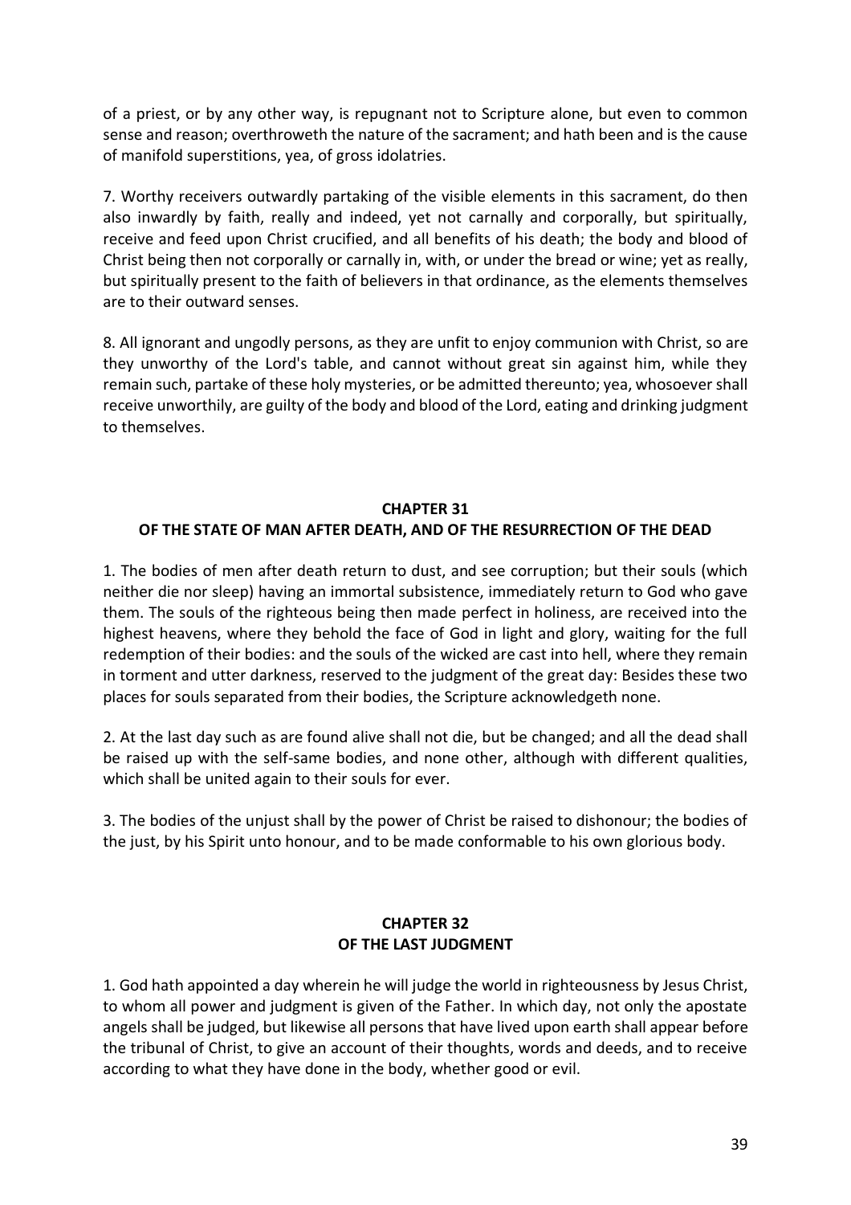of a priest, or by any other way, is repugnant not to Scripture alone, but even to common sense and reason; overthroweth the nature of the sacrament; and hath been and is the cause of manifold superstitions, yea, of gross idolatries.

7. Worthy receivers outwardly partaking of the visible elements in this sacrament, do then also inwardly by faith, really and indeed, yet not carnally and corporally, but spiritually, receive and feed upon Christ crucified, and all benefits of his death; the body and blood of Christ being then not corporally or carnally in, with, or under the bread or wine; yet as really, but spiritually present to the faith of believers in that ordinance, as the elements themselves are to their outward senses.

8. All ignorant and ungodly persons, as they are unfit to enjoy communion with Christ, so are they unworthy of the Lord's table, and cannot without great sin against him, while they remain such, partake of these holy mysteries, or be admitted thereunto; yea, whosoever shall receive unworthily, are guilty of the body and blood of the Lord, eating and drinking judgment to themselves.

## CHAPTER 31
## OF THE STATE OF MAN AFTER DEATH, AND OF THE RESURRECTION OF THE DEAD

1. The bodies of men after death return to dust, and see corruption; but their souls (which neither die nor sleep) having an immortal subsistence, immediately return to God who gave them. The souls of the righteous being then made perfect in holiness, are received into the highest heavens, where they behold the face of God in light and glory, waiting for the full redemption of their bodies: and the souls of the wicked are cast into hell, where they remain in torment and utter darkness, reserved to the judgment of the great day: Besides these two places for souls separated from their bodies, the Scripture acknowledgeth none.

2. At the last day such as are found alive shall not die, but be changed; and all the dead shall be raised up with the self-same bodies, and none other, although with different qualities, which shall be united again to their souls for ever.

3. The bodies of the unjust shall by the power of Christ be raised to dishonour; the bodies of the just, by his Spirit unto honour, and to be made conformable to his own glorious body.

## CHAPTER 32
## OF THE LAST JUDGMENT

1. God hath appointed a day wherein he will judge the world in righteousness by Jesus Christ, to whom all power and judgment is given of the Father. In which day, not only the apostate angels shall be judged, but likewise all persons that have lived upon earth shall appear before the tribunal of Christ, to give an account of their thoughts, words and deeds, and to receive according to what they have done in the body, whether good or evil.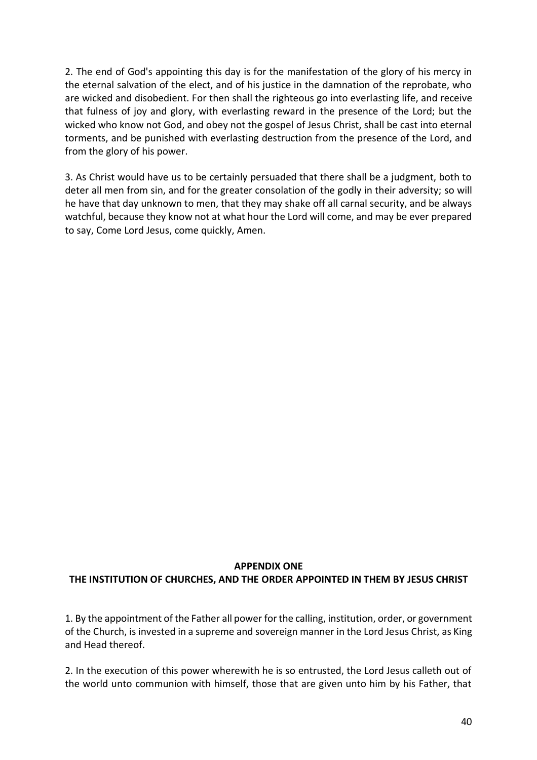2. The end of God's appointing this day is for the manifestation of the glory of his mercy in the eternal salvation of the elect, and of his justice in the damnation of the reprobate, who are wicked and disobedient. For then shall the righteous go into everlasting life, and receive that fulness of joy and glory, with everlasting reward in the presence of the Lord; but the wicked who know not God, and obey not the gospel of Jesus Christ, shall be cast into eternal torments, and be punished with everlasting destruction from the presence of the Lord, and from the glory of his power.

3. As Christ would have us to be certainly persuaded that there shall be a judgment, both to deter all men from sin, and for the greater consolation of the godly in their adversity; so will he have that day unknown to men, that they may shake off all carnal security, and be always watchful, because they know not at what hour the Lord will come, and may be ever prepared to say, Come Lord Jesus, come quickly, Amen.

## APPENDIX ONE
## THE INSTITUTION OF CHURCHES, AND THE ORDER APPOINTED IN THEM BY JESUS CHRIST

1. By the appointment of the Father all power for the calling, institution, order, or government of the Church, is invested in a supreme and sovereign manner in the Lord Jesus Christ, as King and Head thereof.

2. In the execution of this power wherewith he is so entrusted, the Lord Jesus calleth out of the world unto communion with himself, those that are given unto him by his Father, that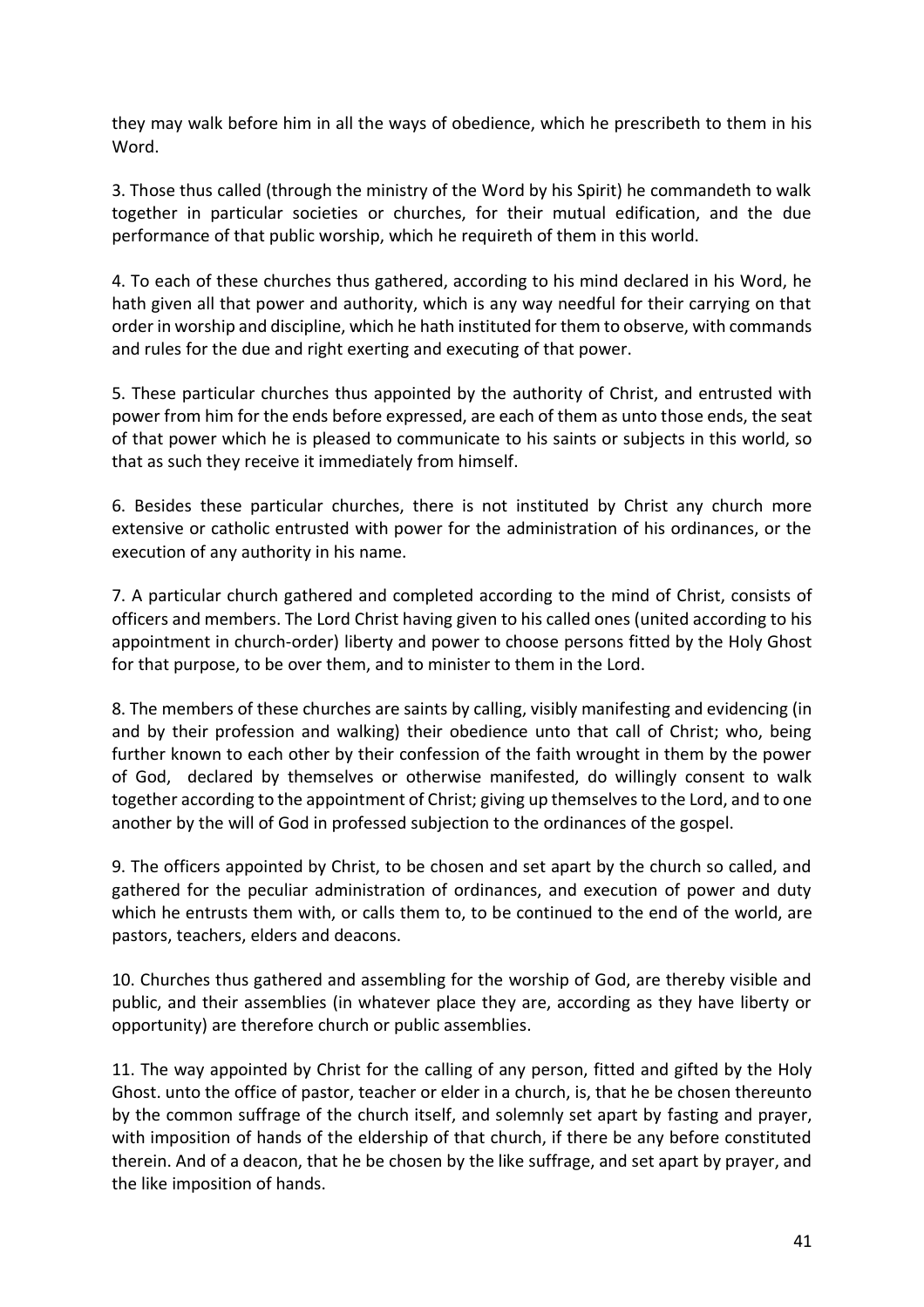they may walk before him in all the ways of obedience, which he prescribeth to them in his Word.

3. Those thus called (through the ministry of the Word by his Spirit) he commandeth to walk together in particular societies or churches, for their mutual edification, and the due performance of that public worship, which he requireth of them in this world.

4. To each of these churches thus gathered, according to his mind declared in his Word, he hath given all that power and authority, which is any way needful for their carrying on that order in worship and discipline, which he hath instituted for them to observe, with commands and rules for the due and right exerting and executing of that power.

5. These particular churches thus appointed by the authority of Christ, and entrusted with power from him for the ends before expressed, are each of them as unto those ends, the seat of that power which he is pleased to communicate to his saints or subjects in this world, so that as such they receive it immediately from himself.

6. Besides these particular churches, there is not instituted by Christ any church more extensive or catholic entrusted with power for the administration of his ordinances, or the execution of any authority in his name.

7. A particular church gathered and completed according to the mind of Christ, consists of officers and members. The Lord Christ having given to his called ones (united according to his appointment in church-order) liberty and power to choose persons fitted by the Holy Ghost for that purpose, to be over them, and to minister to them in the Lord.

8. The members of these churches are saints by calling, visibly manifesting and evidencing (in and by their profession and walking) their obedience unto that call of Christ; who, being further known to each other by their confession of the faith wrought in them by the power of God, declared by themselves or otherwise manifested, do willingly consent to walk together according to the appointment of Christ; giving up themselves to the Lord, and to one another by the will of God in professed subjection to the ordinances of the gospel.

9. The officers appointed by Christ, to be chosen and set apart by the church so called, and gathered for the peculiar administration of ordinances, and execution of power and duty which he entrusts them with, or calls them to, to be continued to the end of the world, are pastors, teachers, elders and deacons.

10. Churches thus gathered and assembling for the worship of God, are thereby visible and public, and their assemblies (in whatever place they are, according as they have liberty or opportunity) are therefore church or public assemblies.

11. The way appointed by Christ for the calling of any person, fitted and gifted by the Holy Ghost. unto the office of pastor, teacher or elder in a church, is, that he be chosen thereunto by the common suffrage of the church itself, and solemnly set apart by fasting and prayer, with imposition of hands of the eldership of that church, if there be any before constituted therein. And of a deacon, that he be chosen by the like suffrage, and set apart by prayer, and the like imposition of hands.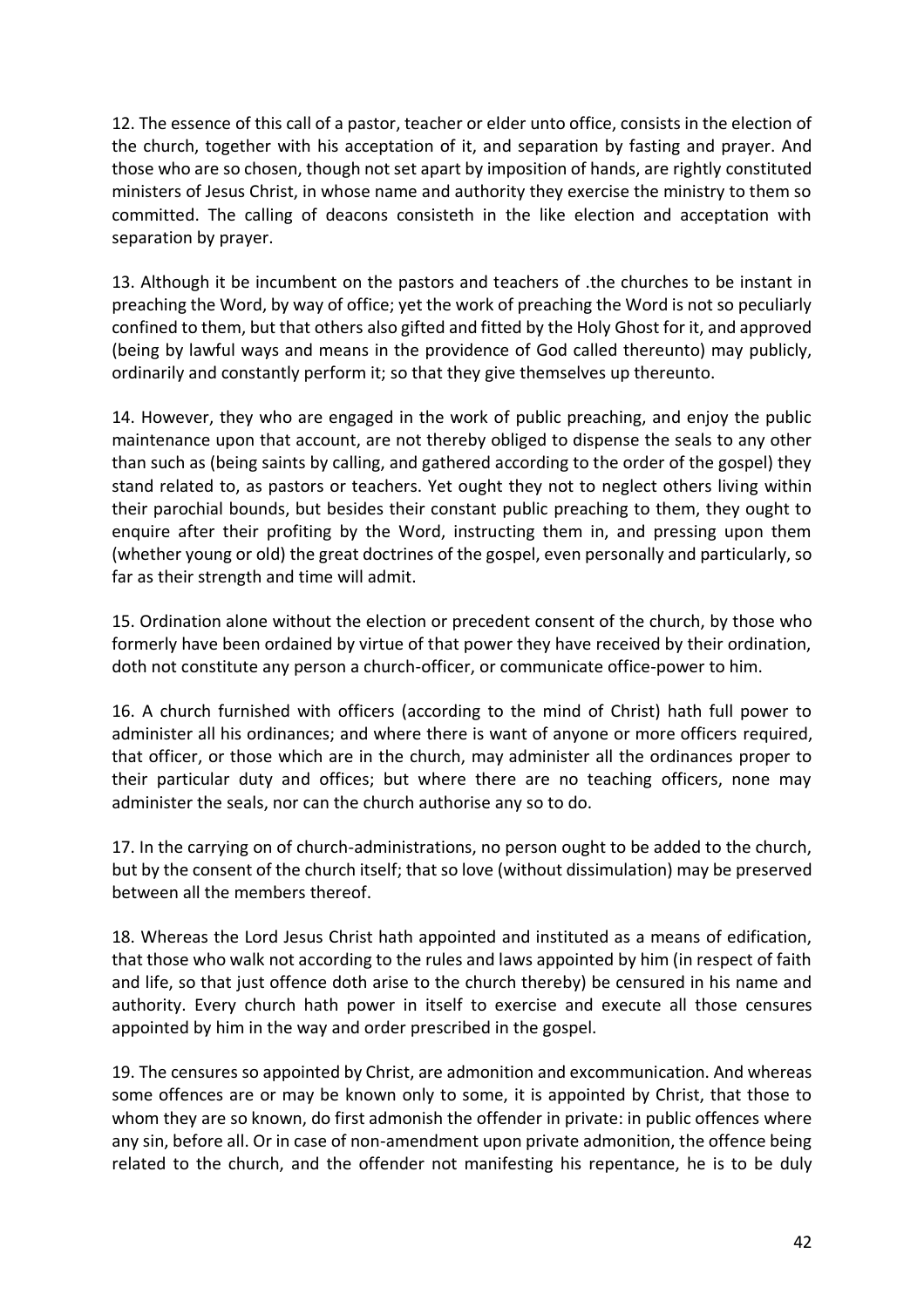12. The essence of this call of a pastor, teacher or elder unto office, consists in the election of the church, together with his acceptation of it, and separation by fasting and prayer. And those who are so chosen, though not set apart by imposition of hands, are rightly constituted ministers of Jesus Christ, in whose name and authority they exercise the ministry to them so committed. The calling of deacons consisteth in the like election and acceptation with separation by prayer.

13. Although it be incumbent on the pastors and teachers of .the churches to be instant in preaching the Word, by way of office; yet the work of preaching the Word is not so peculiarly confined to them, but that others also gifted and fitted by the Holy Ghost for it, and approved (being by lawful ways and means in the providence of God called thereunto) may publicly, ordinarily and constantly perform it; so that they give themselves up thereunto.

14. However, they who are engaged in the work of public preaching, and enjoy the public maintenance upon that account, are not thereby obliged to dispense the seals to any other than such as (being saints by calling, and gathered according to the order of the gospel) they stand related to, as pastors or teachers. Yet ought they not to neglect others living within their parochial bounds, but besides their constant public preaching to them, they ought to enquire after their profiting by the Word, instructing them in, and pressing upon them (whether young or old) the great doctrines of the gospel, even personally and particularly, so far as their strength and time will admit.

15. Ordination alone without the election or precedent consent of the church, by those who formerly have been ordained by virtue of that power they have received by their ordination, doth not constitute any person a church-officer, or communicate office-power to him.

16. A church furnished with officers (according to the mind of Christ) hath full power to administer all his ordinances; and where there is want of anyone or more officers required, that officer, or those which are in the church, may administer all the ordinances proper to their particular duty and offices; but where there are no teaching officers, none may administer the seals, nor can the church authorise any so to do.

17. In the carrying on of church-administrations, no person ought to be added to the church, but by the consent of the church itself; that so love (without dissimulation) may be preserved between all the members thereof.

18. Whereas the Lord Jesus Christ hath appointed and instituted as a means of edification, that those who walk not according to the rules and laws appointed by him (in respect of faith and life, so that just offence doth arise to the church thereby) be censured in his name and authority. Every church hath power in itself to exercise and execute all those censures appointed by him in the way and order prescribed in the gospel.

19. The censures so appointed by Christ, are admonition and excommunication. And whereas some offences are or may be known only to some, it is appointed by Christ, that those to whom they are so known, do first admonish the offender in private: in public offences where any sin, before all. Or in case of non-amendment upon private admonition, the offence being related to the church, and the offender not manifesting his repentance, he is to be duly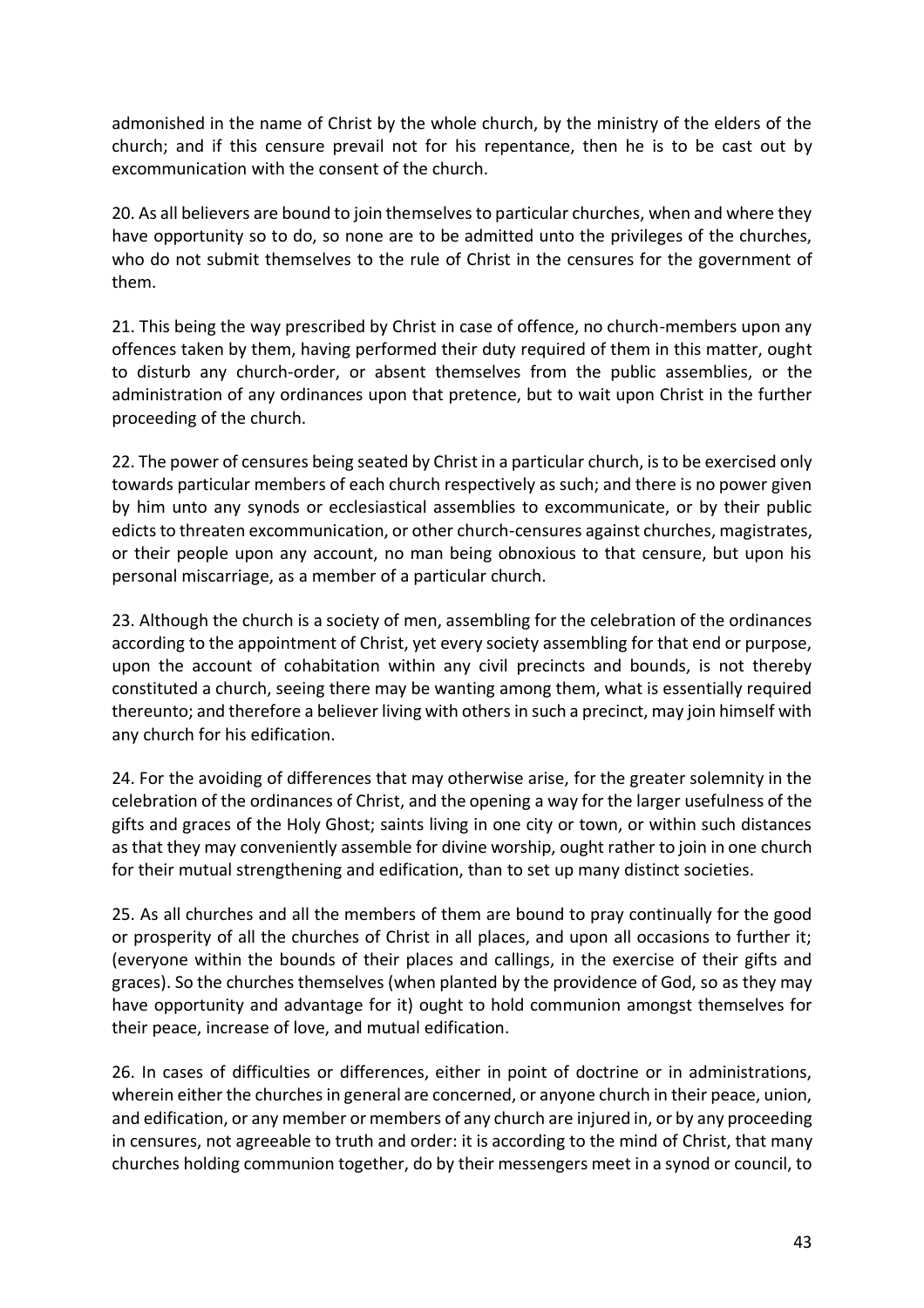admonished in the name of Christ by the whole church, by the ministry of the elders of the church; and if this censure prevail not for his repentance, then he is to be cast out by excommunication with the consent of the church.

20. As all believers are bound to join themselves to particular churches, when and where they have opportunity so to do, so none are to be admitted unto the privileges of the churches, who do not submit themselves to the rule of Christ in the censures for the government of them.

21. This being the way prescribed by Christ in case of offence, no church-members upon any offences taken by them, having performed their duty required of them in this matter, ought to disturb any church-order, or absent themselves from the public assemblies, or the administration of any ordinances upon that pretence, but to wait upon Christ in the further proceeding of the church.

22. The power of censures being seated by Christ in a particular church, is to be exercised only towards particular members of each church respectively as such; and there is no power given by him unto any synods or ecclesiastical assemblies to excommunicate, or by their public edicts to threaten excommunication, or other church-censures against churches, magistrates, or their people upon any account, no man being obnoxious to that censure, but upon his personal miscarriage, as a member of a particular church.

23. Although the church is a society of men, assembling for the celebration of the ordinances according to the appointment of Christ, yet every society assembling for that end or purpose, upon the account of cohabitation within any civil precincts and bounds, is not thereby constituted a church, seeing there may be wanting among them, what is essentially required thereunto; and therefore a believer living with others in such a precinct, may join himself with any church for his edification.

24. For the avoiding of differences that may otherwise arise, for the greater solemnity in the celebration of the ordinances of Christ, and the opening a way for the larger usefulness of the gifts and graces of the Holy Ghost; saints living in one city or town, or within such distances as that they may conveniently assemble for divine worship, ought rather to join in one church for their mutual strengthening and edification, than to set up many distinct societies.

25. As all churches and all the members of them are bound to pray continually for the good or prosperity of all the churches of Christ in all places, and upon all occasions to further it; (everyone within the bounds of their places and callings, in the exercise of their gifts and graces). So the churches themselves (when planted by the providence of God, so as they may have opportunity and advantage for it) ought to hold communion amongst themselves for their peace, increase of love, and mutual edification.

26. In cases of difficulties or differences, either in point of doctrine or in administrations, wherein either the churches in general are concerned, or anyone church in their peace, union, and edification, or any member or members of any church are injured in, or by any proceeding in censures, not agreeable to truth and order: it is according to the mind of Christ, that many churches holding communion together, do by their messengers meet in a synod or council, to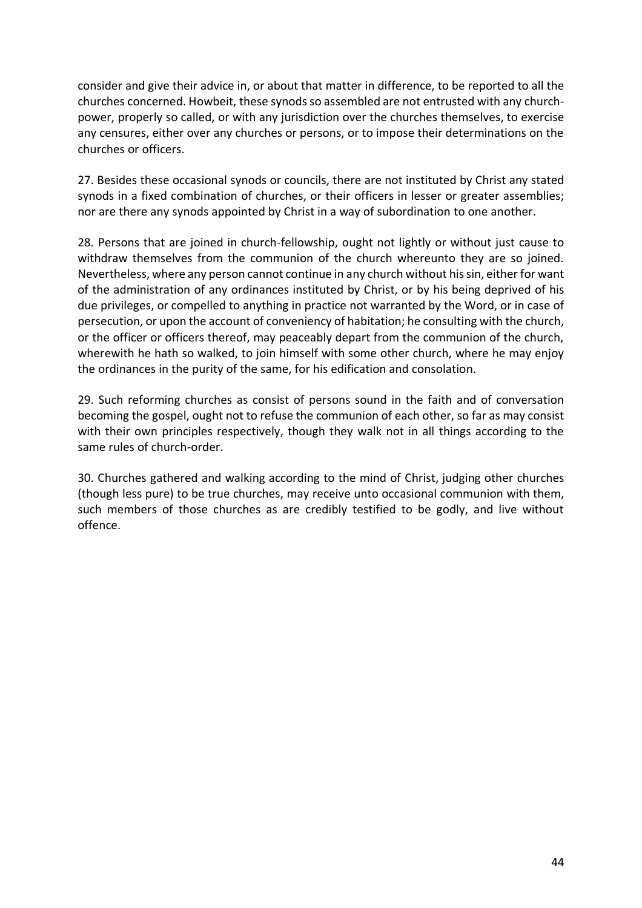consider and give their advice in, or about that matter in difference, to be reported to all the churches concerned. Howbeit, these synods so assembled are not entrusted with any church-power, properly so called, or with any jurisdiction over the churches themselves, to exercise any censures, either over any churches or persons, or to impose their determinations on the churches or officers.

27. Besides these occasional synods or councils, there are not instituted by Christ any stated synods in a fixed combination of churches, or their officers in lesser or greater assemblies; nor are there any synods appointed by Christ in a way of subordination to one another.

28. Persons that are joined in church-fellowship, ought not lightly or without just cause to withdraw themselves from the communion of the church whereunto they are so joined. Nevertheless, where any person cannot continue in any church without his sin, either for want of the administration of any ordinances instituted by Christ, or by his being deprived of his due privileges, or compelled to anything in practice not warranted by the Word, or in case of persecution, or upon the account of conveniency of habitation; he consulting with the church, or the officer or officers thereof, may peaceably depart from the communion of the church, wherewith he hath so walked, to join himself with some other church, where he may enjoy the ordinances in the purity of the same, for his edification and consolation.

29. Such reforming churches as consist of persons sound in the faith and of conversation becoming the gospel, ought not to refuse the communion of each other, so far as may consist with their own principles respectively, though they walk not in all things according to the same rules of church-order.

30. Churches gathered and walking according to the mind of Christ, judging other churches (though less pure) to be true churches, may receive unto occasional communion with them, such members of those churches as are credibly testified to be godly, and live without offence.